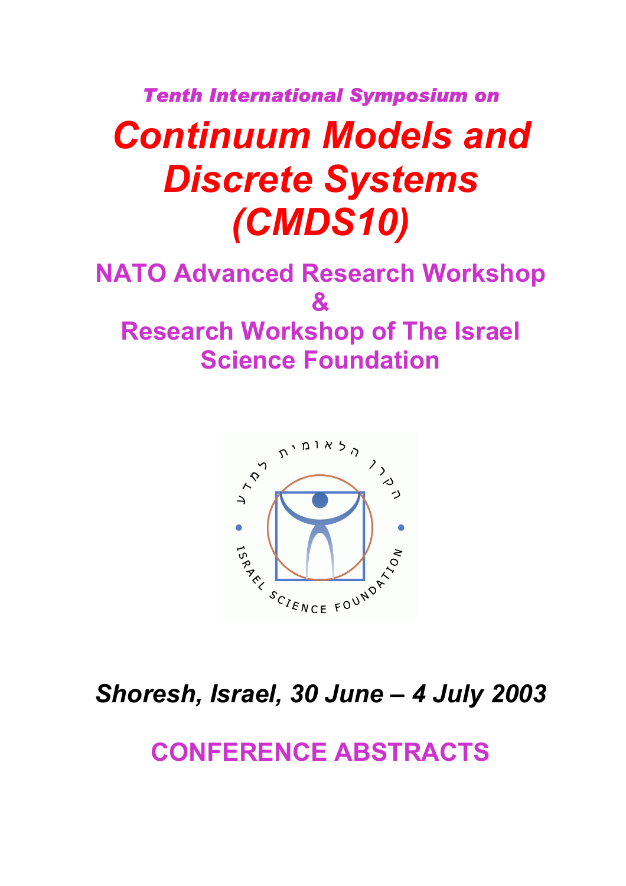*Tenth International Symposium on*

# *Continuum Models and Discrete Systems (CMDS10)*

## NATO Advanced Research Workshop
## &
## Research Workshop of The Israel Science Foundation

*Shoresh, Israel, 30 June – 4 July 2003*

## CONFERENCE ABSTRACTS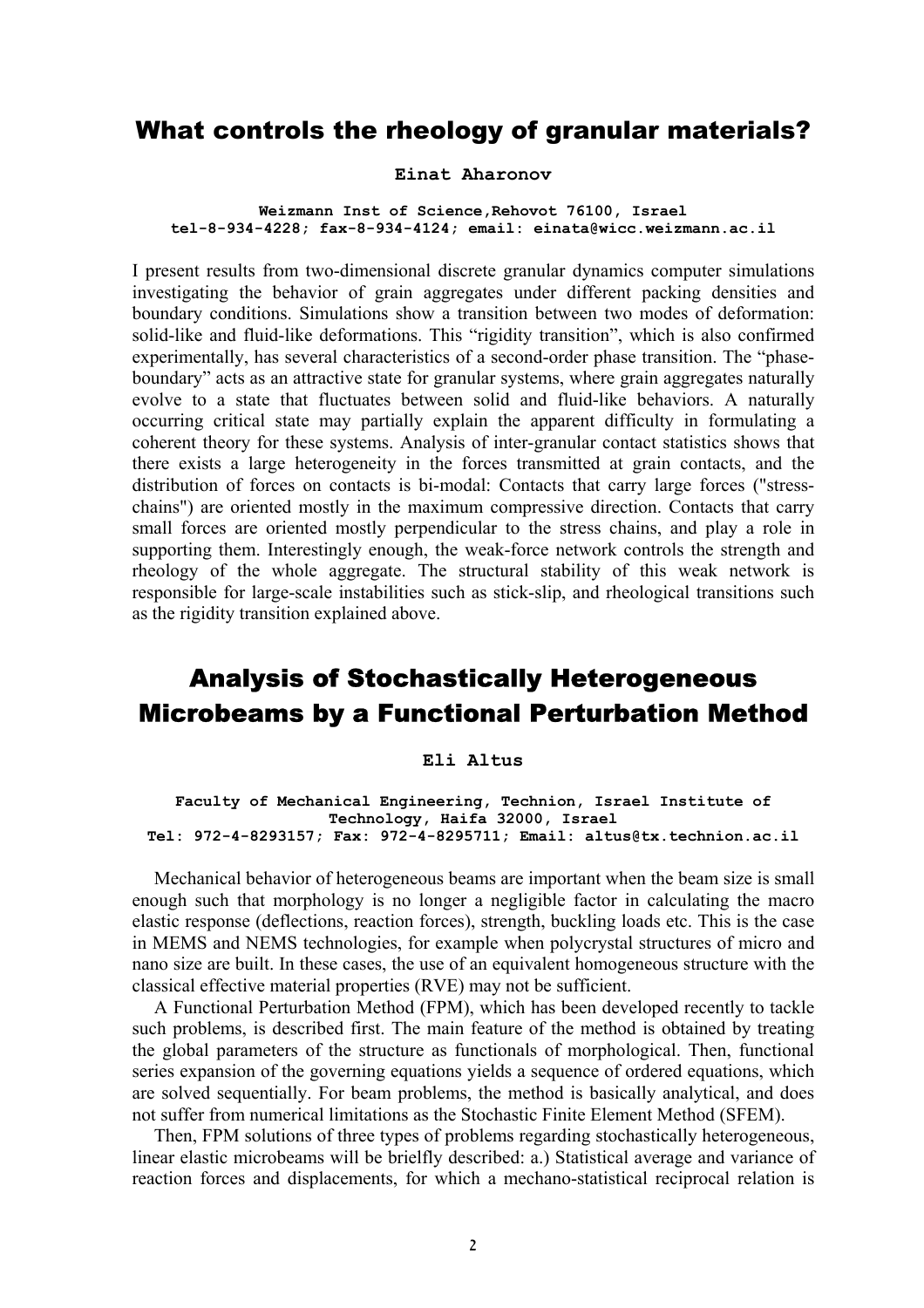## What controls the rheology of granular materials?

**Einat Aharonov**

**Weizmann Inst of Science,Rehovot 76100, Israel**
**tel-8-934-4228; fax-8-934-4124; email: einata@wicc.weizmann.ac.il**

I present results from two-dimensional discrete granular dynamics computer simulations investigating the behavior of grain aggregates under different packing densities and boundary conditions. Simulations show a transition between two modes of deformation: solid-like and fluid-like deformations. This “rigidity transition”, which is also confirmed experimentally, has several characteristics of a second-order phase transition. The “phase-boundary” acts as an attractive state for granular systems, where grain aggregates naturally evolve to a state that fluctuates between solid and fluid-like behaviors. A naturally occurring critical state may partially explain the apparent difficulty in formulating a coherent theory for these systems. Analysis of inter-granular contact statistics shows that there exists a large heterogeneity in the forces transmitted at grain contacts, and the distribution of forces on contacts is bi-modal: Contacts that carry large forces ("stress-chains") are oriented mostly in the maximum compressive direction. Contacts that carry small forces are oriented mostly perpendicular to the stress chains, and play a role in supporting them. Interestingly enough, the weak-force network controls the strength and rheology of the whole aggregate. The structural stability of this weak network is responsible for large-scale instabilities such as stick-slip, and rheological transitions such as the rigidity transition explained above.

## Analysis of Stochastically Heterogeneous Microbeams by a Functional Perturbation Method

**Eli Altus**

**Faculty of Mechanical Engineering, Technion, Israel Institute of Technology, Haifa 32000, Israel**
**Tel: 972-4-8293157; Fax: 972-4-8295711; Email: altus@tx.technion.ac.il**

Mechanical behavior of heterogeneous beams are important when the beam size is small enough such that morphology is no longer a negligible factor in calculating the macro elastic response (deflections, reaction forces), strength, buckling loads etc. This is the case in MEMS and NEMS technologies, for example when polycrystal structures of micro and nano size are built. In these cases, the use of an equivalent homogeneous structure with the classical effective material properties (RVE) may not be sufficient.

A Functional Perturbation Method (FPM), which has been developed recently to tackle such problems, is described first. The main feature of the method is obtained by treating the global parameters of the structure as functionals of morphological. Then, functional series expansion of the governing equations yields a sequence of ordered equations, which are solved sequentially. For beam problems, the method is basically analytical, and does not suffer from numerical limitations as the Stochastic Finite Element Method (SFEM).

Then, FPM solutions of three types of problems regarding stochastically heterogeneous, linear elastic microbeams will be brielfly described: a.) Statistical average and variance of reaction forces and displacements, for which a mechano-statistical reciprocal relation is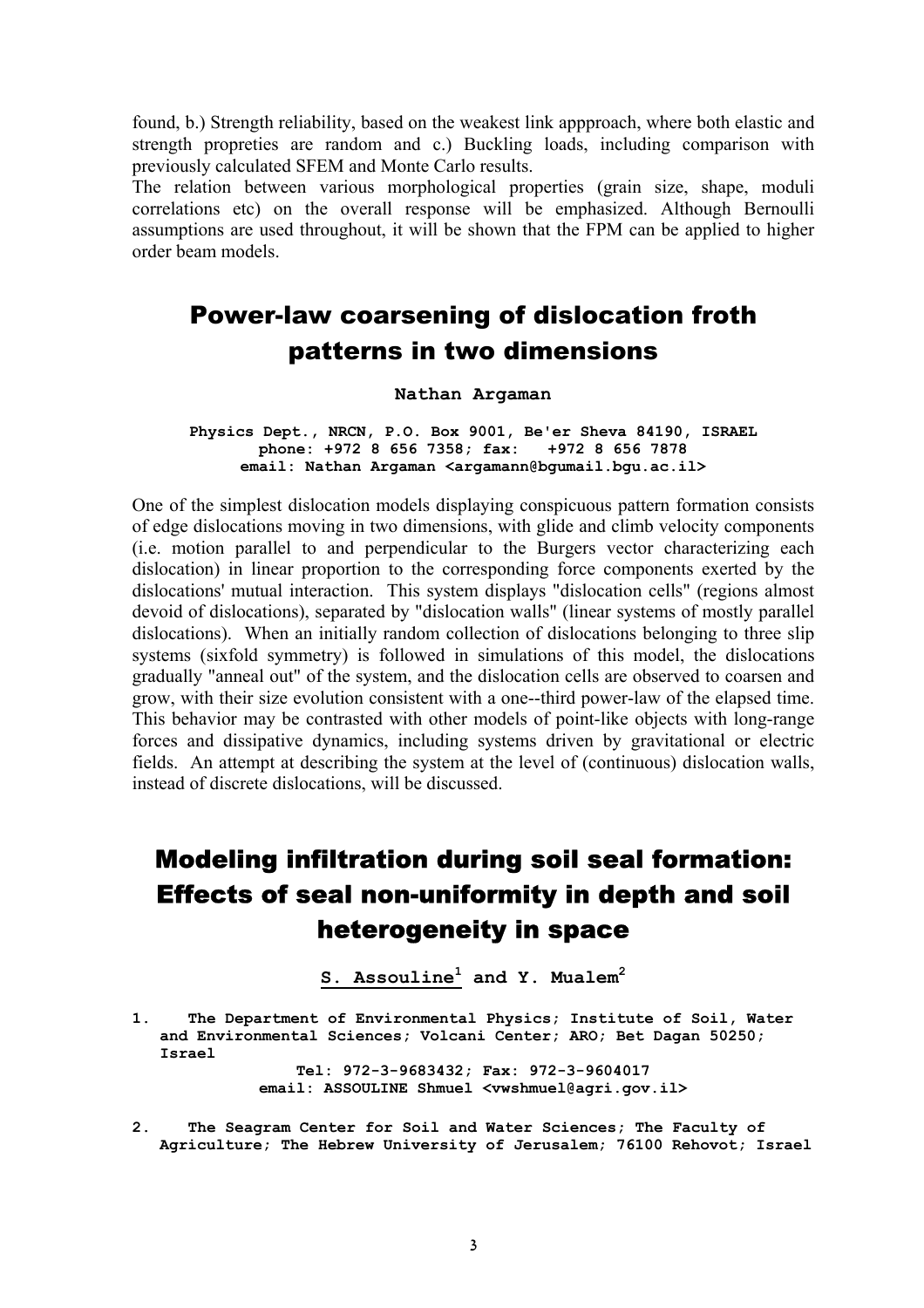found, b.) Strength reliability, based on the weakest link appproach, where both elastic and strength propreties are random and c.) Buckling loads, including comparison with previously calculated SFEM and Monte Carlo results.
The relation between various morphological properties (grain size, shape, moduli correlations etc) on the overall response will be emphasized. Although Bernoulli assumptions are used throughout, it will be shown that the FPM can be applied to higher order beam models.

# Power-law coarsening of dislocation froth patterns in two dimensions

**Nathan Argaman**

**Physics Dept., NRCN, P.O. Box 9001, Be'er Sheva 84190, ISRAEL**
**phone: +972 8 656 7358; fax: +972 8 656 7878**
**email: Nathan Argaman <argamann@bgumail.bgu.ac.il>**

One of the simplest dislocation models displaying conspicuous pattern formation consists of edge dislocations moving in two dimensions, with glide and climb velocity components (i.e. motion parallel to and perpendicular to the Burgers vector characterizing each dislocation) in linear proportion to the corresponding force components exerted by the dislocations' mutual interaction. This system displays "dislocation cells" (regions almost devoid of dislocations), separated by "dislocation walls" (linear systems of mostly parallel dislocations). When an initially random collection of dislocations belonging to three slip systems (sixfold symmetry) is followed in simulations of this model, the dislocations gradually "anneal out" of the system, and the dislocation cells are observed to coarsen and grow, with their size evolution consistent with a one--third power-law of the elapsed time. This behavior may be contrasted with other models of point-like objects with long-range forces and dissipative dynamics, including systems driven by gravitational or electric fields. An attempt at describing the system at the level of (continuous) dislocation walls, instead of discrete dislocations, will be discussed.

# Modeling infiltration during soil seal formation: Effects of seal non-uniformity in depth and soil heterogeneity in space

**S. Assouline[1] and Y. Mualem[2]**

1. **The Department of Environmental Physics; Institute of Soil, Water and Environmental Sciences; Volcani Center; ARO; Bet Dagan 50250; Israel**
   **Tel: 972-3-9683432; Fax: 972-3-9604017**
   **email: ASSOULINE Shmuel <vwshmuel@agri.gov.il>**

2. **The Seagram Center for Soil and Water Sciences; The Faculty of Agriculture; The Hebrew University of Jerusalem; 76100 Rehovot; Israel**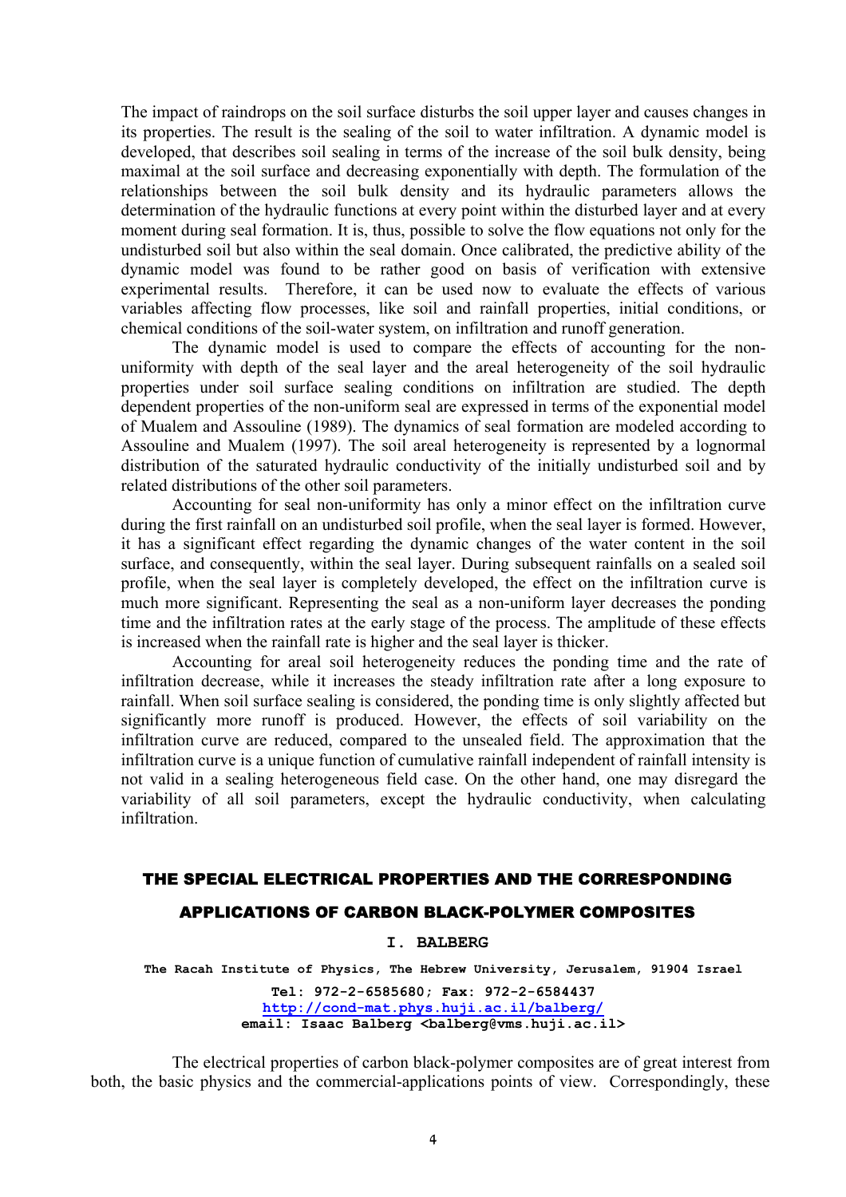The impact of raindrops on the soil surface disturbs the soil upper layer and causes changes in its properties. The result is the sealing of the soil to water infiltration. A dynamic model is developed, that describes soil sealing in terms of the increase of the soil bulk density, being maximal at the soil surface and decreasing exponentially with depth. The formulation of the relationships between the soil bulk density and its hydraulic parameters allows the determination of the hydraulic functions at every point within the disturbed layer and at every moment during seal formation. It is, thus, possible to solve the flow equations not only for the undisturbed soil but also within the seal domain. Once calibrated, the predictive ability of the dynamic model was found to be rather good on basis of verification with extensive experimental results. Therefore, it can be used now to evaluate the effects of various variables affecting flow processes, like soil and rainfall properties, initial conditions, or chemical conditions of the soil-water system, on infiltration and runoff generation.

The dynamic model is used to compare the effects of accounting for the non-uniformity with depth of the seal layer and the areal heterogeneity of the soil hydraulic properties under soil surface sealing conditions on infiltration are studied. The depth dependent properties of the non-uniform seal are expressed in terms of the exponential model of Mualem and Assouline (1989). The dynamics of seal formation are modeled according to Assouline and Mualem (1997). The soil areal heterogeneity is represented by a lognormal distribution of the saturated hydraulic conductivity of the initially undisturbed soil and by related distributions of the other soil parameters.

Accounting for seal non-uniformity has only a minor effect on the infiltration curve during the first rainfall on an undisturbed soil profile, when the seal layer is formed. However, it has a significant effect regarding the dynamic changes of the water content in the soil surface, and consequently, within the seal layer. During subsequent rainfalls on a sealed soil profile, when the seal layer is completely developed, the effect on the infiltration curve is much more significant. Representing the seal as a non-uniform layer decreases the ponding time and the infiltration rates at the early stage of the process. The amplitude of these effects is increased when the rainfall rate is higher and the seal layer is thicker.

Accounting for areal soil heterogeneity reduces the ponding time and the rate of infiltration decrease, while it increases the steady infiltration rate after a long exposure to rainfall. When soil surface sealing is considered, the ponding time is only slightly affected but significantly more runoff is produced. However, the effects of soil variability on the infiltration curve are reduced, compared to the unsealed field. The approximation that the infiltration curve is a unique function of cumulative rainfall independent of rainfall intensity is not valid in a sealing heterogeneous field case. On the other hand, one may disregard the variability of all soil parameters, except the hydraulic conductivity, when calculating infiltration.

## THE SPECIAL ELECTRICAL PROPERTIES AND THE CORRESPONDING APPLICATIONS OF CARBON BLACK-POLYMER COMPOSITES

**I. BALBERG**

**The Racah Institute of Physics, The Hebrew University, Jerusalem, 91904 Israel**

**Tel: 972-2-6585680; Fax: 972-2-6584437**
**http://cond-mat.phys.huji.ac.il/balberg/**
**email: Isaac Balberg <balberg@vms.huji.ac.il>**

The electrical properties of carbon black-polymer composites are of great interest from both, the basic physics and the commercial-applications points of view. Correspondingly, these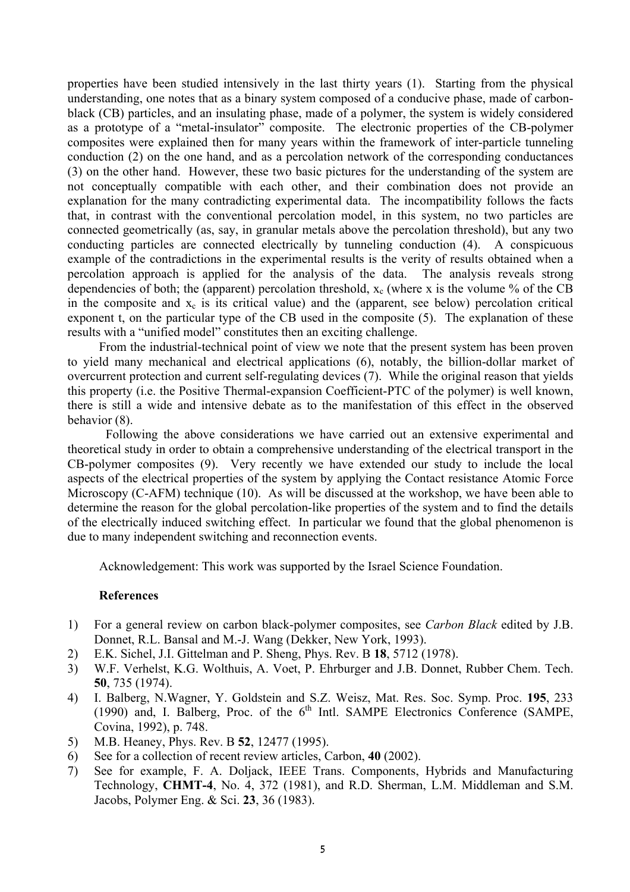properties have been studied intensively in the last thirty years (1). Starting from the physical understanding, one notes that as a binary system composed of a conducive phase, made of carbon-black (CB) particles, and an insulating phase, made of a polymer, the system is widely considered as a prototype of a "metal-insulator" composite. The electronic properties of the CB-polymer composites were explained then for many years within the framework of inter-particle tunneling conduction (2) on the one hand, and as a percolation network of the corresponding conductances (3) on the other hand. However, these two basic pictures for the understanding of the system are not conceptually compatible with each other, and their combination does not provide an explanation for the many contradicting experimental data. The incompatibility follows the facts that, in contrast with the conventional percolation model, in this system, no two particles are connected geometrically (as, say, in granular metals above the percolation threshold), but any two conducting particles are connected electrically by tunneling conduction (4). A conspicuous example of the contradictions in the experimental results is the verity of results obtained when a percolation approach is applied for the analysis of the data. The analysis reveals strong dependencies of both; the (apparent) percolation threshold, $x_c$ (where x is the volume % of the CB in the composite and $x_c$ is its critical value) and the (apparent, see below) percolation critical exponent t, on the particular type of the CB used in the composite (5). The explanation of these results with a "unified model" constitutes then an exciting challenge.

From the industrial-technical point of view we note that the present system has been proven to yield many mechanical and electrical applications (6), notably, the billion-dollar market of overcurrent protection and current self-regulating devices (7). While the original reason that yields this property (i.e. the Positive Thermal-expansion Coefficient-PTC of the polymer) is well known, there is still a wide and intensive debate as to the manifestation of this effect in the observed behavior (8).

Following the above considerations we have carried out an extensive experimental and theoretical study in order to obtain a comprehensive understanding of the electrical transport in the CB-polymer composites (9). Very recently we have extended our study to include the local aspects of the electrical properties of the system by applying the Contact resistance Atomic Force Microscopy (C-AFM) technique (10). As will be discussed at the workshop, we have been able to determine the reason for the global percolation-like properties of the system and to find the details of the electrically induced switching effect. In particular we found that the global phenomenon is due to many independent switching and reconnection events.

Acknowledgement: This work was supported by the Israel Science Foundation.

**References**

1) For a general review on carbon black-polymer composites, see *Carbon Black* edited by J.B. Donnet, R.L. Bansal and M.-J. Wang (Dekker, New York, 1993).
2) E.K. Sichel, J.I. Gittelman and P. Sheng, Phys. Rev. B **18**, 5712 (1978).
3) W.F. Verhelst, K.G. Wolthuis, A. Voet, P. Ehrburger and J.B. Donnet, Rubber Chem. Tech. **50**, 735 (1974).
4) I. Balberg, N.Wagner, Y. Goldstein and S.Z. Weisz, Mat. Res. Soc. Symp. Proc. **195**, 233 (1990) and, I. Balberg, Proc. of the 6th Intl. SAMPE Electronics Conference (SAMPE, Covina, 1992), p. 748.
5) M.B. Heaney, Phys. Rev. B **52**, 12477 (1995).
6) See for a collection of recent review articles, Carbon, **40** (2002).
7) See for example, F. A. Doljack, IEEE Trans. Components, Hybrids and Manufacturing Technology, **CHMT-4**, No. 4, 372 (1981), and R.D. Sherman, L.M. Middleman and S.M. Jacobs, Polymer Eng. & Sci. **23**, 36 (1983).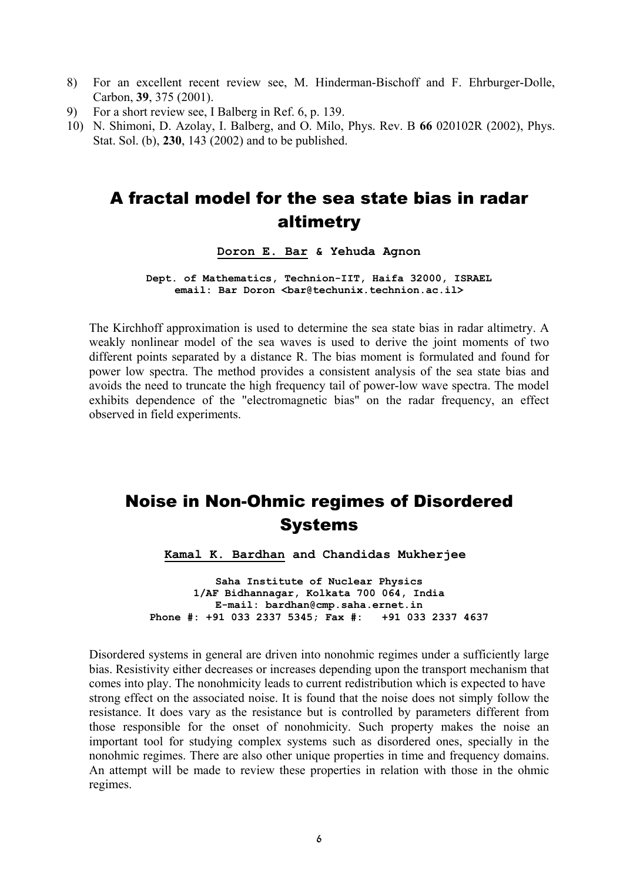8) For an excellent recent review see, M. Hinderman-Bischoff and F. Ehrburger-Dolle, Carbon, **39**, 375 (2001).
9) For a short review see, I Balberg in Ref. 6, p. 139.
10) N. Shimoni, D. Azolay, I. Balberg, and O. Milo, Phys. Rev. B **66** 020102R (2002), Phys. Stat. Sol. (b), **230**, 143 (2002) and to be published.

# A fractal model for the sea state bias in radar altimetry

**Doron E. Bar & Yehuda Agnon**

**Dept. of Mathematics, Technion-IIT, Haifa 32000, ISRAEL**
**email: Bar Doron <bar@techunix.technion.ac.il>**

The Kirchhoff approximation is used to determine the sea state bias in radar altimetry. A weakly nonlinear model of the sea waves is used to derive the joint moments of two different points separated by a distance R. The bias moment is formulated and found for power low spectra. The method provides a consistent analysis of the sea state bias and avoids the need to truncate the high frequency tail of power-low wave spectra. The model exhibits dependence of the "electromagnetic bias" on the radar frequency, an effect observed in field experiments.

# Noise in Non-Ohmic regimes of Disordered Systems

**Kamal K. Bardhan and Chandidas Mukherjee**

**Saha Institute of Nuclear Physics**
**1/AF Bidhannagar, Kolkata 700 064, India**
**E-mail: bardhan@cmp.saha.ernet.in**
**Phone #: +91 033 2337 5345; Fax #: +91 033 2337 4637**

Disordered systems in general are driven into nonohmic regimes under a sufficiently large bias. Resistivity either decreases or increases depending upon the transport mechanism that comes into play. The nonohmicity leads to current redistribution which is expected to have strong effect on the associated noise. It is found that the noise does not simply follow the resistance. It does vary as the resistance but is controlled by parameters different from those responsible for the onset of nonohmicity. Such property makes the noise an important tool for studying complex systems such as disordered ones, specially in the nonohmic regimes. There are also other unique properties in time and frequency domains. An attempt will be made to review these properties in relation with those in the ohmic regimes.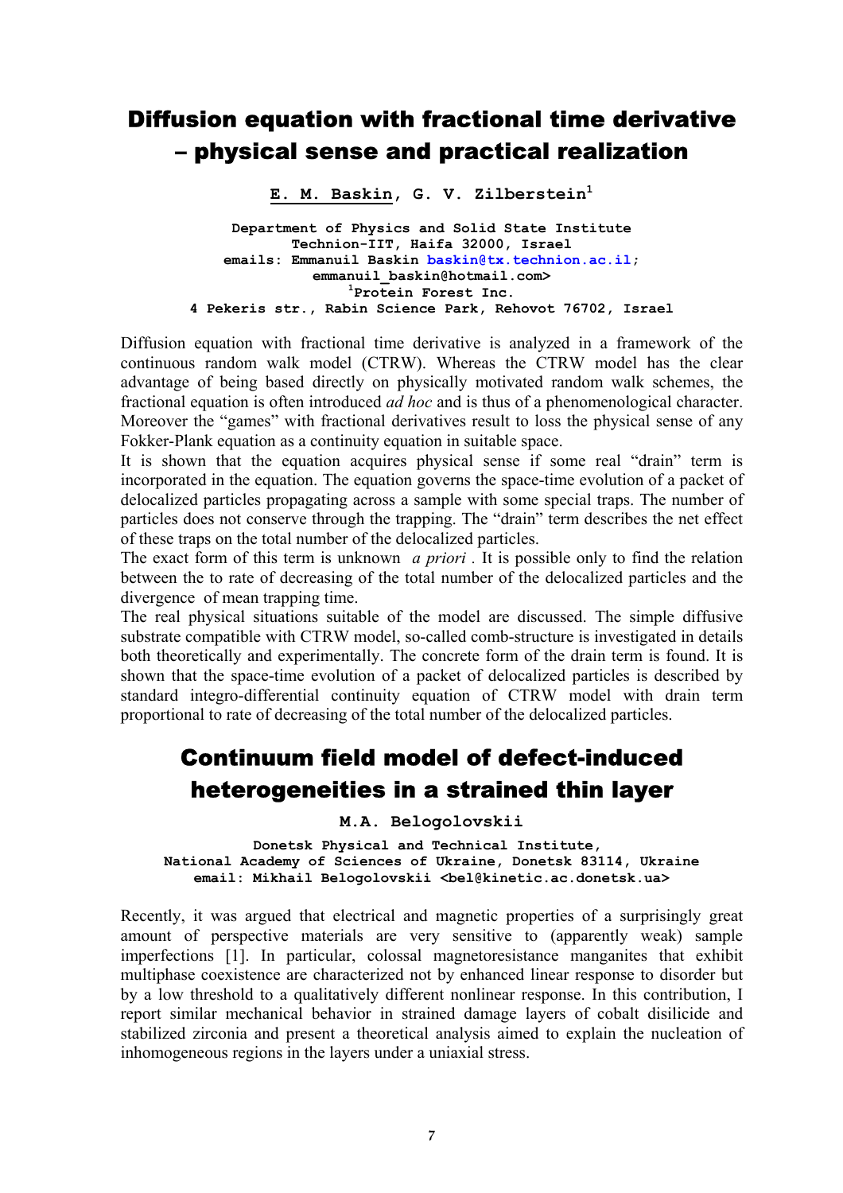# Diffusion equation with fractional time derivative – physical sense and practical realization

**E. M. Baskin, G. V. Zilberstein**[1]

**Department of Physics and Solid State Institute**
**Technion-IIT, Haifa 32000, Israel**
**emails: Emmanuil Baskin baskin@tx.technion.ac.il;**
**emmanuil_baskin@hotmail.com>**
[1]**Protein Forest Inc.**
**4 Pekeris str., Rabin Science Park, Rehovot 76702, Israel**

Diffusion equation with fractional time derivative is analyzed in a framework of the continuous random walk model (CTRW). Whereas the CTRW model has the clear advantage of being based directly on physically motivated random walk schemes, the fractional equation is often introduced *ad hoc* and is thus of a phenomenological character. Moreover the "games" with fractional derivatives result to loss the physical sense of any Fokker-Plank equation as a continuity equation in suitable space.

It is shown that the equation acquires physical sense if some real "drain" term is incorporated in the equation. The equation governs the space-time evolution of a packet of delocalized particles propagating across a sample with some special traps. The number of particles does not conserve through the trapping. The "drain" term describes the net effect of these traps on the total number of the delocalized particles.

The exact form of this term is unknown *a priori* . It is possible only to find the relation between the to rate of decreasing of the total number of the delocalized particles and the divergence of mean trapping time.

The real physical situations suitable of the model are discussed. The simple diffusive substrate compatible with CTRW model, so-called comb-structure is investigated in details both theoretically and experimentally. The concrete form of the drain term is found. It is shown that the space-time evolution of a packet of delocalized particles is described by standard integro-differential continuity equation of CTRW model with drain term proportional to rate of decreasing of the total number of the delocalized particles.

# Continuum field model of defect-induced heterogeneities in a strained thin layer

**M.A. Belogolovskii**

**Donetsk Physical and Technical Institute,**
**National Academy of Sciences of Ukraine, Donetsk 83114, Ukraine**
**email: Mikhail Belogolovskii <bel@kinetic.ac.donetsk.ua>**

Recently, it was argued that electrical and magnetic properties of a surprisingly great amount of perspective materials are very sensitive to (apparently weak) sample imperfections [1]. In particular, colossal magnetoresistance manganites that exhibit multiphase coexistence are characterized not by enhanced linear response to disorder but by a low threshold to a qualitatively different nonlinear response. In this contribution, I report similar mechanical behavior in strained damage layers of cobalt disilicide and stabilized zirconia and present a theoretical analysis aimed to explain the nucleation of inhomogeneous regions in the layers under a uniaxial stress.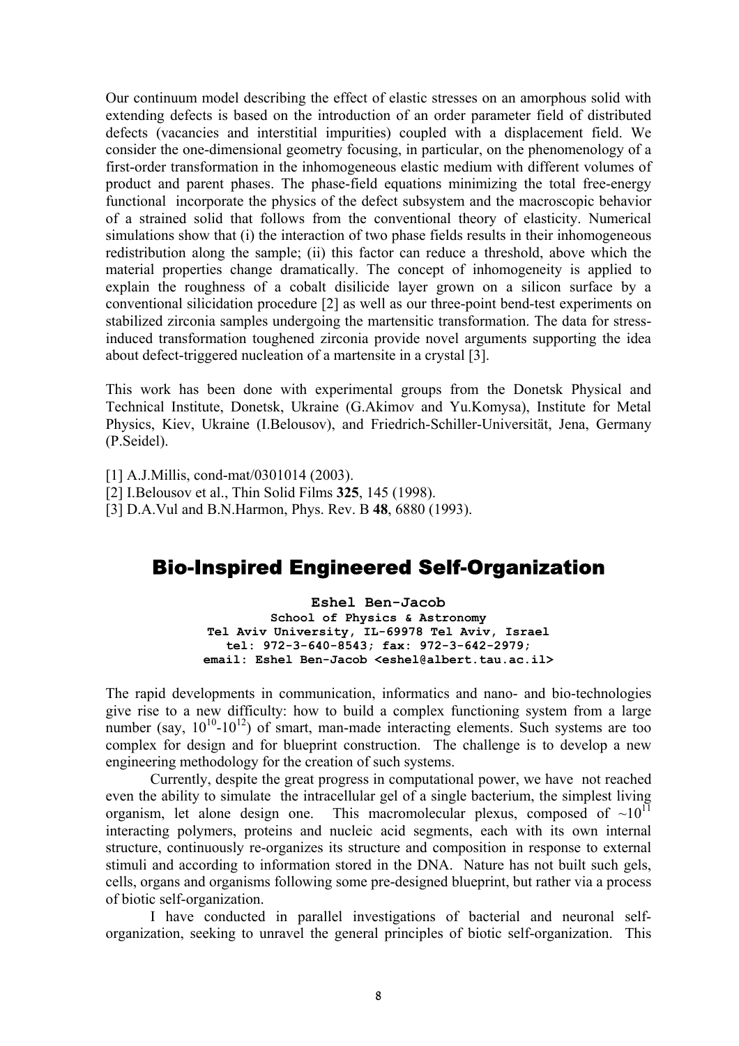Our continuum model describing the effect of elastic stresses on an amorphous solid with extending defects is based on the introduction of an order parameter field of distributed defects (vacancies and interstitial impurities) coupled with a displacement field. We consider the one-dimensional geometry focusing, in particular, on the phenomenology of a first-order transformation in the inhomogeneous elastic medium with different volumes of product and parent phases. The phase-field equations minimizing the total free-energy functional incorporate the physics of the defect subsystem and the macroscopic behavior of a strained solid that follows from the conventional theory of elasticity. Numerical simulations show that (i) the interaction of two phase fields results in their inhomogeneous redistribution along the sample; (ii) this factor can reduce a threshold, above which the material properties change dramatically. The concept of inhomogeneity is applied to explain the roughness of a cobalt disilicide layer grown on a silicon surface by a conventional silicidation procedure [2] as well as our three-point bend-test experiments on stabilized zirconia samples undergoing the martensitic transformation. The data for stress-induced transformation toughened zirconia provide novel arguments supporting the idea about defect-triggered nucleation of a martensite in a crystal [3].

This work has been done with experimental groups from the Donetsk Physical and Technical Institute, Donetsk, Ukraine (G.Akimov and Yu.Komysa), Institute for Metal Physics, Kiev, Ukraine (I.Belousov), and Friedrich-Schiller-Universität, Jena, Germany (P.Seidel).

[1] A.J.Millis, cond-mat/0301014 (2003).
[2] I.Belousov et al., Thin Solid Films **325**, 145 (1998).
[3] D.A.Vul and B.N.Harmon, Phys. Rev. B **48**, 6880 (1993).

## Bio-Inspired Engineered Self-Organization

**Eshel Ben-Jacob**
**School of Physics & Astronomy**
**Tel Aviv University, IL-69978 Tel Aviv, Israel**
**tel: 972-3-640-8543; fax: 972-3-642-2979;**
**email: Eshel Ben-Jacob <eshel@albert.tau.ac.il>**

The rapid developments in communication, informatics and nano- and bio-technologies give rise to a new difficulty: how to build a complex functioning system from a large number (say, $10^{10}$-$10^{12}$) of smart, man-made interacting elements. Such systems are too complex for design and for blueprint construction. The challenge is to develop a new engineering methodology for the creation of such systems.

Currently, despite the great progress in computational power, we have not reached even the ability to simulate the intracellular gel of a single bacterium, the simplest living organism, let alone design one. This macromolecular plexus, composed of $\sim 10^{11}$ interacting polymers, proteins and nucleic acid segments, each with its own internal structure, continuously re-organizes its structure and composition in response to external stimuli and according to information stored in the DNA. Nature has not built such gels, cells, organs and organisms following some pre-designed blueprint, but rather via a process of biotic self-organization.

I have conducted in parallel investigations of bacterial and neuronal self-organization, seeking to unravel the general principles of biotic self-organization. This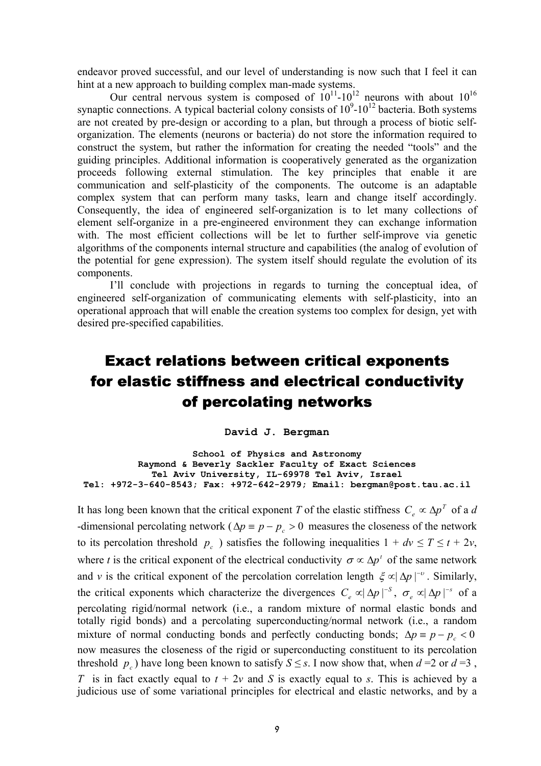endeavor proved successful, and our level of understanding is now such that I feel it can hint at a new approach to building complex man-made systems.

Our central nervous system is composed of $10^{11}$-$10^{12}$ neurons with about $10^{16}$ synaptic connections. A typical bacterial colony consists of $10^{9}$-$10^{12}$ bacteria. Both systems are not created by pre-design or according to a plan, but through a process of biotic self-organization. The elements (neurons or bacteria) do not store the information required to construct the system, but rather the information for creating the needed "tools" and the guiding principles. Additional information is cooperatively generated as the organization proceeds following external stimulation. The key principles that enable it are communication and self-plasticity of the components. The outcome is an adaptable complex system that can perform many tasks, learn and change itself accordingly. Consequently, the idea of engineered self-organization is to let many collections of element self-organize in a pre-engineered environment they can exchange information with. The most efficient collections will be let to further self-improve via genetic algorithms of the components internal structure and capabilities (the analog of evolution of the potential for gene expression). The system itself should regulate the evolution of its components.

I'll conclude with projections in regards to turning the conceptual idea, of engineered self-organization of communicating elements with self-plasticity, into an operational approach that will enable the creation systems too complex for design, yet with desired pre-specified capabilities.

# Exact relations between critical exponents for elastic stiffness and electrical conductivity of percolating networks

**David J. Bergman**

School of Physics and Astronomy
Raymond & Beverly Sackler Faculty of Exact Sciences
Tel Aviv University, IL-69978 Tel Aviv, Israel
Tel: +972-3-640-8543; Fax: +972-642-2979; Email: bergman@post.tau.ac.il

It has long been known that the critical exponent $T$ of the elastic stiffness $C_e \propto \Delta p^T$ of a $d$-dimensional percolating network ($\Delta p \equiv p - p_c > 0$ measures the closeness of the network to its percolation threshold $p_c$) satisfies the following inequalities $1 + dv \le T \le t + 2v$, where $t$ is the critical exponent of the electrical conductivity $\sigma \propto \Delta p^t$ of the same network and $v$ is the critical exponent of the percolation correlation length $\xi \propto |\Delta p|^{-\upsilon}$. Similarly, the critical exponents which characterize the divergences $C_e \propto |\Delta p|^{-S}$, $\sigma_e \propto |\Delta p|^{-s}$ of a percolating rigid/normal network (i.e., a random mixture of normal elastic bonds and totally rigid bonds) and a percolating superconducting/normal network (i.e., a random mixture of normal conducting bonds and perfectly conducting bonds; $\Delta p \equiv p - p_c < 0$ now measures the closeness of the rigid or superconducting constituent to its percolation threshold $p_c$) have long been known to satisfy $S \le s$. I now show that, when $d = 2$ or $d = 3$, $T$ is in fact exactly equal to $t + 2v$ and $S$ is exactly equal to $s$. This is achieved by a judicious use of some variational principles for electrical and elastic networks, and by a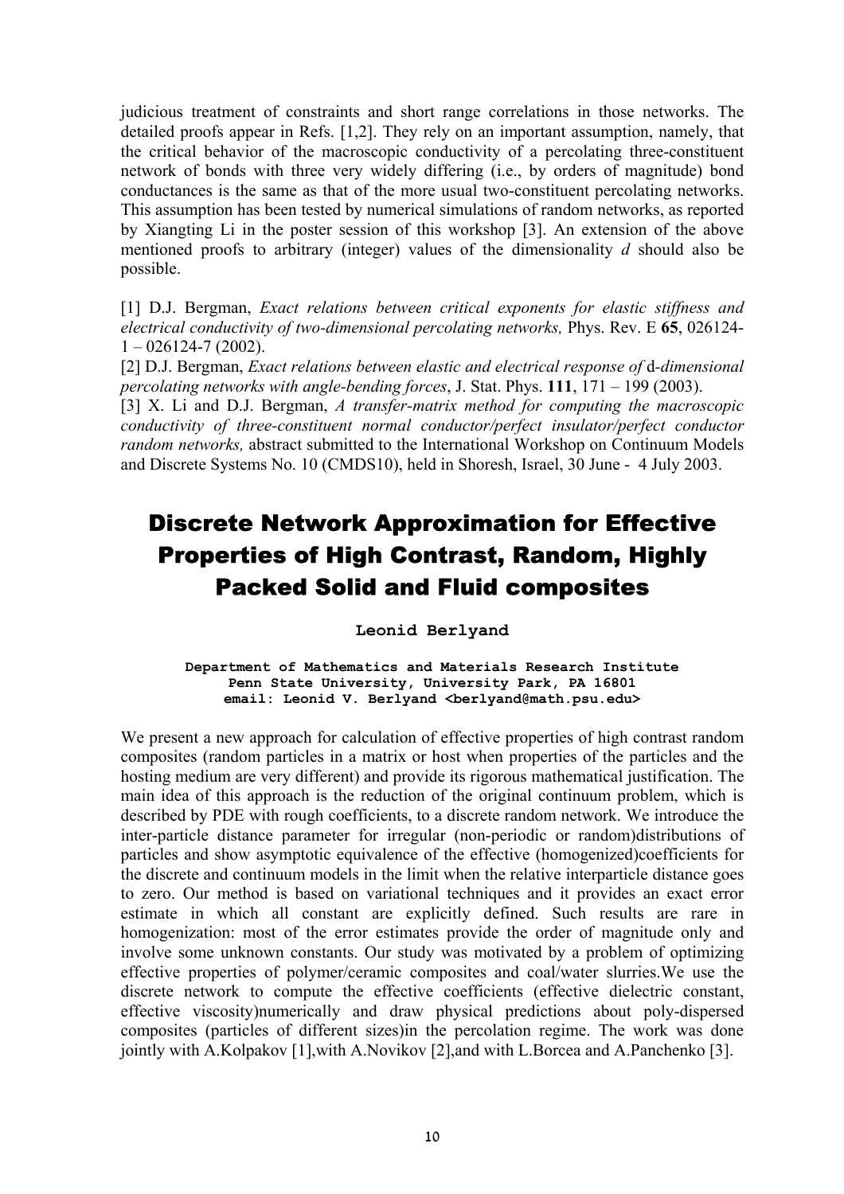judicious treatment of constraints and short range correlations in those networks. The detailed proofs appear in Refs. [1,2]. They rely on an important assumption, namely, that the critical behavior of the macroscopic conductivity of a percolating three-constituent network of bonds with three very widely differing (i.e., by orders of magnitude) bond conductances is the same as that of the more usual two-constituent percolating networks. This assumption has been tested by numerical simulations of random networks, as reported by Xiangting Li in the poster session of this workshop [3]. An extension of the above mentioned proofs to arbitrary (integer) values of the dimensionality $d$ should also be possible.

[1] D.J. Bergman, *Exact relations between critical exponents for elastic stiffness and electrical conductivity of two-dimensional percolating networks,* Phys. Rev. E **65**, 026124-1 – 026124-7 (2002).

[2] D.J. Bergman, *Exact relations between elastic and electrical response of* d*-dimensional percolating networks with angle-bending forces*, J. Stat. Phys. **111**, 171 – 199 (2003).

[3] X. Li and D.J. Bergman, *A transfer-matrix method for computing the macroscopic conductivity of three-constituent normal conductor/perfect insulator/perfect conductor random networks,* abstract submitted to the International Workshop on Continuum Models and Discrete Systems No. 10 (CMDS10), held in Shoresh, Israel, 30 June - 4 July 2003.

# Discrete Network Approximation for Effective Properties of High Contrast, Random, Highly Packed Solid and Fluid composites

**Leonid Berlyand**

**Department of Mathematics and Materials Research Institute**
**Penn State University, University Park, PA 16801**
**email: Leonid V. Berlyand <berlyand@math.psu.edu>**

We present a new approach for calculation of effective properties of high contrast random composites (random particles in a matrix or host when properties of the particles and the hosting medium are very different) and provide its rigorous mathematical justification. The main idea of this approach is the reduction of the original continuum problem, which is described by PDE with rough coefficients, to a discrete random network. We introduce the inter-particle distance parameter for irregular (non-periodic or random)distributions of particles and show asymptotic equivalence of the effective (homogenized)coefficients for the discrete and continuum models in the limit when the relative interparticle distance goes to zero. Our method is based on variational techniques and it provides an exact error estimate in which all constant are explicitly defined. Such results are rare in homogenization: most of the error estimates provide the order of magnitude only and involve some unknown constants. Our study was motivated by a problem of optimizing effective properties of polymer/ceramic composites and coal/water slurries.We use the discrete network to compute the effective coefficients (effective dielectric constant, effective viscosity)numerically and draw physical predictions about poly-dispersed composites (particles of different sizes)in the percolation regime. The work was done jointly with A.Kolpakov [1],with A.Novikov [2],and with L.Borcea and A.Panchenko [3].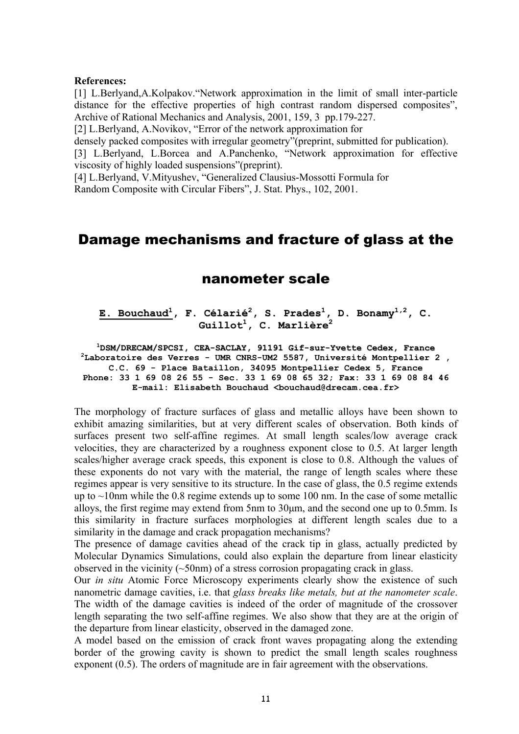**References:**

[1] L.Berlyand,A.Kolpakov."Network approximation in the limit of small inter-particle distance for the effective properties of high contrast random dispersed composites", Archive of Rational Mechanics and Analysis, 2001, 159, 3 pp.179-227.

[2] L.Berlyand, A.Novikov, "Error of the network approximation for densely packed composites with irregular geometry"(preprint, submitted for publication).

[3] L.Berlyand, L.Borcea and A.Panchenko, "Network approximation for effective viscosity of highly loaded suspensions"(preprint).

[4] L.Berlyand, V.Mityushev, "Generalized Clausius-Mossotti Formula for Random Composite with Circular Fibers", J. Stat. Phys., 102, 2001.

# Damage mechanisms and fracture of glass at the nanometer scale

**E. Bouchaud[1], F. Célarié[2], S. Prades[1], D. Bonamy[1,2], C. Guillot[1], C. Marlière[2]**

[1]DSM/DRECAM/SPCSI, CEA-SACLAY, 91191 Gif-sur-Yvette Cedex, France
[2]Laboratoire des Verres - UMR CNRS-UM2 5587, Université Montpellier 2 , C.C. 69 - Place Bataillon, 34095 Montpellier Cedex 5, France
Phone: 33 1 69 08 26 55 - Sec. 33 1 69 08 65 32; Fax: 33 1 69 08 84 46
E-mail: Elisabeth Bouchaud <bouchaud@drecam.cea.fr>

The morphology of fracture surfaces of glass and metallic alloys have been shown to exhibit amazing similarities, but at very different scales of observation. Both kinds of surfaces present two self-affine regimes. At small length scales/low average crack velocities, they are characterized by a roughness exponent close to 0.5. At larger length scales/higher average crack speeds, this exponent is close to 0.8. Although the values of these exponents do not vary with the material, the range of length scales where these regimes appear is very sensitive to its structure. In the case of glass, the 0.5 regime extends up to ~10nm while the 0.8 regime extends up to some 100 nm. In the case of some metallic alloys, the first regime may extend from 5nm to 30μm, and the second one up to 0.5mm. Is this similarity in fracture surfaces morphologies at different length scales due to a similarity in the damage and crack propagation mechanisms?

The presence of damage cavities ahead of the crack tip in glass, actually predicted by Molecular Dynamics Simulations, could also explain the departure from linear elasticity observed in the vicinity (~50nm) of a stress corrosion propagating crack in glass.

Our *in situ* Atomic Force Microscopy experiments clearly show the existence of such nanometric damage cavities, i.e. that *glass breaks like metals, but at the nanometer scale*. The width of the damage cavities is indeed of the order of magnitude of the crossover length separating the two self-affine regimes. We also show that they are at the origin of the departure from linear elasticity, observed in the damaged zone.

A model based on the emission of crack front waves propagating along the extending border of the growing cavity is shown to predict the small length scales roughness exponent (0.5). The orders of magnitude are in fair agreement with the observations.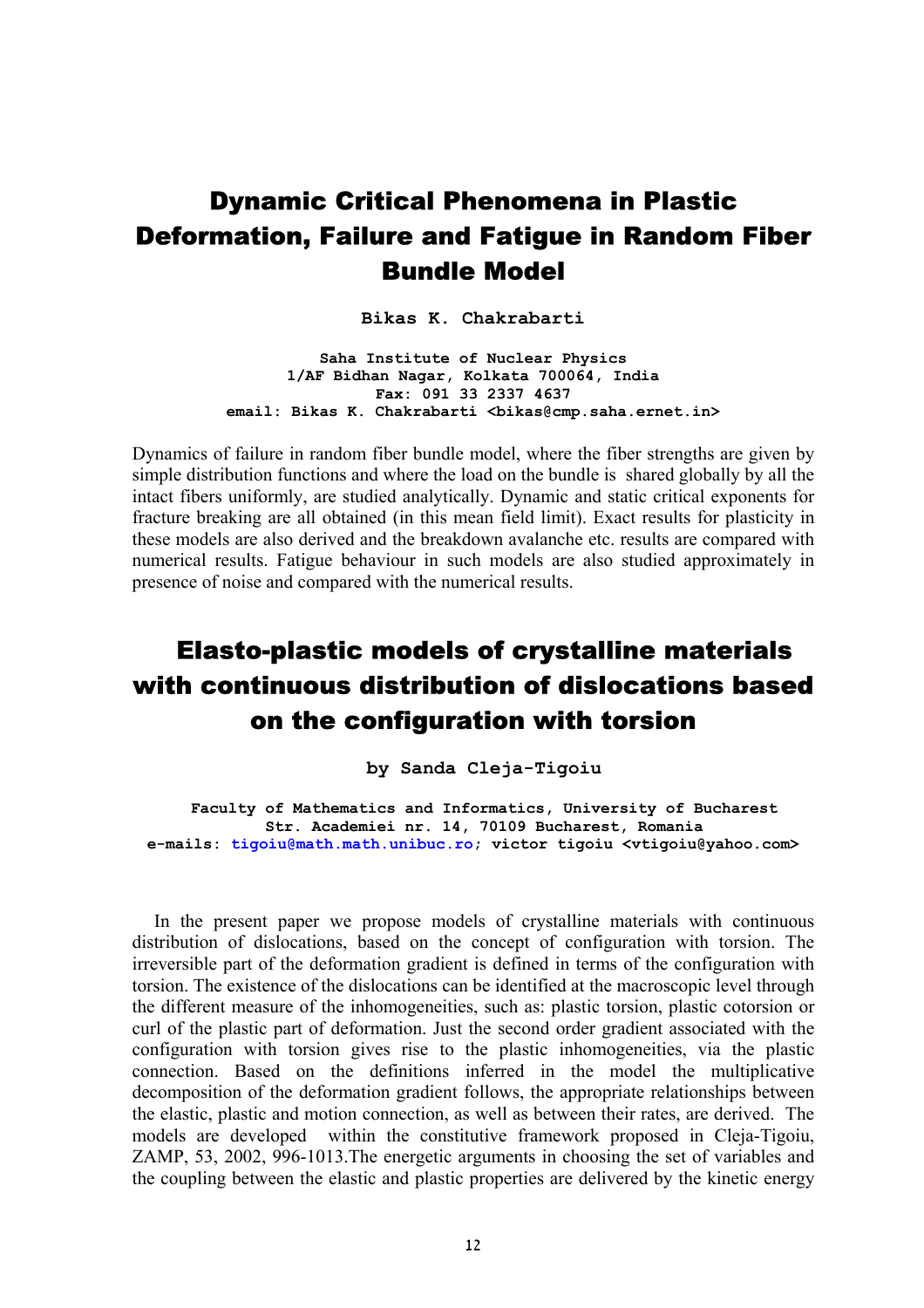# Dynamic Critical Phenomena in Plastic Deformation, Failure and Fatigue in Random Fiber Bundle Model

**Bikas K. Chakrabarti**

**Saha Institute of Nuclear Physics**
**1/AF Bidhan Nagar, Kolkata 700064, India**
**Fax: 091 33 2337 4637**
**email: Bikas K. Chakrabarti <bikas@cmp.saha.ernet.in>**

Dynamics of failure in random fiber bundle model, where the fiber strengths are given by simple distribution functions and where the load on the bundle is shared globally by all the intact fibers uniformly, are studied analytically. Dynamic and static critical exponents for fracture breaking are all obtained (in this mean field limit). Exact results for plasticity in these models are also derived and the breakdown avalanche etc. results are compared with numerical results. Fatigue behaviour in such models are also studied approximately in presence of noise and compared with the numerical results.

# Elasto-plastic models of crystalline materials with continuous distribution of dislocations based on the configuration with torsion

**by Sanda Cleja-Tigoiu**

**Faculty of Mathematics and Informatics, University of Bucharest**
**Str. Academiei nr. 14, 70109 Bucharest, Romania**
**e-mails: tigoiu@math.math.unibuc.ro; victor tigoiu <vtigoiu@yahoo.com>**

In the present paper we propose models of crystalline materials with continuous distribution of dislocations, based on the concept of configuration with torsion. The irreversible part of the deformation gradient is defined in terms of the configuration with torsion. The existence of the dislocations can be identified at the macroscopic level through the different measure of the inhomogeneities, such as: plastic torsion, plastic cotorsion or curl of the plastic part of deformation. Just the second order gradient associated with the configuration with torsion gives rise to the plastic inhomogeneities, via the plastic connection. Based on the definitions inferred in the model the multiplicative decomposition of the deformation gradient follows, the appropriate relationships between the elastic, plastic and motion connection, as well as between their rates, are derived. The models are developed within the constitutive framework proposed in Cleja-Tigoiu, ZAMP, 53, 2002, 996-1013.The energetic arguments in choosing the set of variables and the coupling between the elastic and plastic properties are delivered by the kinetic energy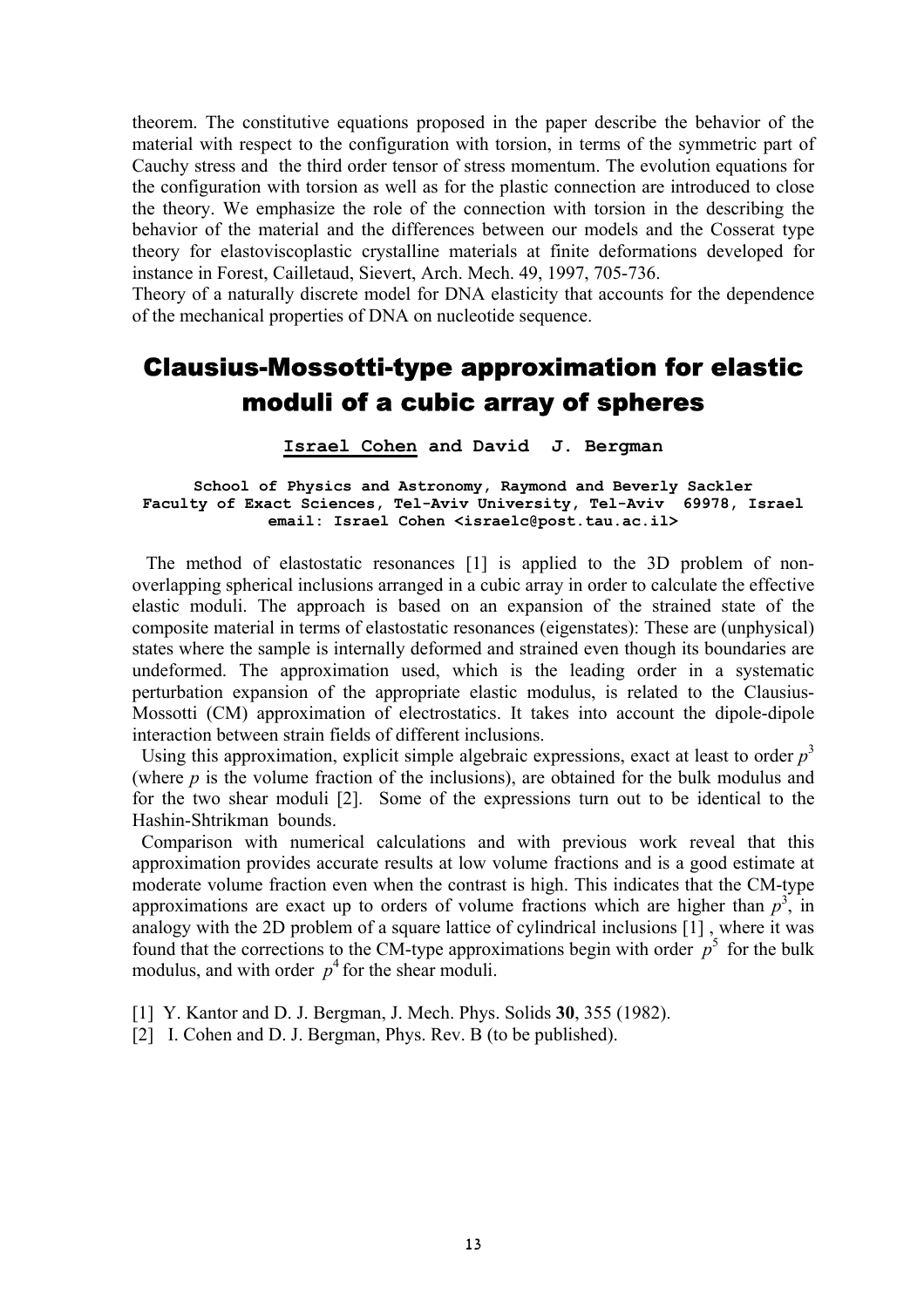theorem. The constitutive equations proposed in the paper describe the behavior of the material with respect to the configuration with torsion, in terms of the symmetric part of Cauchy stress and the third order tensor of stress momentum. The evolution equations for the configuration with torsion as well as for the plastic connection are introduced to close the theory. We emphasize the role of the connection with torsion in the describing the behavior of the material and the differences between our models and the Cosserat type theory for elastoviscoplastic crystalline materials at finite deformations developed for instance in Forest, Cailletaud, Sievert, Arch. Mech. 49, 1997, 705-736.

Theory of a naturally discrete model for DNA elasticity that accounts for the dependence of the mechanical properties of DNA on nucleotide sequence.

# Clausius-Mossotti-type approximation for elastic moduli of a cubic array of spheres

**Israel Cohen and David J. Bergman**

**School of Physics and Astronomy, Raymond and Beverly Sackler Faculty of Exact Sciences, Tel-Aviv University, Tel-Aviv 69978, Israel**
**email: Israel Cohen <israelc@post.tau.ac.il>**

The method of elastostatic resonances [1] is applied to the 3D problem of non-overlapping spherical inclusions arranged in a cubic array in order to calculate the effective elastic moduli. The approach is based on an expansion of the strained state of the composite material in terms of elastostatic resonances (eigenstates): These are (unphysical) states where the sample is internally deformed and strained even though its boundaries are undeformed. The approximation used, which is the leading order in a systematic perturbation expansion of the appropriate elastic modulus, is related to the Clausius-Mossotti (CM) approximation of electrostatics. It takes into account the dipole-dipole interaction between strain fields of different inclusions.

Using this approximation, explicit simple algebraic expressions, exact at least to order $p^3$ (where $p$ is the volume fraction of the inclusions), are obtained for the bulk modulus and for the two shear moduli [2]. Some of the expressions turn out to be identical to the Hashin-Shtrikman bounds.

Comparison with numerical calculations and with previous work reveal that this approximation provides accurate results at low volume fractions and is a good estimate at moderate volume fraction even when the contrast is high. This indicates that the CM-type approximations are exact up to orders of volume fractions which are higher than $p^3$, in analogy with the 2D problem of a square lattice of cylindrical inclusions [1] , where it was found that the corrections to the CM-type approximations begin with order $p^5$ for the bulk modulus, and with order $p^4$ for the shear moduli.

[1] Y. Kantor and D. J. Bergman, J. Mech. Phys. Solids **30**, 355 (1982).

[2] I. Cohen and D. J. Bergman, Phys. Rev. B (to be published).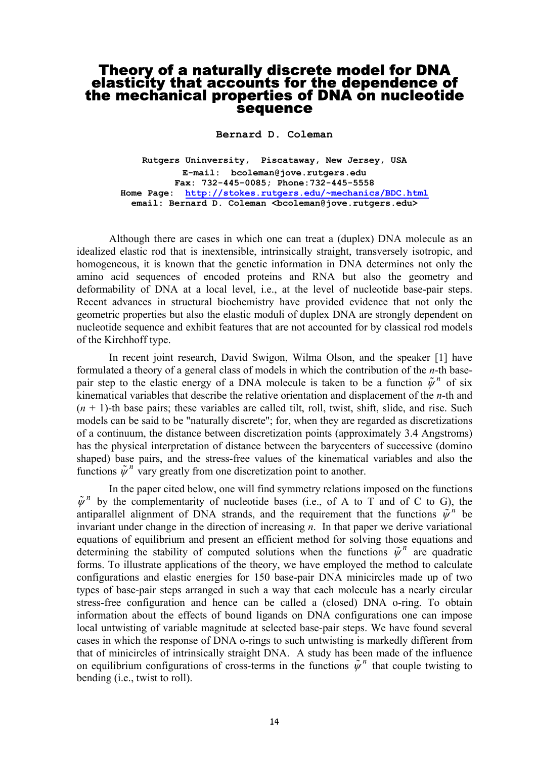# Theory of a naturally discrete model for DNA elasticity that accounts for the dependence of the mechanical properties of DNA on nucleotide sequence

**Bernard D. Coleman**

**Rutgers Uninversity, Piscataway, New Jersey, USA**
**E-mail: bcoleman@jove.rutgers.edu**
**Fax: 732-445-0085; Phone:732-445-5558**
**Home Page: http://stokes.rutgers.edu/~mechanics/BDC.html**
**email: Bernard D. Coleman <bcoleman@jove.rutgers.edu>**

Although there are cases in which one can treat a (duplex) DNA molecule as an idealized elastic rod that is inextensible, intrinsically straight, transversely isotropic, and homogeneous, it is known that the genetic information in DNA determines not only the amino acid sequences of encoded proteins and RNA but also the geometry and deformability of DNA at a local level, i.e., at the level of nucleotide base-pair steps. Recent advances in structural biochemistry have provided evidence that not only the geometric properties but also the elastic moduli of duplex DNA are strongly dependent on nucleotide sequence and exhibit features that are not accounted for by classical rod models of the Kirchhoff type.

In recent joint research, David Swigon, Wilma Olson, and the speaker [1] have formulated a theory of a general class of models in which the contribution of the $n$-th base-pair step to the elastic energy of a DNA molecule is taken to be a function $\tilde{\psi}^n$ of six kinematical variables that describe the relative orientation and displacement of the $n$-th and $(n + 1)$-th base pairs; these variables are called tilt, roll, twist, shift, slide, and rise. Such models can be said to be "naturally discrete"; for, when they are regarded as discretizations of a continuum, the distance between discretization points (approximately 3.4 Angstroms) has the physical interpretation of distance between the barycenters of successive (domino shaped) base pairs, and the stress-free values of the kinematical variables and also the functions $\tilde{\psi}^n$ vary greatly from one discretization point to another.

In the paper cited below, one will find symmetry relations imposed on the functions $\tilde{\psi}^n$ by the complementarity of nucleotide bases (i.e., of A to T and of C to G), the antiparallel alignment of DNA strands, and the requirement that the functions $\tilde{\psi}^n$ be invariant under change in the direction of increasing $n$. In that paper we derive variational equations of equilibrium and present an efficient method for solving those equations and determining the stability of computed solutions when the functions $\tilde{\psi}^n$ are quadratic forms. To illustrate applications of the theory, we have employed the method to calculate configurations and elastic energies for 150 base-pair DNA minicircles made up of two types of base-pair steps arranged in such a way that each molecule has a nearly circular stress-free configuration and hence can be called a (closed) DNA o-ring. To obtain information about the effects of bound ligands on DNA configurations one can impose local untwisting of variable magnitude at selected base-pair steps. We have found several cases in which the response of DNA o-rings to such untwisting is markedly different from that of minicircles of intrinsically straight DNA. A study has been made of the influence on equilibrium configurations of cross-terms in the functions $\tilde{\psi}^n$ that couple twisting to bending (i.e., twist to roll).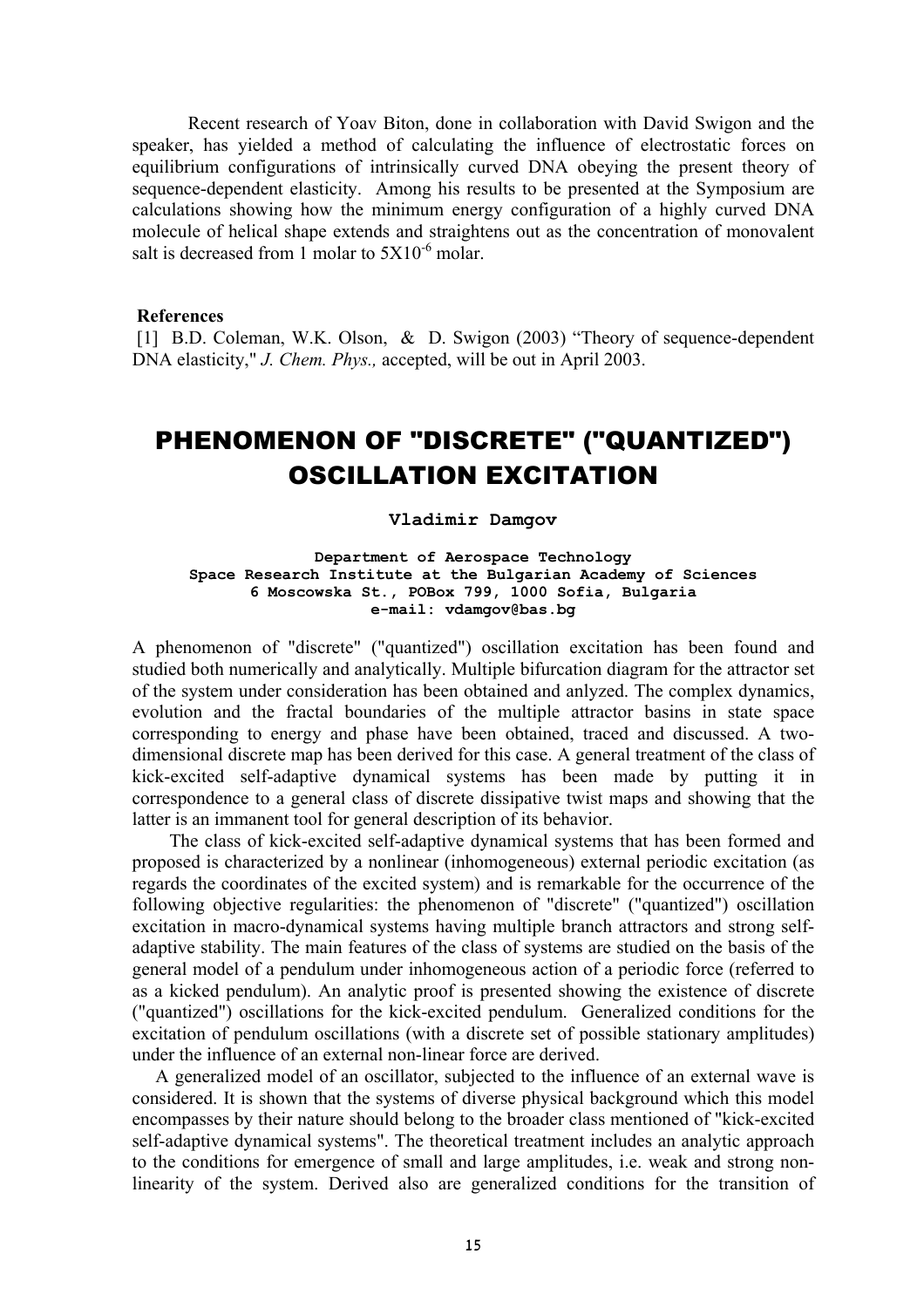Recent research of Yoav Biton, done in collaboration with David Swigon and the speaker, has yielded a method of calculating the influence of electrostatic forces on equilibrium configurations of intrinsically curved DNA obeying the present theory of sequence-dependent elasticity. Among his results to be presented at the Symposium are calculations showing how the minimum energy configuration of a highly curved DNA molecule of helical shape extends and straightens out as the concentration of monovalent salt is decreased from 1 molar to $5X10^{-6}$ molar.

**References**

[1] B.D. Coleman, W.K. Olson, & D. Swigon (2003) "Theory of sequence-dependent DNA elasticity," *J. Chem. Phys.,* accepted, will be out in April 2003.

# PHENOMENON OF "DISCRETE" ("QUANTIZED") OSCILLATION EXCITATION

**Vladimir Damgov**

**Department of Aerospace Technology**
**Space Research Institute at the Bulgarian Academy of Sciences**
**6 Moscowska St., POBox 799, 1000 Sofia, Bulgaria**
**e-mail: vdamgov@bas.bg**

A phenomenon of "discrete" ("quantized") oscillation excitation has been found and studied both numerically and analytically. Multiple bifurcation diagram for the attractor set of the system under consideration has been obtained and anlyzed. The complex dynamics, evolution and the fractal boundaries of the multiple attractor basins in state space corresponding to energy and phase have been obtained, traced and discussed. A two-dimensional discrete map has been derived for this case. A general treatment of the class of kick-excited self-adaptive dynamical systems has been made by putting it in correspondence to a general class of discrete dissipative twist maps and showing that the latter is an immanent tool for general description of its behavior.

The class of kick-excited self-adaptive dynamical systems that has been formed and proposed is characterized by a nonlinear (inhomogeneous) external periodic excitation (as regards the coordinates of the excited system) and is remarkable for the occurrence of the following objective regularities: the phenomenon of "discrete" ("quantized") oscillation excitation in macro-dynamical systems having multiple branch attractors and strong self-adaptive stability. The main features of the class of systems are studied on the basis of the general model of a pendulum under inhomogeneous action of a periodic force (referred to as a kicked pendulum). An analytic proof is presented showing the existence of discrete ("quantized") oscillations for the kick-excited pendulum. Generalized conditions for the excitation of pendulum oscillations (with a discrete set of possible stationary amplitudes) under the influence of an external non-linear force are derived.

A generalized model of an oscillator, subjected to the influence of an external wave is considered. It is shown that the systems of diverse physical background which this model encompasses by their nature should belong to the broader class mentioned of "kick-excited self-adaptive dynamical systems". The theoretical treatment includes an analytic approach to the conditions for emergence of small and large amplitudes, i.e. weak and strong non-linearity of the system. Derived also are generalized conditions for the transition of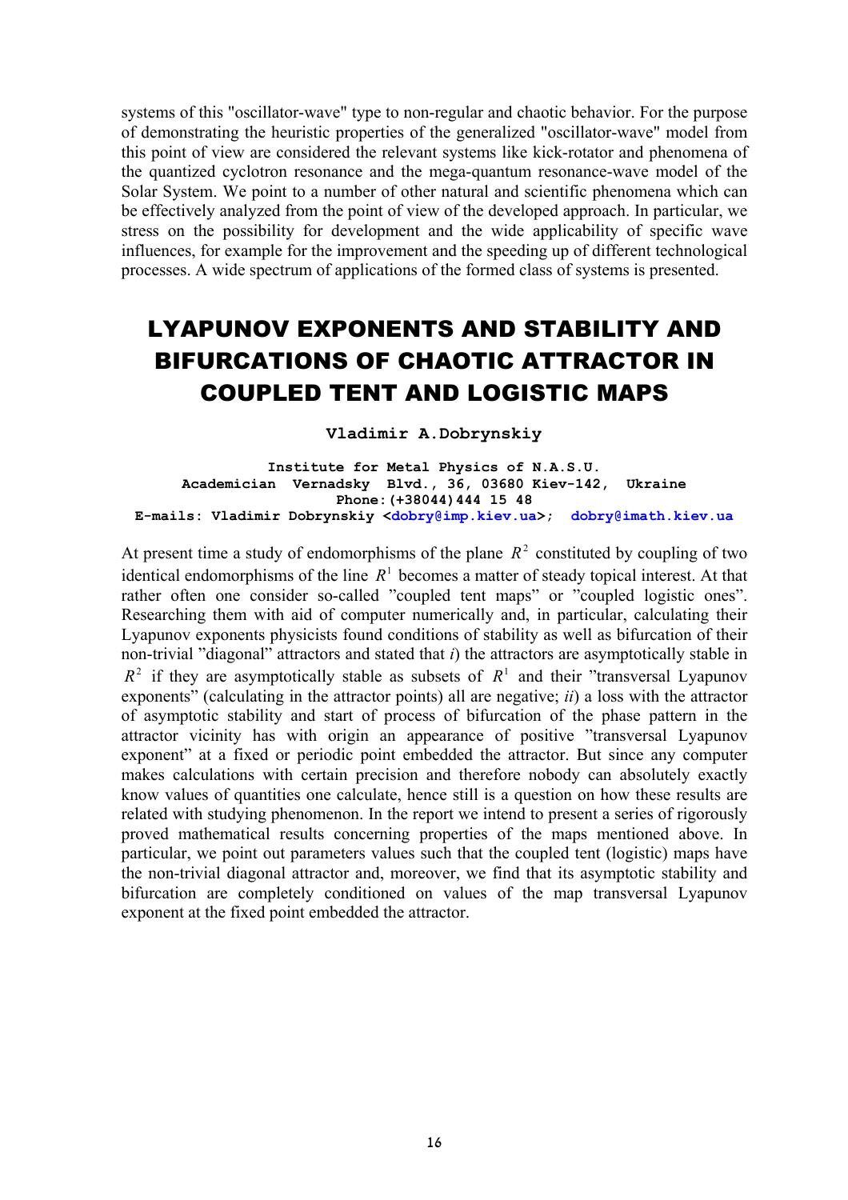systems of this "oscillator-wave" type to non-regular and chaotic behavior. For the purpose of demonstrating the heuristic properties of the generalized "oscillator-wave" model from this point of view are considered the relevant systems like kick-rotator and phenomena of the quantized cyclotron resonance and the mega-quantum resonance-wave model of the Solar System. We point to a number of other natural and scientific phenomena which can be effectively analyzed from the point of view of the developed approach. In particular, we stress on the possibility for development and the wide applicability of specific wave influences, for example for the improvement and the speeding up of different technological processes. A wide spectrum of applications of the formed class of systems is presented.

## LYAPUNOV EXPONENTS AND STABILITY AND BIFURCATIONS OF CHAOTIC ATTRACTOR IN COUPLED TENT AND LOGISTIC MAPS

**Vladimir A.Dobrynskiy**

**Institute for Metal Physics of N.A.S.U.**
**Academician Vernadsky Blvd., 36, 03680 Kiev-142, Ukraine**
**Phone:(+38044)444 15 48**
**E-mails: Vladimir Dobrynskiy <dobry@imp.kiev.ua>; dobry@imath.kiev.ua**

At present time a study of endomorphisms of the plane $R^2$ constituted by coupling of two identical endomorphisms of the line $R^1$ becomes a matter of steady topical interest. At that rather often one consider so-called "coupled tent maps" or "coupled logistic ones". Researching them with aid of computer numerically and, in particular, calculating their Lyapunov exponents physicists found conditions of stability as well as bifurcation of their non-trivial "diagonal" attractors and stated that *i*) the attractors are asymptotically stable in $R^2$ if they are asymptotically stable as subsets of $R^1$ and their "transversal Lyapunov exponents" (calculating in the attractor points) all are negative; *ii*) a loss with the attractor of asymptotic stability and start of process of bifurcation of the phase pattern in the attractor vicinity has with origin an appearance of positive "transversal Lyapunov exponent" at a fixed or periodic point embedded the attractor. But since any computer makes calculations with certain precision and therefore nobody can absolutely exactly know values of quantities one calculate, hence still is a question on how these results are related with studying phenomenon. In the report we intend to present a series of rigorously proved mathematical results concerning properties of the maps mentioned above. In particular, we point out parameters values such that the coupled tent (logistic) maps have the non-trivial diagonal attractor and, moreover, we find that its asymptotic stability and bifurcation are completely conditioned on values of the map transversal Lyapunov exponent at the fixed point embedded the attractor.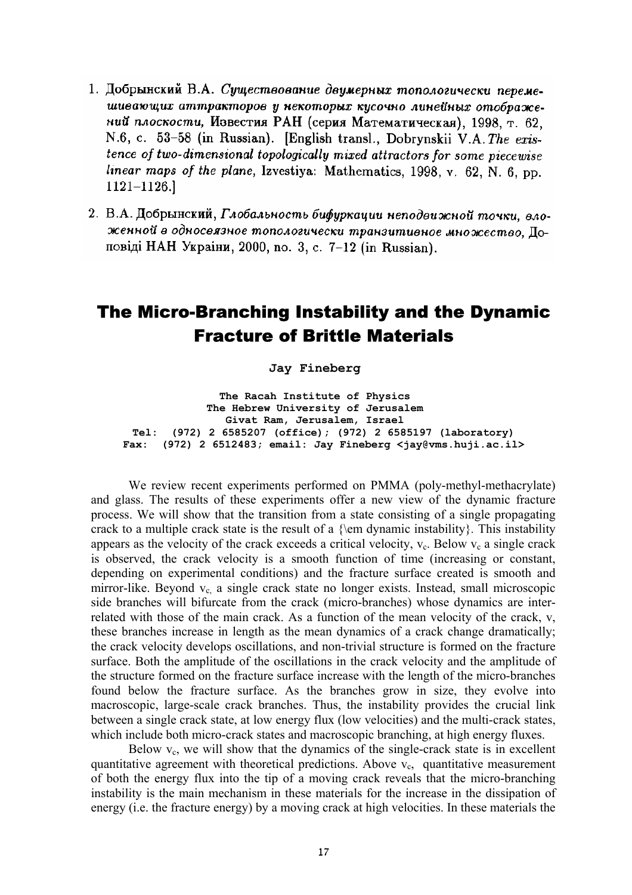1. Добрынский В.А. *Существование двумерных топологически перемешивающих аттракторов у некоторых кусочно линейных отображений плоскости*, Известия РАН (серия Математическая), 1998, т. 62, N.6, с. 53–58 (in Russian). [English transl., Dobrynskii V.A. *The existence of two-dimensional topologically mixed attractors for some piecewise linear maps of the plane*, Izvestiya: Mathematics, 1998, v. 62, N. 6, pp. 1121–1126.]

2. В.А. Добрынский, *Глобальность бифуркации неподвижной точки, вложенной в односвязное топологически транзитивное множество*, Доповiдi НАН України, 2000, no. 3, с. 7–12 (in Russian).

# The Micro-Branching Instability and the Dynamic Fracture of Brittle Materials

**Jay Fineberg**

**The Racah Institute of Physics**
**The Hebrew University of Jerusalem**
**Givat Ram, Jerusalem, Israel**
**Tel: (972) 2 6585207 (office); (972) 2 6585197 (laboratory)**
**Fax: (972) 2 6512483; email: Jay Fineberg <jay@vms.huji.ac.il>**

We review recent experiments performed on PMMA (poly-methyl-methacrylate) and glass. The results of these experiments offer a new view of the dynamic fracture process. We will show that the transition from a state consisting of a single propagating crack to a multiple crack state is the result of a {\em dynamic instability}. This instability appears as the velocity of the crack exceeds a critical velocity, $v_c$. Below $v_c$ a single crack is observed, the crack velocity is a smooth function of time (increasing or constant, depending on experimental conditions) and the fracture surface created is smooth and mirror-like. Beyond $v_c$, a single crack state no longer exists. Instead, small microscopic side branches will bifurcate from the crack (micro-branches) whose dynamics are inter-related with those of the main crack. As a function of the mean velocity of the crack, v, these branches increase in length as the mean dynamics of a crack change dramatically; the crack velocity develops oscillations, and non-trivial structure is formed on the fracture surface. Both the amplitude of the oscillations in the crack velocity and the amplitude of the structure formed on the fracture surface increase with the length of the micro-branches found below the fracture surface. As the branches grow in size, they evolve into macroscopic, large-scale crack branches. Thus, the instability provides the crucial link between a single crack state, at low energy flux (low velocities) and the multi-crack states, which include both micro-crack states and macroscopic branching, at high energy fluxes.

Below $v_c$, we will show that the dynamics of the single-crack state is in excellent quantitative agreement with theoretical predictions. Above $v_c$, quantitative measurement of both the energy flux into the tip of a moving crack reveals that the micro-branching instability is the main mechanism in these materials for the increase in the dissipation of energy (i.e. the fracture energy) by a moving crack at high velocities. In these materials the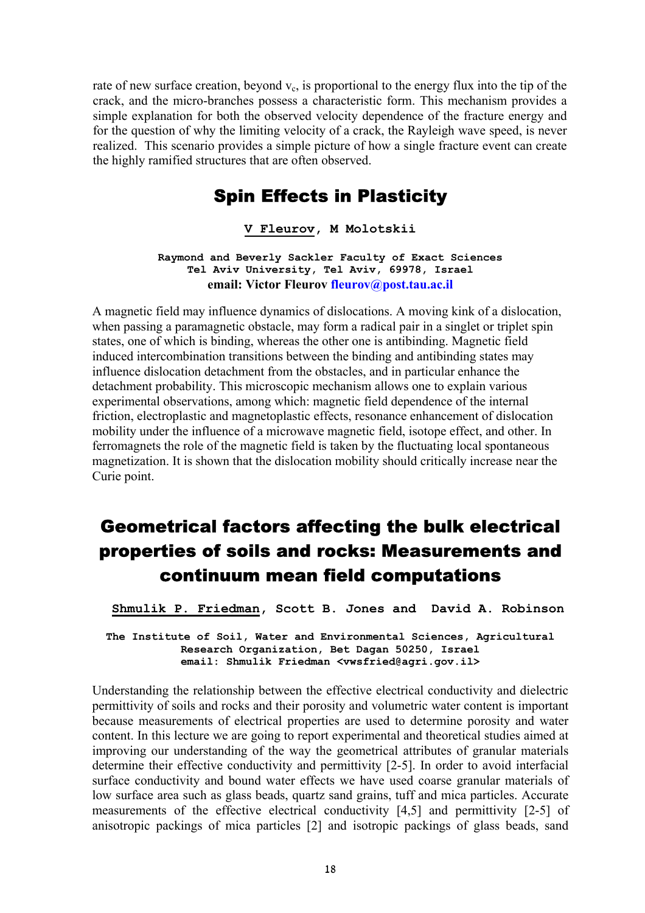rate of new surface creation, beyond $v_c$, is proportional to the energy flux into the tip of the crack, and the micro-branches possess a characteristic form. This mechanism provides a simple explanation for both the observed velocity dependence of the fracture energy and for the question of why the limiting velocity of a crack, the Rayleigh wave speed, is never realized. This scenario provides a simple picture of how a single fracture event can create the highly ramified structures that are often observed.

## Spin Effects in Plasticity

**V Fleurov**, **M Molotskii**

**Raymond and Beverly Sackler Faculty of Exact Sciences**
**Tel Aviv University, Tel Aviv, 69978, Israel**
**email: Victor Fleurov fleurov@post.tau.ac.il**

A magnetic field may influence dynamics of dislocations. A moving kink of a dislocation, when passing a paramagnetic obstacle, may form a radical pair in a singlet or triplet spin states, one of which is binding, whereas the other one is antibinding. Magnetic field induced intercombination transitions between the binding and antibinding states may influence dislocation detachment from the obstacles, and in particular enhance the detachment probability. This microscopic mechanism allows one to explain various experimental observations, among which: magnetic field dependence of the internal friction, electroplastic and magnetoplastic effects, resonance enhancement of dislocation mobility under the influence of a microwave magnetic field, isotope effect, and other. In ferromagnets the role of the magnetic field is taken by the fluctuating local spontaneous magnetization. It is shown that the dislocation mobility should critically increase near the Curie point.

## Geometrical factors affecting the bulk electrical properties of soils and rocks: Measurements and continuum mean field computations

**Shmulik P. Friedman**, **Scott B. Jones** and **David A. Robinson**

**The Institute of Soil, Water and Environmental Sciences, Agricultural Research Organization, Bet Dagan 50250, Israel**
**email: Shmulik Friedman <vwsfried@agri.gov.il>**

Understanding the relationship between the effective electrical conductivity and dielectric permittivity of soils and rocks and their porosity and volumetric water content is important because measurements of electrical properties are used to determine porosity and water content. In this lecture we are going to report experimental and theoretical studies aimed at improving our understanding of the way the geometrical attributes of granular materials determine their effective conductivity and permittivity [2-5]. In order to avoid interfacial surface conductivity and bound water effects we have used coarse granular materials of low surface area such as glass beads, quartz sand grains, tuff and mica particles. Accurate measurements of the effective electrical conductivity [4,5] and permittivity [2-5] of anisotropic packings of mica particles [2] and isotropic packings of glass beads, sand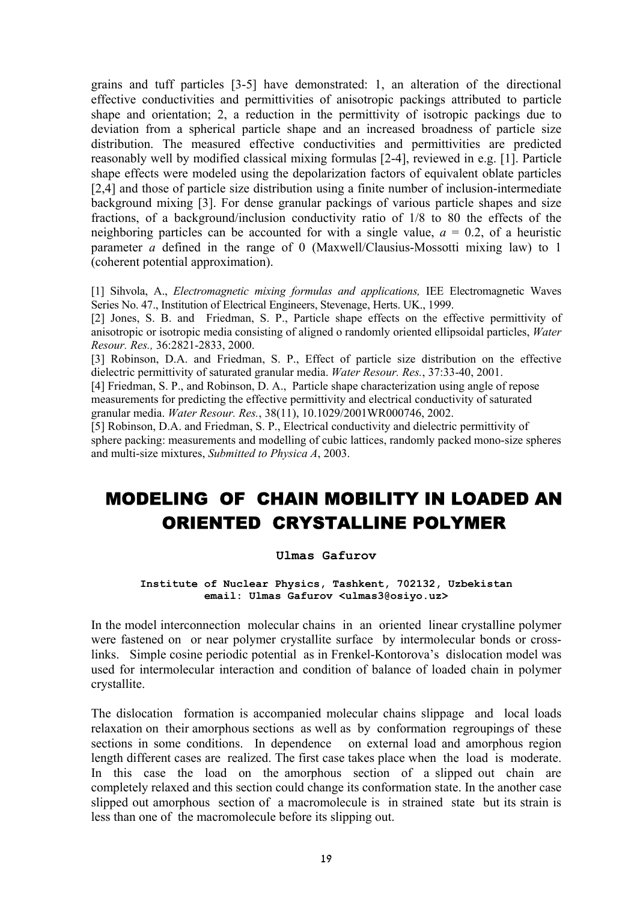grains and tuff particles [3-5] have demonstrated: 1, an alteration of the directional effective conductivities and permittivities of anisotropic packings attributed to particle shape and orientation; 2, a reduction in the permittivity of isotropic packings due to deviation from a spherical particle shape and an increased broadness of particle size distribution. The measured effective conductivities and permittivities are predicted reasonably well by modified classical mixing formulas [2-4], reviewed in e.g. [1]. Particle shape effects were modeled using the depolarization factors of equivalent oblate particles [2,4] and those of particle size distribution using a finite number of inclusion-intermediate background mixing [3]. For dense granular packings of various particle shapes and size fractions, of a background/inclusion conductivity ratio of 1/8 to 80 the effects of the neighboring particles can be accounted for with a single value, $a$ = 0.2, of a heuristic parameter $a$ defined in the range of 0 (Maxwell/Clausius-Mossotti mixing law) to 1 (coherent potential approximation).

[1] Sihvola, A., *Electromagnetic mixing formulas and applications,* IEE Electromagnetic Waves Series No. 47., Institution of Electrical Engineers, Stevenage, Herts. UK., 1999.
[2] Jones, S. B. and Friedman, S. P., Particle shape effects on the effective permittivity of anisotropic or isotropic media consisting of aligned o randomly oriented ellipsoidal particles, *Water Resour. Res.,* 36:2821-2833, 2000.
[3] Robinson, D.A. and Friedman, S. P., Effect of particle size distribution on the effective dielectric permittivity of saturated granular media. *Water Resour. Res.*, 37:33-40, 2001.
[4] Friedman, S. P., and Robinson, D. A., Particle shape characterization using angle of repose measurements for predicting the effective permittivity and electrical conductivity of saturated granular media. *Water Resour. Res.*, 38(11), 10.1029/2001WR000746, 2002.
[5] Robinson, D.A. and Friedman, S. P., Electrical conductivity and dielectric permittivity of sphere packing: measurements and modelling of cubic lattices, randomly packed mono-size spheres and multi-size mixtures, *Submitted to Physica A*, 2003.

# MODELING OF CHAIN MOBILITY IN LOADED AN ORIENTED CRYSTALLINE POLYMER

**Ulmas Gafurov**

**Institute of Nuclear Physics, Tashkent, 702132, Uzbekistan**
**email: Ulmas Gafurov <ulmas3@osiyo.uz>**

In the model interconnection molecular chains in an oriented linear crystalline polymer were fastened on or near polymer crystallite surface by intermolecular bonds or cross-links. Simple cosine periodic potential as in Frenkel-Kontorova's dislocation model was used for intermolecular interaction and condition of balance of loaded chain in polymer crystallite.

The dislocation formation is accompanied molecular chains slippage and local loads relaxation on their amorphous sections as well as by conformation regroupings of these sections in some conditions. In dependence on external load and amorphous region length different cases are realized. The first case takes place when the load is moderate. In this case the load on the amorphous section of a slipped out chain are completely relaxed and this section could change its conformation state. In the another case slipped out amorphous section of a macromolecule is in strained state but its strain is less than one of the macromolecule before its slipping out.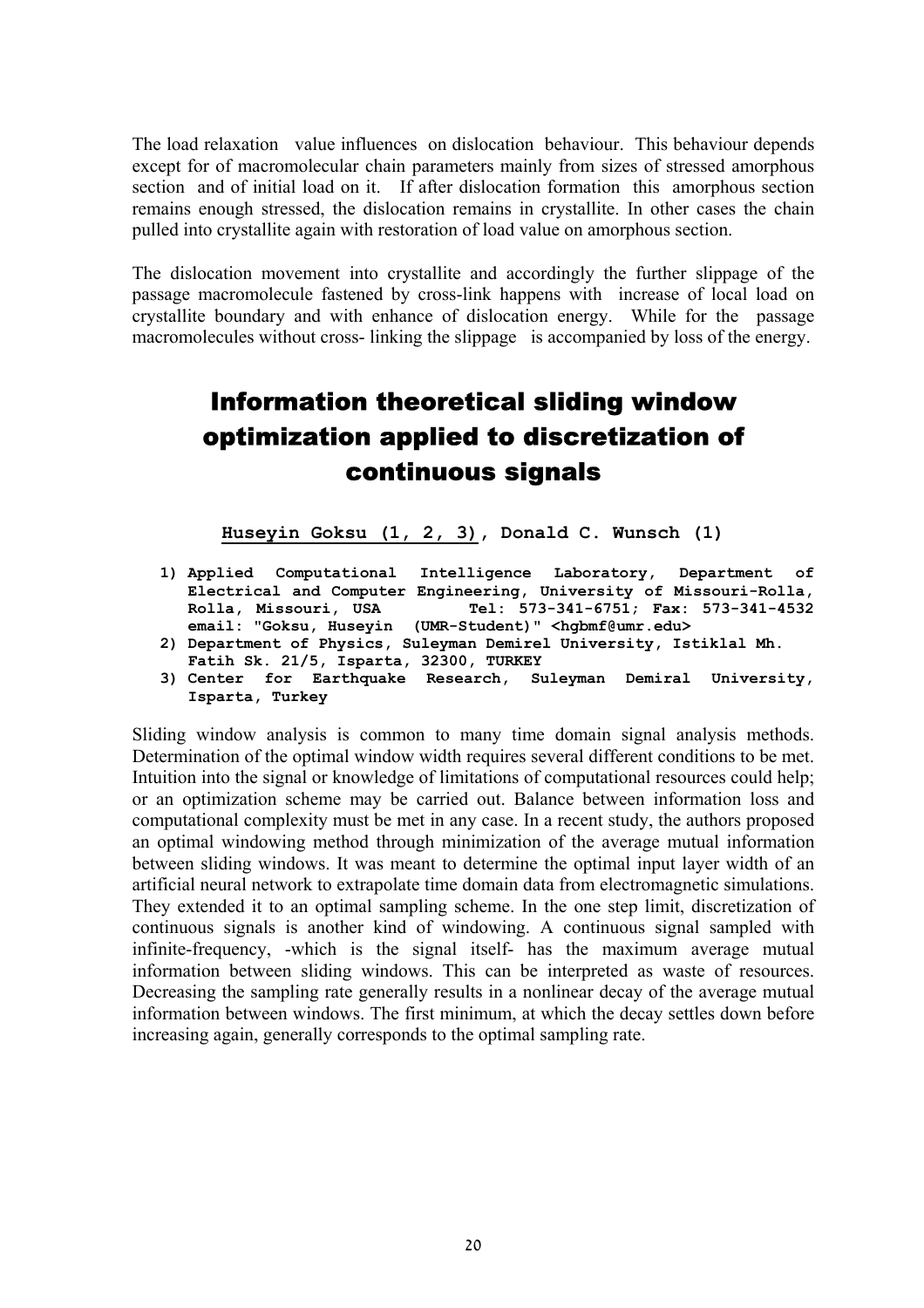The load relaxation value influences on dislocation behaviour. This behaviour depends except for of macromolecular chain parameters mainly from sizes of stressed amorphous section and of initial load on it. If after dislocation formation this amorphous section remains enough stressed, the dislocation remains in crystallite. In other cases the chain pulled into crystallite again with restoration of load value on amorphous section.

The dislocation movement into crystallite and accordingly the further slippage of the passage macromolecule fastened by cross-link happens with increase of local load on crystallite boundary and with enhance of dislocation energy. While for the passage macromolecules without cross- linking the slippage is accompanied by loss of the energy.

# Information theoretical sliding window optimization applied to discretization of continuous signals

**Huseyin Goksu (1, 2, 3), Donald C. Wunsch (1)**

1) Applied Computational Intelligence Laboratory, Department of Electrical and Computer Engineering, University of Missouri-Rolla, Rolla, Missouri, USA Tel: 573-341-6751; Fax: 573-341-4532 email: "Goksu, Huseyin (UMR-Student)" <hgbmf@umr.edu>
2) Department of Physics, Suleyman Demirel University, Istiklal Mh. Fatih Sk. 21/5, Isparta, 32300, TURKEY
3) Center for Earthquake Research, Suleyman Demiral University, Isparta, Turkey

Sliding window analysis is common to many time domain signal analysis methods. Determination of the optimal window width requires several different conditions to be met. Intuition into the signal or knowledge of limitations of computational resources could help; or an optimization scheme may be carried out. Balance between information loss and computational complexity must be met in any case. In a recent study, the authors proposed an optimal windowing method through minimization of the average mutual information between sliding windows. It was meant to determine the optimal input layer width of an artificial neural network to extrapolate time domain data from electromagnetic simulations. They extended it to an optimal sampling scheme. In the one step limit, discretization of continuous signals is another kind of windowing. A continuous signal sampled with infinite-frequency, -which is the signal itself- has the maximum average mutual information between sliding windows. This can be interpreted as waste of resources. Decreasing the sampling rate generally results in a nonlinear decay of the average mutual information between windows. The first minimum, at which the decay settles down before increasing again, generally corresponds to the optimal sampling rate.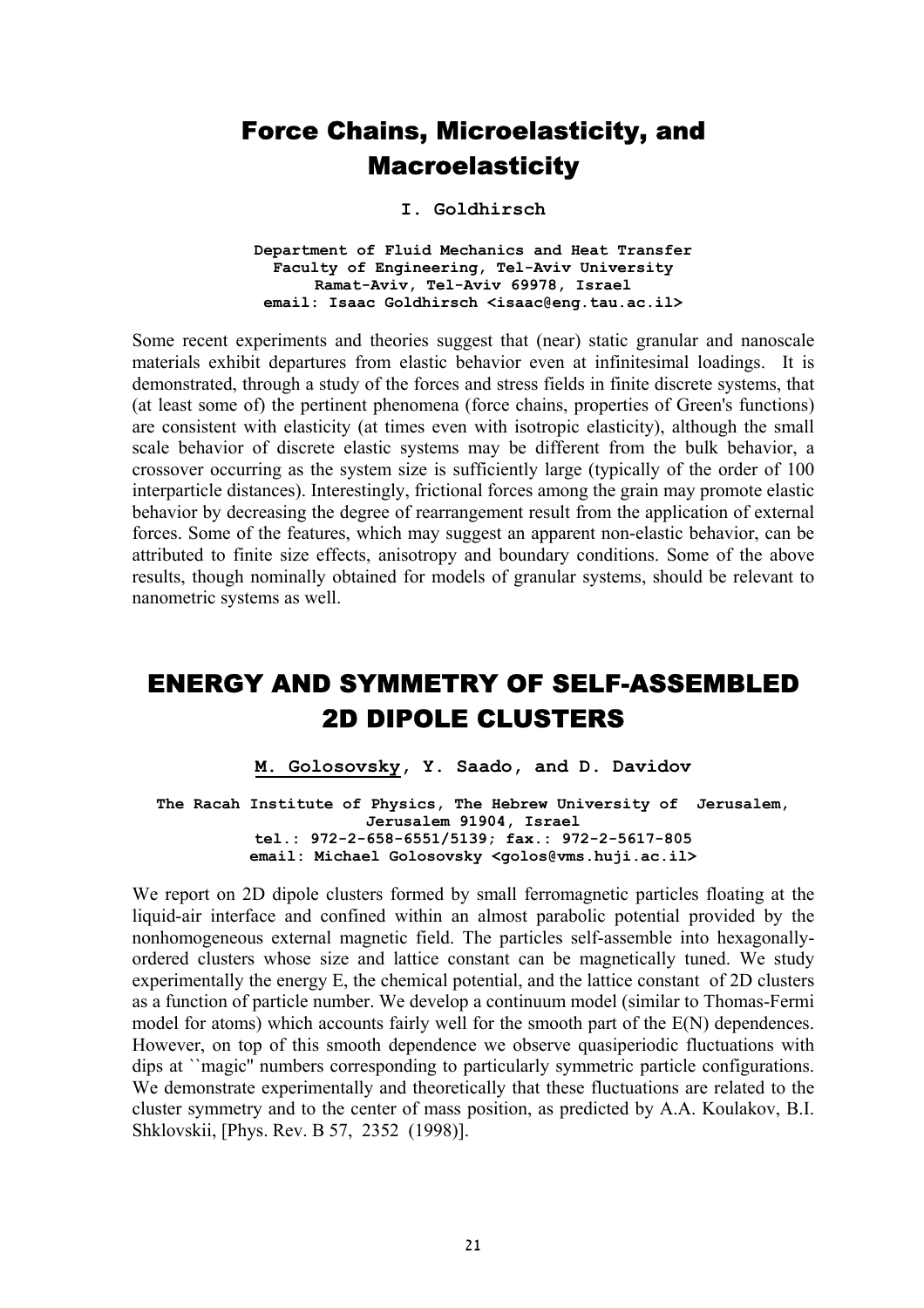# Force Chains, Microelasticity, and Macroelasticity

**I. Goldhirsch**

**Department of Fluid Mechanics and Heat Transfer**
**Faculty of Engineering, Tel-Aviv University**
**Ramat-Aviv, Tel-Aviv 69978, Israel**
**email: Isaac Goldhirsch <isaac@eng.tau.ac.il>**

Some recent experiments and theories suggest that (near) static granular and nanoscale materials exhibit departures from elastic behavior even at infinitesimal loadings. It is demonstrated, through a study of the forces and stress fields in finite discrete systems, that (at least some of) the pertinent phenomena (force chains, properties of Green's functions) are consistent with elasticity (at times even with isotropic elasticity), although the small scale behavior of discrete elastic systems may be different from the bulk behavior, a crossover occurring as the system size is sufficiently large (typically of the order of 100 interparticle distances). Interestingly, frictional forces among the grain may promote elastic behavior by decreasing the degree of rearrangement result from the application of external forces. Some of the features, which may suggest an apparent non-elastic behavior, can be attributed to finite size effects, anisotropy and boundary conditions. Some of the above results, though nominally obtained for models of granular systems, should be relevant to nanometric systems as well.

# ENERGY AND SYMMETRY OF SELF-ASSEMBLED 2D DIPOLE CLUSTERS

**M. Golosovsky, Y. Saado, and D. Davidov**

**The Racah Institute of Physics, The Hebrew University of Jerusalem, Jerusalem 91904, Israel**
**tel.: 972-2-658-6551/5139; fax.: 972-2-5617-805**
**email: Michael Golosovsky <golos@vms.huji.ac.il>**

We report on 2D dipole clusters formed by small ferromagnetic particles floating at the liquid-air interface and confined within an almost parabolic potential provided by the nonhomogeneous external magnetic field. The particles self-assemble into hexagonally-ordered clusters whose size and lattice constant can be magnetically tuned. We study experimentally the energy E, the chemical potential, and the lattice constant of 2D clusters as a function of particle number. We develop a continuum model (similar to Thomas-Fermi model for atoms) which accounts fairly well for the smooth part of the E(N) dependences. However, on top of this smooth dependence we observe quasiperiodic fluctuations with dips at ``magic'' numbers corresponding to particularly symmetric particle configurations. We demonstrate experimentally and theoretically that these fluctuations are related to the cluster symmetry and to the center of mass position, as predicted by A.A. Koulakov, B.I. Shklovskii, [Phys. Rev. B 57, 2352 (1998)].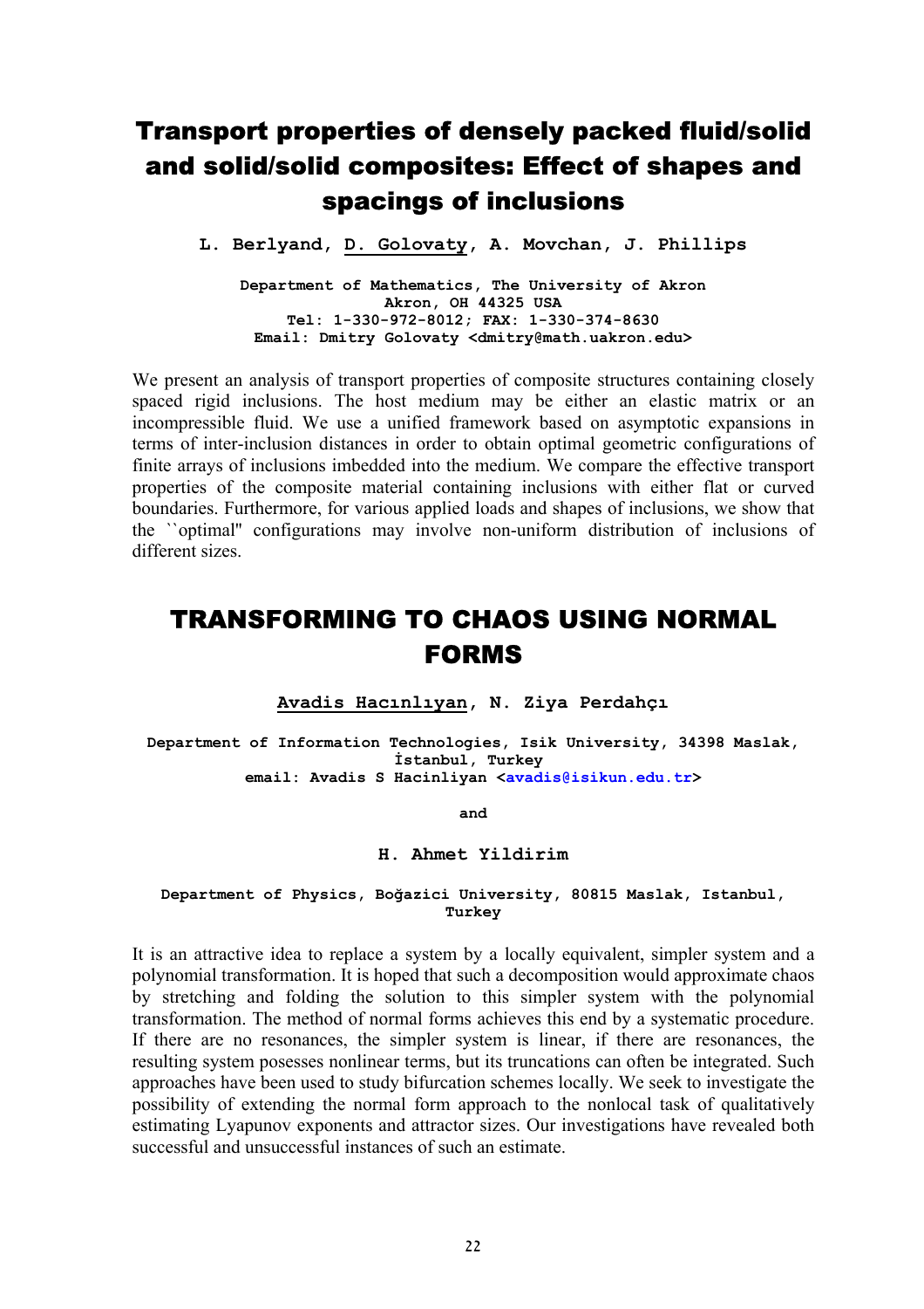# Transport properties of densely packed fluid/solid and solid/solid composites: Effect of shapes and spacings of inclusions

**L. Berlyand, D. Golovaty, A. Movchan, J. Phillips**

**Department of Mathematics, The University of Akron**
**Akron, OH 44325 USA**
**Tel: 1-330-972-8012; FAX: 1-330-374-8630**
**Email: Dmitry Golovaty <dmitry@math.uakron.edu>**

We present an analysis of transport properties of composite structures containing closely spaced rigid inclusions. The host medium may be either an elastic matrix or an incompressible fluid. We use a unified framework based on asymptotic expansions in terms of inter-inclusion distances in order to obtain optimal geometric configurations of finite arrays of inclusions imbedded into the medium. We compare the effective transport properties of the composite material containing inclusions with either flat or curved boundaries. Furthermore, for various applied loads and shapes of inclusions, we show that the ``optimal'' configurations may involve non-uniform distribution of inclusions of different sizes.

# TRANSFORMING TO CHAOS USING NORMAL FORMS

**Avadis Hacınlıyan, N. Ziya Perdahçı**

**Department of Information Technologies, Isik University, 34398 Maslak, İstanbul, Turkey**
**email: Avadis S Hacinliyan <avadis@isikun.edu.tr>**

**and**

**H. Ahmet Yildirim**

**Department of Physics, Boğazici University, 80815 Maslak, Istanbul, Turkey**

It is an attractive idea to replace a system by a locally equivalent, simpler system and a polynomial transformation. It is hoped that such a decomposition would approximate chaos by stretching and folding the solution to this simpler system with the polynomial transformation. The method of normal forms achieves this end by a systematic procedure. If there are no resonances, the simpler system is linear, if there are resonances, the resulting system posesses nonlinear terms, but its truncations can often be integrated. Such approaches have been used to study bifurcation schemes locally. We seek to investigate the possibility of extending the normal form approach to the nonlocal task of qualitatively estimating Lyapunov exponents and attractor sizes. Our investigations have revealed both successful and unsuccessful instances of such an estimate.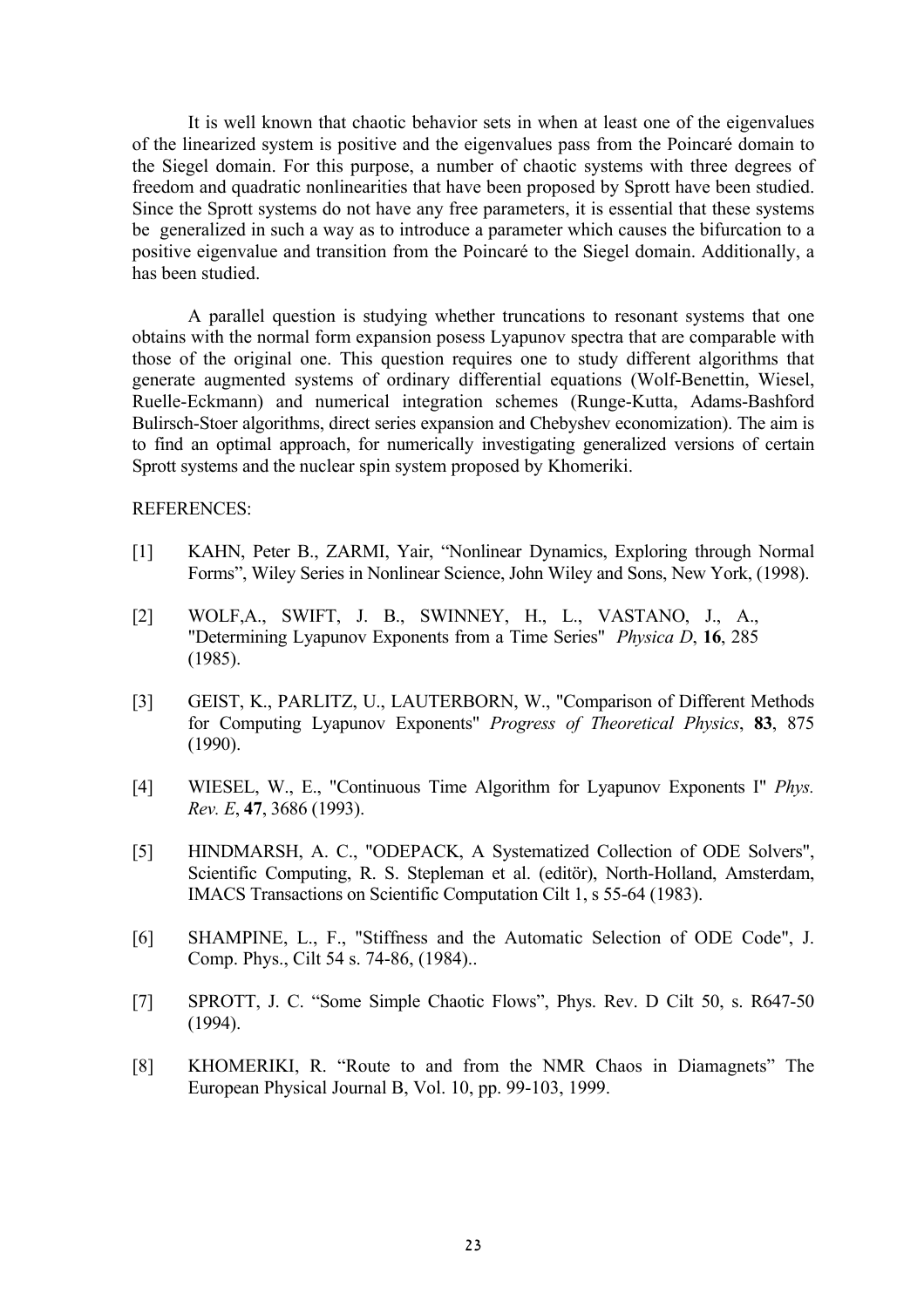It is well known that chaotic behavior sets in when at least one of the eigenvalues of the linearized system is positive and the eigenvalues pass from the Poincaré domain to the Siegel domain. For this purpose, a number of chaotic systems with three degrees of freedom and quadratic nonlinearities that have been proposed by Sprott have been studied. Since the Sprott systems do not have any free parameters, it is essential that these systems be generalized in such a way as to introduce a parameter which causes the bifurcation to a positive eigenvalue and transition from the Poincaré to the Siegel domain. Additionally, a has been studied.

A parallel question is studying whether truncations to resonant systems that one obtains with the normal form expansion posess Lyapunov spectra that are comparable with those of the original one. This question requires one to study different algorithms that generate augmented systems of ordinary differential equations (Wolf-Benettin, Wiesel, Ruelle-Eckmann) and numerical integration schemes (Runge-Kutta, Adams-Bashford Bulirsch-Stoer algorithms, direct series expansion and Chebyshev economization). The aim is to find an optimal approach, for numerically investigating generalized versions of certain Sprott systems and the nuclear spin system proposed by Khomeriki.

REFERENCES:

[1] KAHN, Peter B., ZARMI, Yair, "Nonlinear Dynamics, Exploring through Normal Forms", Wiley Series in Nonlinear Science, John Wiley and Sons, New York, (1998).

[2] WOLF,A., SWIFT, J. B., SWINNEY, H., L., VASTANO, J., A., "Determining Lyapunov Exponents from a Time Series" *Physica D*, **16**, 285 (1985).

[3] GEIST, K., PARLITZ, U., LAUTERBORN, W., "Comparison of Different Methods for Computing Lyapunov Exponents" *Progress of Theoretical Physics*, **83**, 875 (1990).

[4] WIESEL, W., E., "Continuous Time Algorithm for Lyapunov Exponents I" *Phys. Rev. E*, **47**, 3686 (1993).

[5] HINDMARSH, A. C., "ODEPACK, A Systematized Collection of ODE Solvers", Scientific Computing, R. S. Stepleman et al. (editör), North-Holland, Amsterdam, IMACS Transactions on Scientific Computation Cilt 1, s 55-64 (1983).

[6] SHAMPINE, L., F., "Stiffness and the Automatic Selection of ODE Code", J. Comp. Phys., Cilt 54 s. 74-86, (1984)..

[7] SPROTT, J. C. "Some Simple Chaotic Flows", Phys. Rev. D Cilt 50, s. R647-50 (1994).

[8] KHOMERIKI, R. "Route to and from the NMR Chaos in Diamagnets" The European Physical Journal B, Vol. 10, pp. 99-103, 1999.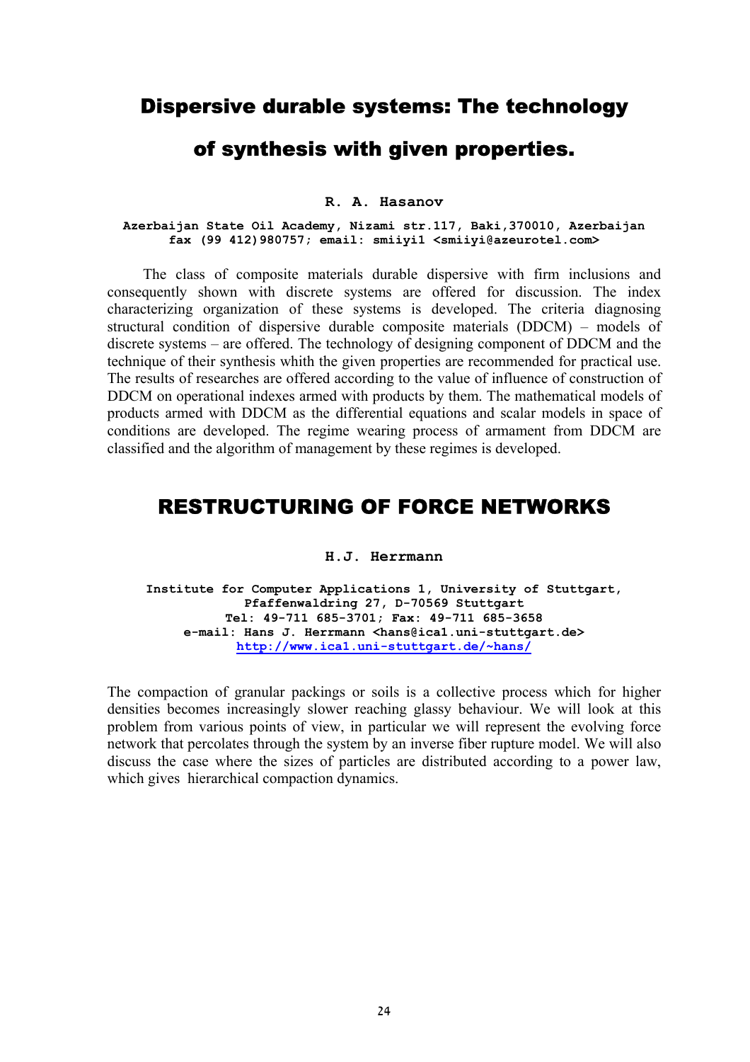# Dispersive durable systems: The technology of synthesis with given properties.

**R. A. Hasanov**

**Azerbaijan State Oil Academy, Nizami str.117, Baki,370010, Azerbaijan**
**fax (99 412)980757; email: smiiyi1 <smiiyi@azeurotel.com>**

The class of composite materials durable dispersive with firm inclusions and consequently shown with discrete systems are offered for discussion. The index characterizing organization of these systems is developed. The criteria diagnosing structural condition of dispersive durable composite materials (DDCM) – models of discrete systems – are offered. The technology of designing component of DDCM and the technique of their synthesis whith the given properties are recommended for practical use. The results of researches are offered according to the value of influence of construction of DDCM on operational indexes armed with products by them. The mathematical models of products armed with DDCM as the differential equations and scalar models in space of conditions are developed. The regime wearing process of armament from DDCM are classified and the algorithm of management by these regimes is developed.

# RESTRUCTURING OF FORCE NETWORKS

**H.J. Herrmann**

**Institute for Computer Applications 1, University of Stuttgart,**
**Pfaffenwaldring 27, D-70569 Stuttgart**
**Tel: 49-711 685-3701; Fax: 49-711 685-3658**
**e-mail: Hans J. Herrmann <hans@ica1.uni-stuttgart.de>**
**http://www.ica1.uni-stuttgart.de/~hans/**

The compaction of granular packings or soils is a collective process which for higher densities becomes increasingly slower reaching glassy behaviour. We will look at this problem from various points of view, in particular we will represent the evolving force network that percolates through the system by an inverse fiber rupture model. We will also discuss the case where the sizes of particles are distributed according to a power law, which gives hierarchical compaction dynamics.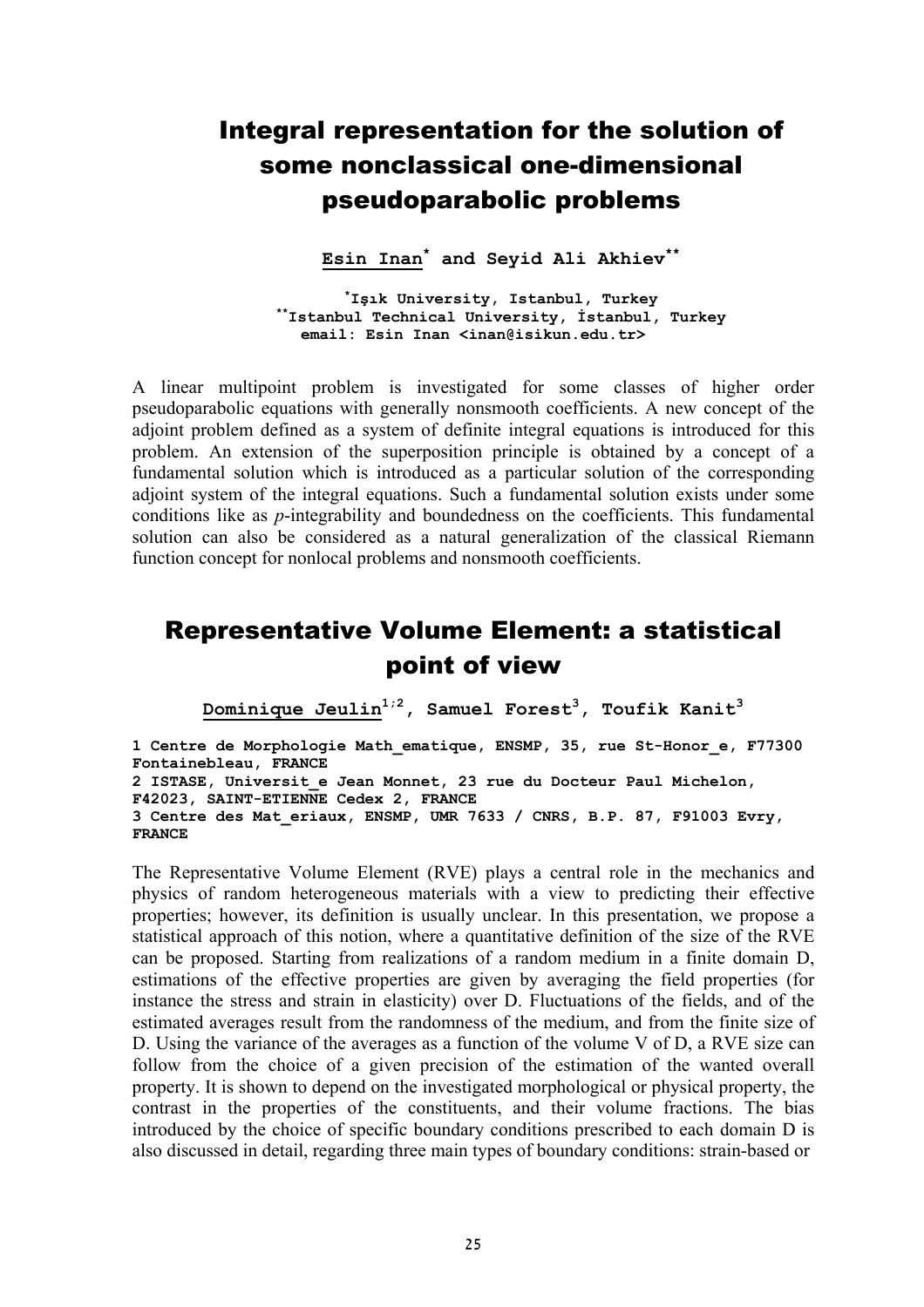# Integral representation for the solution of some nonclassical one-dimensional pseudoparabolic problems

**Esin Inan[*] and Seyid Ali Akhiev[**]**

**[*]Işık University, Istanbul, Turkey**
**[**]Istanbul Technical University, İstanbul, Turkey**
**email: Esin Inan <inan@isikun.edu.tr>**

A linear multipoint problem is investigated for some classes of higher order pseudoparabolic equations with generally nonsmooth coefficients. A new concept of the adjoint problem defined as a system of definite integral equations is introduced for this problem. An extension of the superposition principle is obtained by a concept of a fundamental solution which is introduced as a particular solution of the corresponding adjoint system of the integral equations. Such a fundamental solution exists under some conditions like as *p*-integrability and boundedness on the coefficients. This fundamental solution can also be considered as a natural generalization of the classical Riemann function concept for nonlocal problems and nonsmooth coefficients.

# Representative Volume Element: a statistical point of view

**Dominique Jeulin[1;2], Samuel Forest[3], Toufik Kanit[3]**

**1 Centre de Morphologie Math_ematique, ENSMP, 35, rue St-Honor_e, F77300 Fontainebleau, FRANCE**
**2 ISTASE, Universit_e Jean Monnet, 23 rue du Docteur Paul Michelon, F42023, SAINT-ETIENNE Cedex 2, FRANCE**
**3 Centre des Mat_eriaux, ENSMP, UMR 7633 / CNRS, B.P. 87, F91003 Evry, FRANCE**

The Representative Volume Element (RVE) plays a central role in the mechanics and physics of random heterogeneous materials with a view to predicting their effective properties; however, its definition is usually unclear. In this presentation, we propose a statistical approach of this notion, where a quantitative definition of the size of the RVE can be proposed. Starting from realizations of a random medium in a finite domain D, estimations of the effective properties are given by averaging the field properties (for instance the stress and strain in elasticity) over D. Fluctuations of the fields, and of the estimated averages result from the randomness of the medium, and from the finite size of D. Using the variance of the averages as a function of the volume V of D, a RVE size can follow from the choice of a given precision of the estimation of the wanted overall property. It is shown to depend on the investigated morphological or physical property, the contrast in the properties of the constituents, and their volume fractions. The bias introduced by the choice of specific boundary conditions prescribed to each domain D is also discussed in detail, regarding three main types of boundary conditions: strain-based or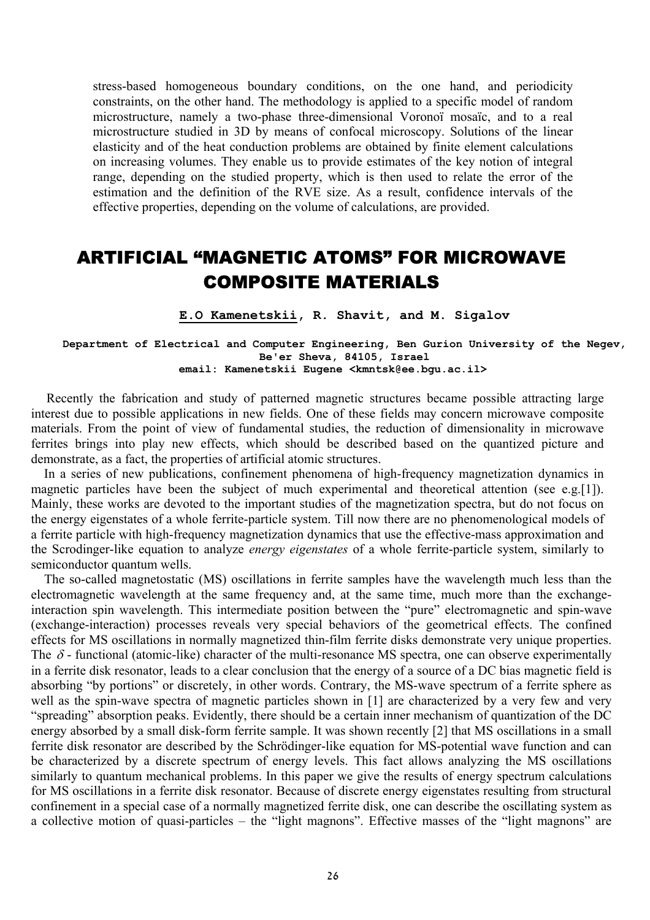stress-based homogeneous boundary conditions, on the one hand, and periodicity constraints, on the other hand. The methodology is applied to a specific model of random microstructure, namely a two-phase three-dimensional Voronoï mosaïc, and to a real microstructure studied in 3D by means of confocal microscopy. Solutions of the linear elasticity and of the heat conduction problems are obtained by finite element calculations on increasing volumes. They enable us to provide estimates of the key notion of integral range, depending on the studied property, which is then used to relate the error of the estimation and the definition of the RVE size. As a result, confidence intervals of the effective properties, depending on the volume of calculations, are provided.

## ARTIFICIAL "MAGNETIC ATOMS" FOR MICROWAVE COMPOSITE MATERIALS

**E.O Kamenetskii, R. Shavit, and M. Sigalov**

**Department of Electrical and Computer Engineering, Ben Gurion University of the Negev, Be'er Sheva, 84105, Israel**
**email: Kamenetskii Eugene <kmntsk@ee.bgu.ac.il>**

Recently the fabrication and study of patterned magnetic structures became possible attracting large interest due to possible applications in new fields. One of these fields may concern microwave composite materials. From the point of view of fundamental studies, the reduction of dimensionality in microwave ferrites brings into play new effects, which should be described based on the quantized picture and demonstrate, as a fact, the properties of artificial atomic structures.

In a series of new publications, confinement phenomena of high-frequency magnetization dynamics in magnetic particles have been the subject of much experimental and theoretical attention (see e.g.[1]). Mainly, these works are devoted to the important studies of the magnetization spectra, but do not focus on the energy eigenstates of a whole ferrite-particle system. Till now there are no phenomenological models of a ferrite particle with high-frequency magnetization dynamics that use the effective-mass approximation and the Scrodinger-like equation to analyze *energy eigenstates* of a whole ferrite-particle system, similarly to semiconductor quantum wells.

The so-called magnetostatic (MS) oscillations in ferrite samples have the wavelength much less than the electromagnetic wavelength at the same frequency and, at the same time, much more than the exchange-interaction spin wavelength. This intermediate position between the "pure" electromagnetic and spin-wave (exchange-interaction) processes reveals very special behaviors of the geometrical effects. The confined effects for MS oscillations in normally magnetized thin-film ferrite disks demonstrate very unique properties. The $\delta$ - functional (atomic-like) character of the multi-resonance MS spectra, one can observe experimentally in a ferrite disk resonator, leads to a clear conclusion that the energy of a source of a DC bias magnetic field is absorbing "by portions" or discretely, in other words. Contrary, the MS-wave spectrum of a ferrite sphere as well as the spin-wave spectra of magnetic particles shown in [1] are characterized by a very few and very "spreading" absorption peaks. Evidently, there should be a certain inner mechanism of quantization of the DC energy absorbed by a small disk-form ferrite sample. It was shown recently [2] that MS oscillations in a small ferrite disk resonator are described by the Schrödinger-like equation for MS-potential wave function and can be characterized by a discrete spectrum of energy levels. This fact allows analyzing the MS oscillations similarly to quantum mechanical problems. In this paper we give the results of energy spectrum calculations for MS oscillations in a ferrite disk resonator. Because of discrete energy eigenstates resulting from structural confinement in a special case of a normally magnetized ferrite disk, one can describe the oscillating system as a collective motion of quasi-particles – the "light magnons". Effective masses of the "light magnons" are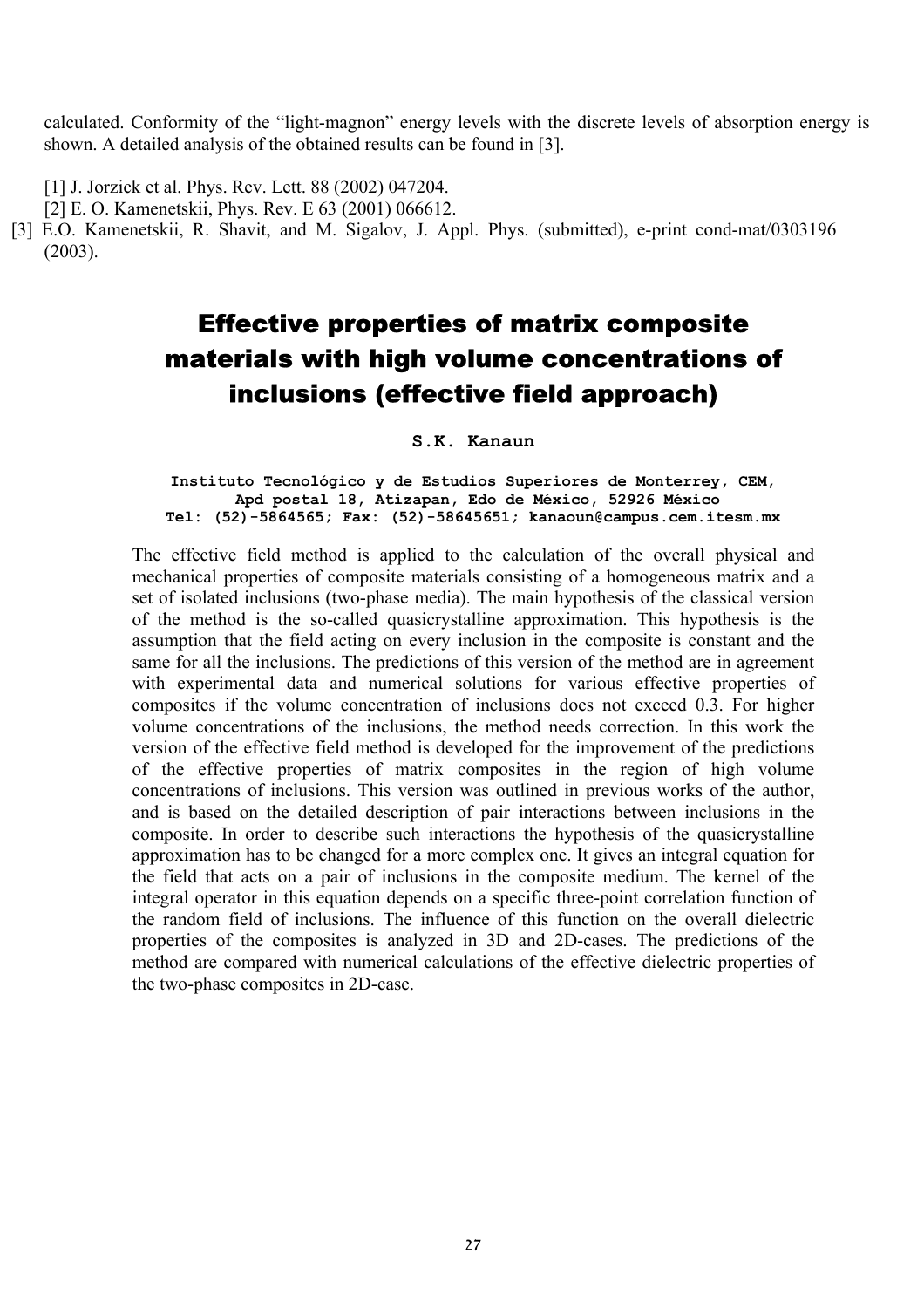calculated. Conformity of the "light-magnon" energy levels with the discrete levels of absorption energy is shown. A detailed analysis of the obtained results can be found in [3].

[1] J. Jorzick et al. Phys. Rev. Lett. 88 (2002) 047204.
[2] E. O. Kamenetskii, Phys. Rev. E 63 (2001) 066612.
[3] E.O. Kamenetskii, R. Shavit, and M. Sigalov, J. Appl. Phys. (submitted), e-print cond-mat/0303196 (2003).

# Effective properties of matrix composite materials with high volume concentrations of inclusions (effective field approach)

**S.K. Kanaun**

**Instituto Tecnológico y de Estudios Superiores de Monterrey, CEM, Apd postal 18, Atizapan, Edo de México, 52926 México**
**Tel: (52)-5864565; Fax: (52)-58645651; kanaoun@campus.cem.itesm.mx**

The effective field method is applied to the calculation of the overall physical and mechanical properties of composite materials consisting of a homogeneous matrix and a set of isolated inclusions (two-phase media). The main hypothesis of the classical version of the method is the so-called quasicrystalline approximation. This hypothesis is the assumption that the field acting on every inclusion in the composite is constant and the same for all the inclusions. The predictions of this version of the method are in agreement with experimental data and numerical solutions for various effective properties of composites if the volume concentration of inclusions does not exceed 0.3. For higher volume concentrations of the inclusions, the method needs correction. In this work the version of the effective field method is developed for the improvement of the predictions of the effective properties of matrix composites in the region of high volume concentrations of inclusions. This version was outlined in previous works of the author, and is based on the detailed description of pair interactions between inclusions in the composite. In order to describe such interactions the hypothesis of the quasicrystalline approximation has to be changed for a more complex one. It gives an integral equation for the field that acts on a pair of inclusions in the composite medium. The kernel of the integral operator in this equation depends on a specific three-point correlation function of the random field of inclusions. The influence of this function on the overall dielectric properties of the composites is analyzed in 3D and 2D-cases. The predictions of the method are compared with numerical calculations of the effective dielectric properties of the two-phase composites in 2D-case.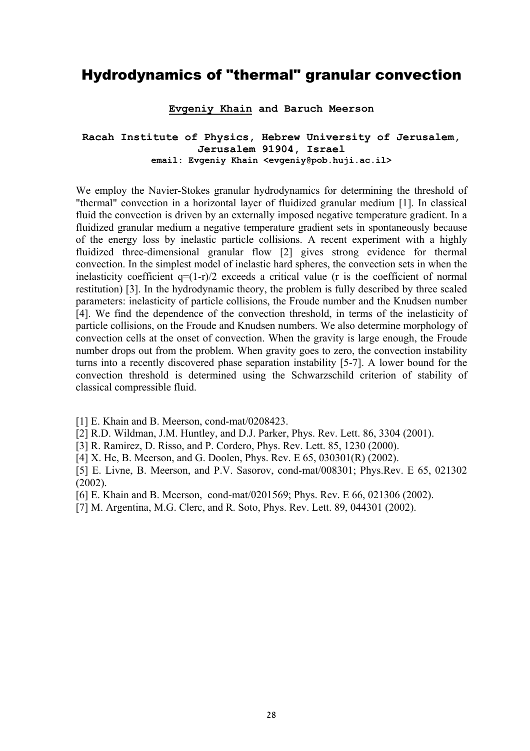# Hydrodynamics of "thermal" granular convection

**<u>Evgeniy Khain</u> and Baruch Meerson**

**Racah Institute of Physics, Hebrew University of Jerusalem, Jerusalem 91904, Israel**
**email: Evgeniy Khain <evgeniy@pob.huji.ac.il>**

We employ the Navier-Stokes granular hydrodynamics for determining the threshold of "thermal" convection in a horizontal layer of fluidized granular medium [1]. In classical fluid the convection is driven by an externally imposed negative temperature gradient. In a fluidized granular medium a negative temperature gradient sets in spontaneously because of the energy loss by inelastic particle collisions. A recent experiment with a highly fluidized three-dimensional granular flow [2] gives strong evidence for thermal convection. In the simplest model of inelastic hard spheres, the convection sets in when the inelasticity coefficient $q=(1-r)/2$ exceeds a critical value ($r$ is the coefficient of normal restitution) [3]. In the hydrodynamic theory, the problem is fully described by three scaled parameters: inelasticity of particle collisions, the Froude number and the Knudsen number [4]. We find the dependence of the convection threshold, in terms of the inelasticity of particle collisions, on the Froude and Knudsen numbers. We also determine morphology of convection cells at the onset of convection. When the gravity is large enough, the Froude number drops out from the problem. When gravity goes to zero, the convection instability turns into a recently discovered phase separation instability [5-7]. A lower bound for the convection threshold is determined using the Schwarzschild criterion of stability of classical compressible fluid.

[1] E. Khain and B. Meerson, cond-mat/0208423.
[2] R.D. Wildman, J.M. Huntley, and D.J. Parker, Phys. Rev. Lett. 86, 3304 (2001).
[3] R. Ramirez, D. Risso, and P. Cordero, Phys. Rev. Lett. 85, 1230 (2000).
[4] X. He, B. Meerson, and G. Doolen, Phys. Rev. E 65, 030301(R) (2002).
[5] E. Livne, B. Meerson, and P.V. Sasorov, cond-mat/008301; Phys.Rev. E 65, 021302 (2002).
[6] E. Khain and B. Meerson, cond-mat/0201569; Phys. Rev. E 66, 021306 (2002).
[7] M. Argentina, M.G. Clerc, and R. Soto, Phys. Rev. Lett. 89, 044301 (2002).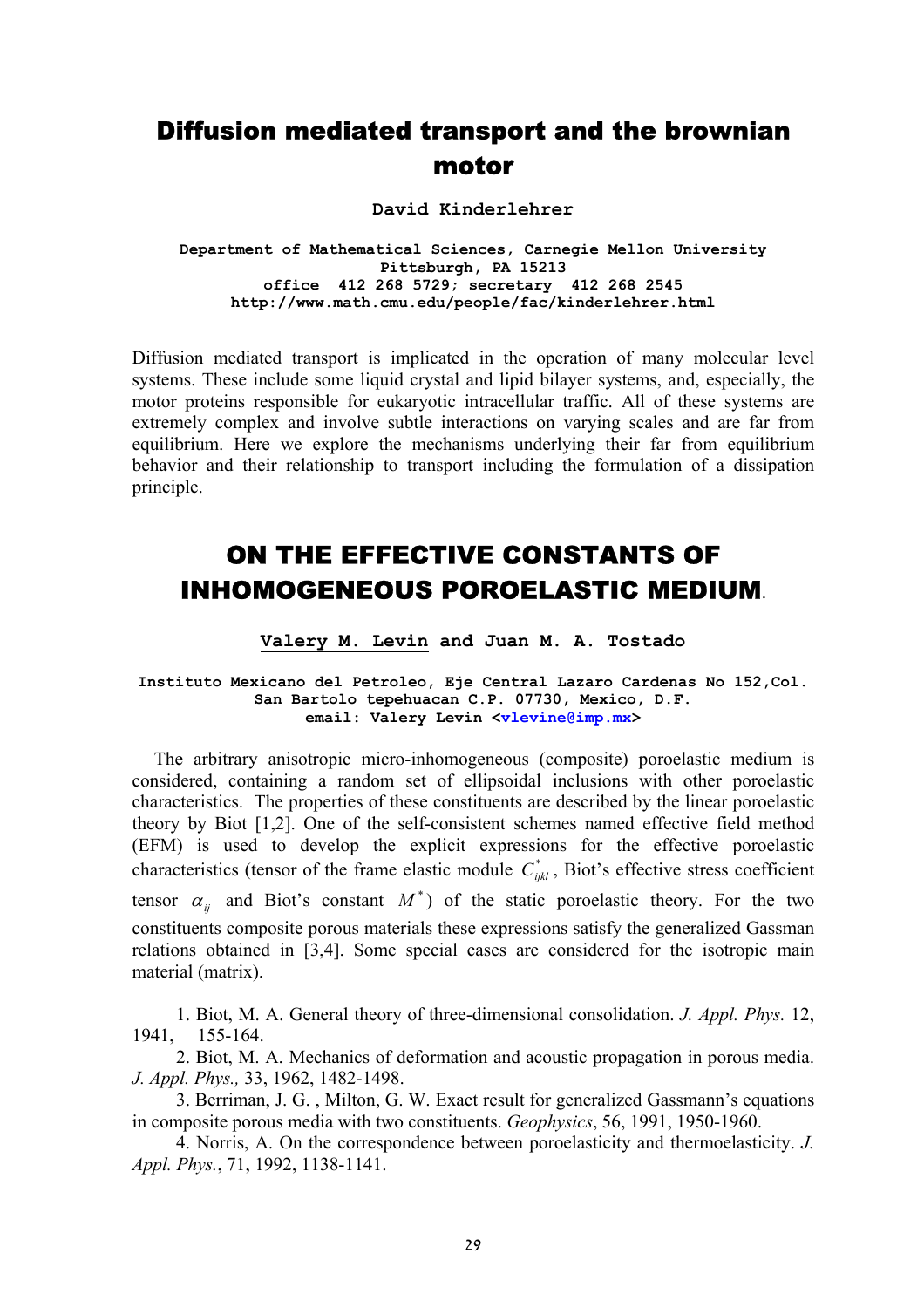# Diffusion mediated transport and the brownian motor

**David Kinderlehrer**

**Department of Mathematical Sciences, Carnegie Mellon University**
**Pittsburgh, PA 15213**
**office 412 268 5729; secretary 412 268 2545**
**http://www.math.cmu.edu/people/fac/kinderlehrer.html**

Diffusion mediated transport is implicated in the operation of many molecular level systems. These include some liquid crystal and lipid bilayer systems, and, especially, the motor proteins responsible for eukaryotic intracellular traffic. All of these systems are extremely complex and involve subtle interactions on varying scales and are far from equilibrium. Here we explore the mechanisms underlying their far from equilibrium behavior and their relationship to transport including the formulation of a dissipation principle.

# ON THE EFFECTIVE CONSTANTS OF INHOMOGENEOUS POROELASTIC MEDIUM.

**Valery M. Levin and Juan M. A. Tostado**

**Instituto Mexicano del Petroleo, Eje Central Lazaro Cardenas No 152,Col. San Bartolo tepehuacan C.P. 07730, Mexico, D.F.**
**email: Valery Levin <vlevine@imp.mx>**

The arbitrary anisotropic micro-inhomogeneous (composite) poroelastic medium is considered, containing a random set of ellipsoidal inclusions with other poroelastic characteristics. The properties of these constituents are described by the linear poroelastic theory by Biot [1,2]. One of the self-consistent schemes named effective field method (EFM) is used to develop the explicit expressions for the effective poroelastic characteristics (tensor of the frame elastic module $C^*_{ijkl}$, Biot's effective stress coefficient tensor $\alpha_{ij}$ and Biot's constant $M^*$) of the static poroelastic theory. For the two constituents composite porous materials these expressions satisfy the generalized Gassman relations obtained in [3,4]. Some special cases are considered for the isotropic main material (matrix).

1. Biot, M. A. General theory of three-dimensional consolidation. *J. Appl. Phys.* 12, 1941, 155-164.
2. Biot, M. A. Mechanics of deformation and acoustic propagation in porous media. *J. Appl. Phys.,* 33, 1962, 1482-1498.
3. Berriman, J. G. , Milton, G. W. Exact result for generalized Gassmann's equations in composite porous media with two constituents. *Geophysics*, 56, 1991, 1950-1960.
4. Norris, A. On the correspondence between poroelasticity and thermoelasticity. *J. Appl. Phys.*, 71, 1992, 1138-1141.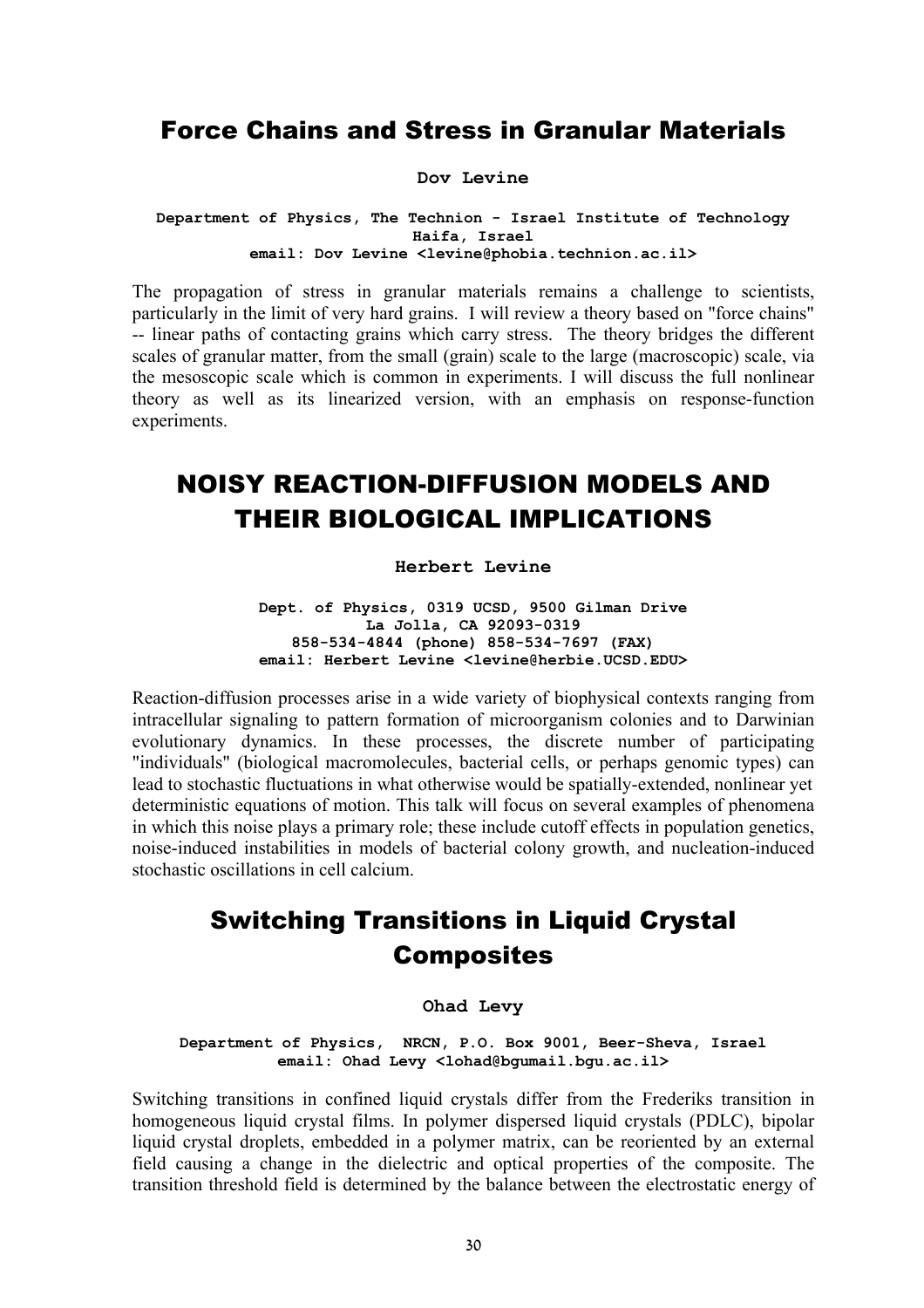## Force Chains and Stress in Granular Materials

**Dov Levine**

**Department of Physics, The Technion - Israel Institute of Technology**
**Haifa, Israel**
**email: Dov Levine <levine@phobia.technion.ac.il>**

The propagation of stress in granular materials remains a challenge to scientists, particularly in the limit of very hard grains. I will review a theory based on "force chains" -- linear paths of contacting grains which carry stress. The theory bridges the different scales of granular matter, from the small (grain) scale to the large (macroscopic) scale, via the mesoscopic scale which is common in experiments. I will discuss the full nonlinear theory as well as its linearized version, with an emphasis on response-function experiments.

## NOISY REACTION-DIFFUSION MODELS AND THEIR BIOLOGICAL IMPLICATIONS

**Herbert Levine**

**Dept. of Physics, 0319 UCSD, 9500 Gilman Drive**
**La Jolla, CA 92093-0319**
**858-534-4844 (phone) 858-534-7697 (FAX)**
**email: Herbert Levine <levine@herbie.UCSD.EDU>**

Reaction-diffusion processes arise in a wide variety of biophysical contexts ranging from intracellular signaling to pattern formation of microorganism colonies and to Darwinian evolutionary dynamics. In these processes, the discrete number of participating "individuals" (biological macromolecules, bacterial cells, or perhaps genomic types) can lead to stochastic fluctuations in what otherwise would be spatially-extended, nonlinear yet deterministic equations of motion. This talk will focus on several examples of phenomena in which this noise plays a primary role; these include cutoff effects in population genetics, noise-induced instabilities in models of bacterial colony growth, and nucleation-induced stochastic oscillations in cell calcium.

## Switching Transitions in Liquid Crystal Composites

**Ohad Levy**

**Department of Physics, NRCN, P.O. Box 9001, Beer-Sheva, Israel**
**email: Ohad Levy <lohad@bgumail.bgu.ac.il>**

Switching transitions in confined liquid crystals differ from the Frederiks transition in homogeneous liquid crystal films. In polymer dispersed liquid crystals (PDLC), bipolar liquid crystal droplets, embedded in a polymer matrix, can be reoriented by an external field causing a change in the dielectric and optical properties of the composite. The transition threshold field is determined by the balance between the electrostatic energy of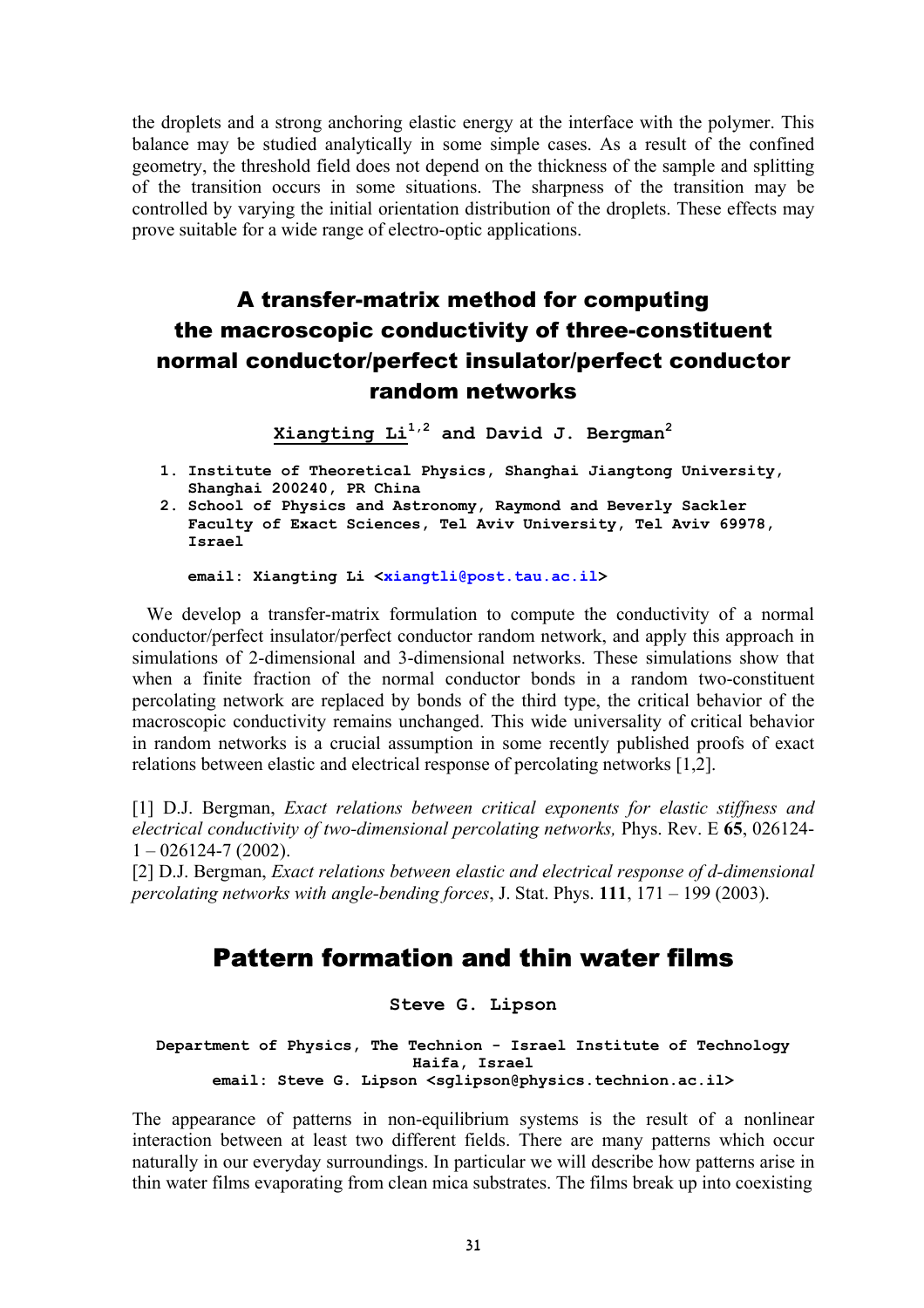the droplets and a strong anchoring elastic energy at the interface with the polymer. This balance may be studied analytically in some simple cases. As a result of the confined geometry, the threshold field does not depend on the thickness of the sample and splitting of the transition occurs in some situations. The sharpness of the transition may be controlled by varying the initial orientation distribution of the droplets. These effects may prove suitable for a wide range of electro-optic applications.

## A transfer-matrix method for computing the macroscopic conductivity of three-constituent normal conductor/perfect insulator/perfect conductor random networks

**Xiangting Li[1,2] and David J. Bergman[2]**

1. **Institute of Theoretical Physics, Shanghai Jiangtong University, Shanghai 200240, PR China**
2. **School of Physics and Astronomy, Raymond and Beverly Sackler Faculty of Exact Sciences, Tel Aviv University, Tel Aviv 69978, Israel**

**email: Xiangting Li <xiangtli@post.tau.ac.il>**

We develop a transfer-matrix formulation to compute the conductivity of a normal conductor/perfect insulator/perfect conductor random network, and apply this approach in simulations of 2-dimensional and 3-dimensional networks. These simulations show that when a finite fraction of the normal conductor bonds in a random two-constituent percolating network are replaced by bonds of the third type, the critical behavior of the macroscopic conductivity remains unchanged. This wide universality of critical behavior in random networks is a crucial assumption in some recently published proofs of exact relations between elastic and electrical response of percolating networks [1,2].

[1] D.J. Bergman, *Exact relations between critical exponents for elastic stiffness and electrical conductivity of two-dimensional percolating networks,* Phys. Rev. E **65**, 026124-1 – 026124-7 (2002).
[2] D.J. Bergman, *Exact relations between elastic and electrical response of d-dimensional percolating networks with angle-bending forces*, J. Stat. Phys. **111**, 171 – 199 (2003).

## Pattern formation and thin water films

**Steve G. Lipson**

**Department of Physics, The Technion - Israel Institute of Technology Haifa, Israel**
**email: Steve G. Lipson <sglipson@physics.technion.ac.il>**

The appearance of patterns in non-equilibrium systems is the result of a nonlinear interaction between at least two different fields. There are many patterns which occur naturally in our everyday surroundings. In particular we will describe how patterns arise in thin water films evaporating from clean mica substrates. The films break up into coexisting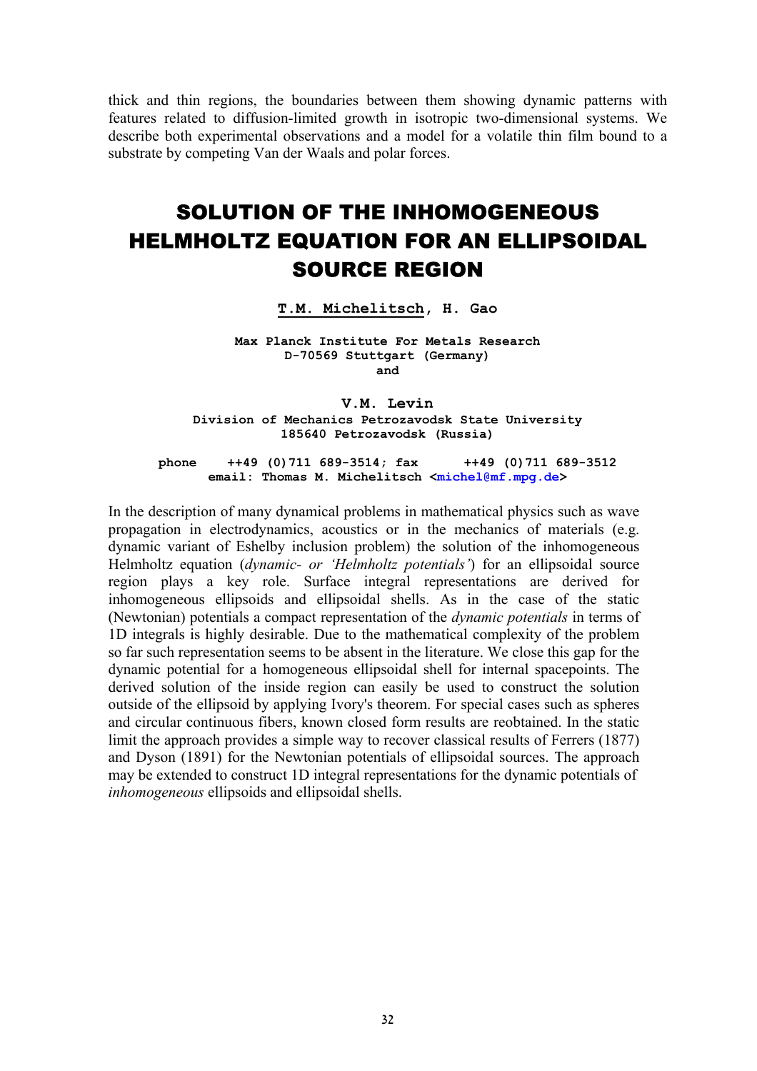thick and thin regions, the boundaries between them showing dynamic patterns with features related to diffusion-limited growth in isotropic two-dimensional systems. We describe both experimental observations and a model for a volatile thin film bound to a substrate by competing Van der Waals and polar forces.

# SOLUTION OF THE INHOMOGENEOUS HELMHOLTZ EQUATION FOR AN ELLIPSOIDAL SOURCE REGION

**T.M. Michelitsch, H. Gao**

**Max Planck Institute For Metals Research**
**D-70569 Stuttgart (Germany)**
**and**

**V.M. Levin**
**Division of Mechanics Petrozavodsk State University**
**185640 Petrozavodsk (Russia)**

**phone ++49 (0)711 689-3514; fax ++49 (0)711 689-3512**
**email: Thomas M. Michelitsch <michel@mf.mpg.de>**

In the description of many dynamical problems in mathematical physics such as wave propagation in electrodynamics, acoustics or in the mechanics of materials (e.g. dynamic variant of Eshelby inclusion problem) the solution of the inhomogeneous Helmholtz equation (*dynamic- or 'Helmholtz potentials'*) for an ellipsoidal source region plays a key role. Surface integral representations are derived for inhomogeneous ellipsoids and ellipsoidal shells. As in the case of the static (Newtonian) potentials a compact representation of the *dynamic potentials* in terms of 1D integrals is highly desirable. Due to the mathematical complexity of the problem so far such representation seems to be absent in the literature. We close this gap for the dynamic potential for a homogeneous ellipsoidal shell for internal spacepoints. The derived solution of the inside region can easily be used to construct the solution outside of the ellipsoid by applying Ivory's theorem. For special cases such as spheres and circular continuous fibers, known closed form results are reobtained. In the static limit the approach provides a simple way to recover classical results of Ferrers (1877) and Dyson (1891) for the Newtonian potentials of ellipsoidal sources. The approach may be extended to construct 1D integral representations for the dynamic potentials of *inhomogeneous* ellipsoids and ellipsoidal shells.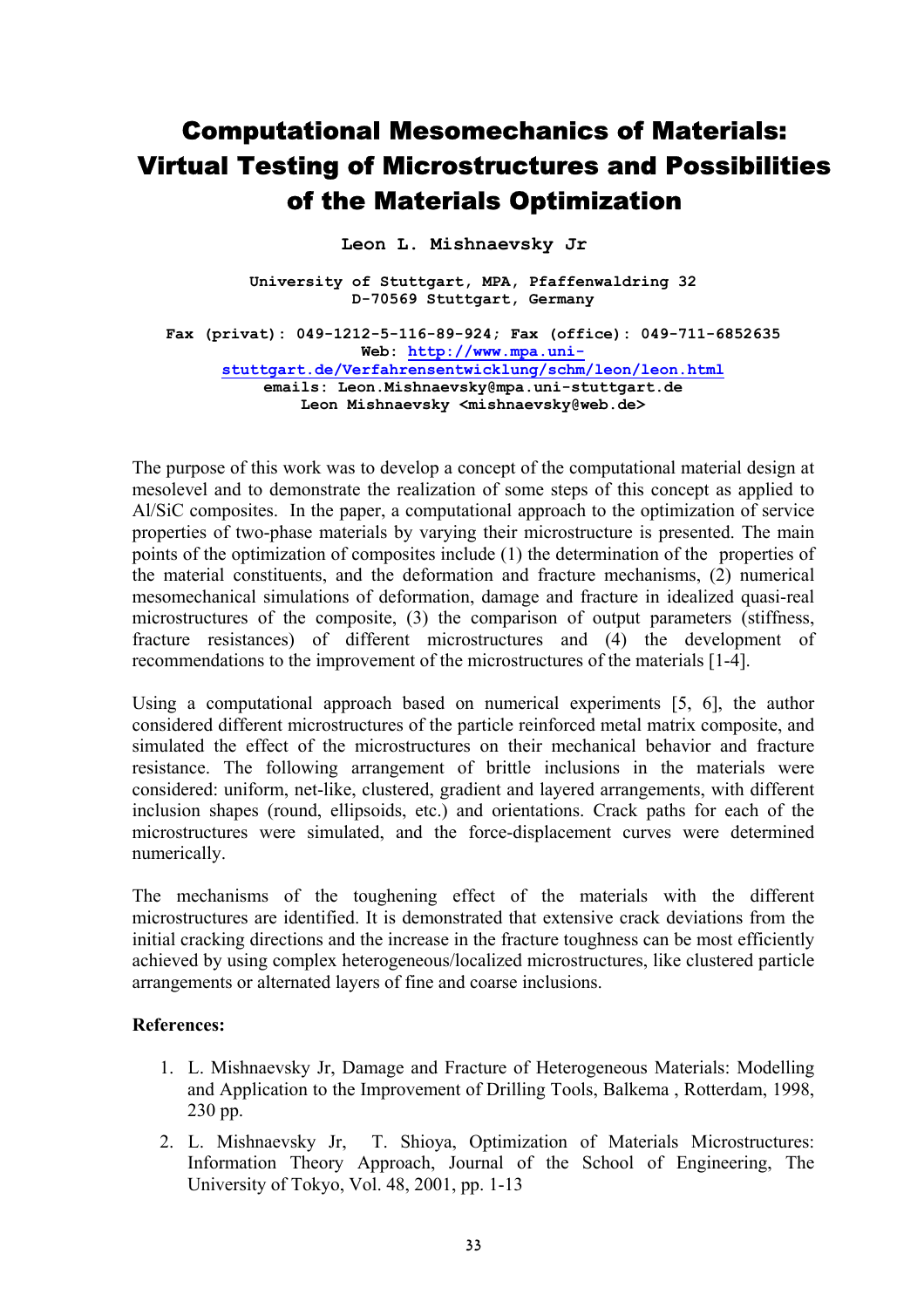# Computational Mesomechanics of Materials: Virtual Testing of Microstructures and Possibilities of the Materials Optimization

**Leon L. Mishnaevsky Jr**

**University of Stuttgart, MPA, Pfaffenwaldring 32**
**D-70569 Stuttgart, Germany**

**Fax (privat): 049-1212-5-116-89-924; Fax (office): 049-711-6852635**
**Web: [http://www.mpa.uni-stuttgart.de/Verfahrensentwicklung/schm/leon/leon.html](http://www.mpa.uni-stuttgart.de/Verfahrensentwicklung/schm/leon/leon.html)**
**emails: Leon.Mishnaevsky@mpa.uni-stuttgart.de**
**Leon Mishnaevsky <mishnaevsky@web.de>**

The purpose of this work was to develop a concept of the computational material design at mesolevel and to demonstrate the realization of some steps of this concept as applied to Al/SiC composites. In the paper, a computational approach to the optimization of service properties of two-phase materials by varying their microstructure is presented. The main points of the optimization of composites include (1) the determination of the properties of the material constituents, and the deformation and fracture mechanisms, (2) numerical mesomechanical simulations of deformation, damage and fracture in idealized quasi-real microstructures of the composite, (3) the comparison of output parameters (stiffness, fracture resistances) of different microstructures and (4) the development of recommendations to the improvement of the microstructures of the materials [1-4].

Using a computational approach based on numerical experiments [5, 6], the author considered different microstructures of the particle reinforced metal matrix composite, and simulated the effect of the microstructures on their mechanical behavior and fracture resistance. The following arrangement of brittle inclusions in the materials were considered: uniform, net-like, clustered, gradient and layered arrangements, with different inclusion shapes (round, ellipsoids, etc.) and orientations. Crack paths for each of the microstructures were simulated, and the force-displacement curves were determined numerically.

The mechanisms of the toughening effect of the materials with the different microstructures are identified. It is demonstrated that extensive crack deviations from the initial cracking directions and the increase in the fracture toughness can be most efficiently achieved by using complex heterogeneous/localized microstructures, like clustered particle arrangements or alternated layers of fine and coarse inclusions.

**References:**

1. L. Mishnaevsky Jr, Damage and Fracture of Heterogeneous Materials: Modelling and Application to the Improvement of Drilling Tools, Balkema , Rotterdam, 1998, 230 pp.
2. L. Mishnaevsky Jr, T. Shioya, Optimization of Materials Microstructures: Information Theory Approach, Journal of the School of Engineering, The University of Tokyo, Vol. 48, 2001, pp. 1-13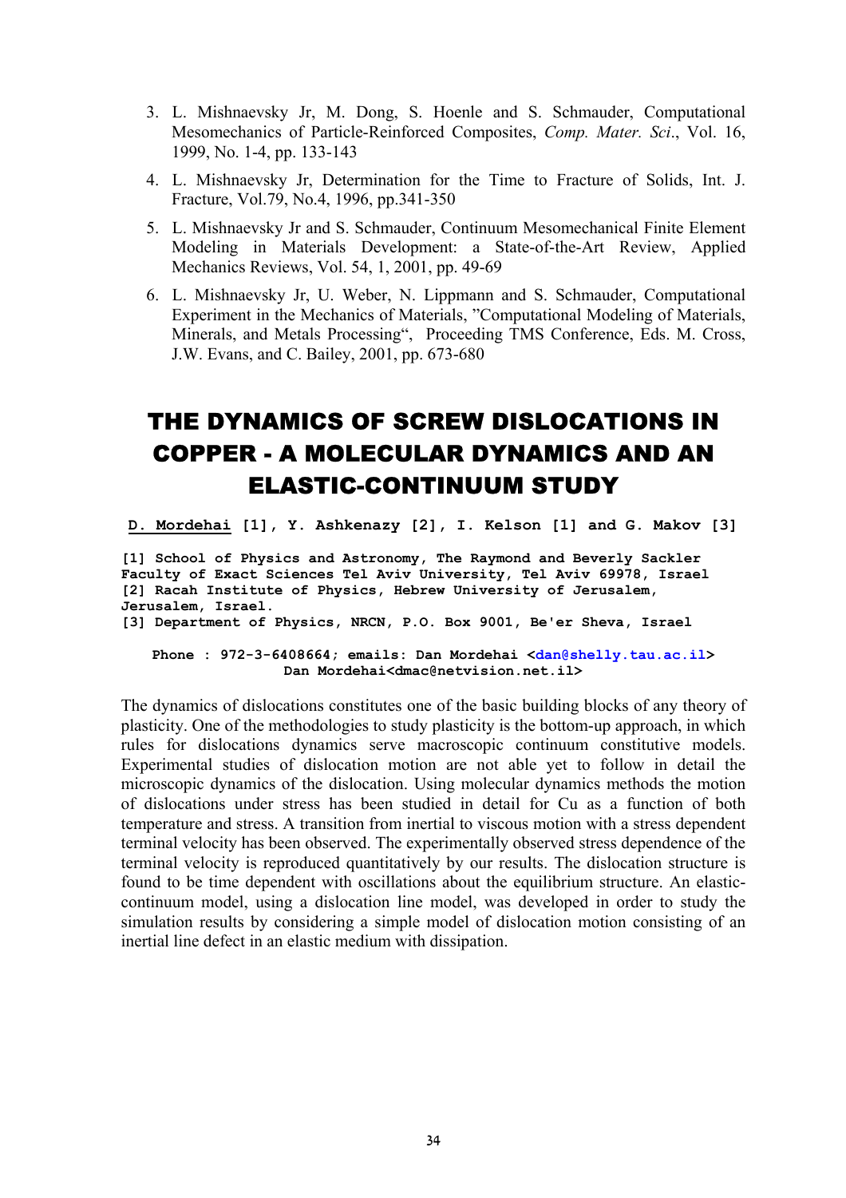3. L. Mishnaevsky Jr, M. Dong, S. Hoenle and S. Schmauder, Computational Mesomechanics of Particle-Reinforced Composites, *Comp. Mater. Sci*., Vol. 16, 1999, No. 1-4, pp. 133-143
4. L. Mishnaevsky Jr, Determination for the Time to Fracture of Solids, Int. J. Fracture, Vol.79, No.4, 1996, pp.341-350
5. L. Mishnaevsky Jr and S. Schmauder, Continuum Mesomechanical Finite Element Modeling in Materials Development: a State-of-the-Art Review, Applied Mechanics Reviews, Vol. 54, 1, 2001, pp. 49-69
6. L. Mishnaevsky Jr, U. Weber, N. Lippmann and S. Schmauder, Computational Experiment in the Mechanics of Materials, "Computational Modeling of Materials, Minerals, and Metals Processing", Proceeding TMS Conference, Eds. M. Cross, J.W. Evans, and C. Bailey, 2001, pp. 673-680

# THE DYNAMICS OF SCREW DISLOCATIONS IN COPPER - A MOLECULAR DYNAMICS AND AN ELASTIC-CONTINUUM STUDY

**D. Mordehai [1], Y. Ashkenazy [2], I. Kelson [1] and G. Makov [3]**

**[1] School of Physics and Astronomy, The Raymond and Beverly Sackler Faculty of Exact Sciences Tel Aviv University, Tel Aviv 69978, Israel**
**[2] Racah Institute of Physics, Hebrew University of Jerusalem, Jerusalem, Israel.**
**[3] Department of Physics, NRCN, P.O. Box 9001, Be'er Sheva, Israel**

**Phone : 972-3-6408664; emails: Dan Mordehai <dan@shelly.tau.ac.il>**
**Dan Mordehai<dmac@netvision.net.il>**

The dynamics of dislocations constitutes one of the basic building blocks of any theory of plasticity. One of the methodologies to study plasticity is the bottom-up approach, in which rules for dislocations dynamics serve macroscopic continuum constitutive models. Experimental studies of dislocation motion are not able yet to follow in detail the microscopic dynamics of the dislocation. Using molecular dynamics methods the motion of dislocations under stress has been studied in detail for Cu as a function of both temperature and stress. A transition from inertial to viscous motion with a stress dependent terminal velocity has been observed. The experimentally observed stress dependence of the terminal velocity is reproduced quantitatively by our results. The dislocation structure is found to be time dependent with oscillations about the equilibrium structure. An elastic-continuum model, using a dislocation line model, was developed in order to study the simulation results by considering a simple model of dislocation motion consisting of an inertial line defect in an elastic medium with dissipation.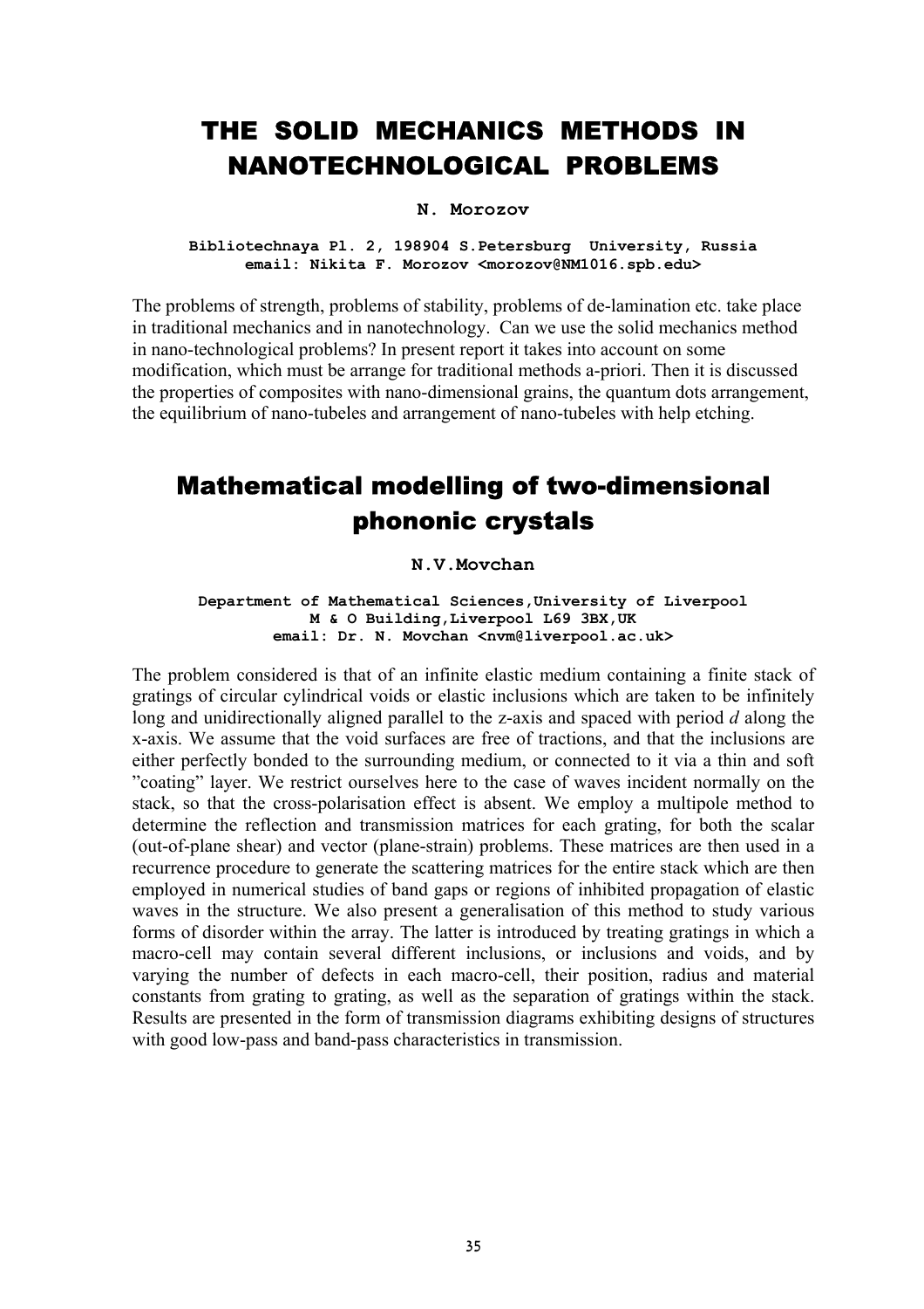# THE SOLID MECHANICS METHODS IN NANOTECHNOLOGICAL PROBLEMS

**N. Morozov**

**Bibliotechnaya Pl. 2, 198904 S.Petersburg University, Russia**
**email: Nikita F. Morozov <morozov@NM1016.spb.edu>**

The problems of strength, problems of stability, problems of de-lamination etc. take place in traditional mechanics and in nanotechnology. Can we use the solid mechanics method in nano-technological problems? In present report it takes into account on some modification, which must be arrange for traditional methods a-priori. Then it is discussed the properties of composites with nano-dimensional grains, the quantum dots arrangement, the equilibrium of nano-tubeles and arrangement of nano-tubeles with help etching.

# Mathematical modelling of two-dimensional phononic crystals

**N.V.Movchan**

**Department of Mathematical Sciences,University of Liverpool**
**M & O Building,Liverpool L69 3BX,UK**
**email: Dr. N. Movchan <nvm@liverpool.ac.uk>**

The problem considered is that of an infinite elastic medium containing a finite stack of gratings of circular cylindrical voids or elastic inclusions which are taken to be infinitely long and unidirectionally aligned parallel to the z-axis and spaced with period *d* along the x-axis. We assume that the void surfaces are free of tractions, and that the inclusions are either perfectly bonded to the surrounding medium, or connected to it via a thin and soft "coating" layer. We restrict ourselves here to the case of waves incident normally on the stack, so that the cross-polarisation effect is absent. We employ a multipole method to determine the reflection and transmission matrices for each grating, for both the scalar (out-of-plane shear) and vector (plane-strain) problems. These matrices are then used in a recurrence procedure to generate the scattering matrices for the entire stack which are then employed in numerical studies of band gaps or regions of inhibited propagation of elastic waves in the structure. We also present a generalisation of this method to study various forms of disorder within the array. The latter is introduced by treating gratings in which a macro-cell may contain several different inclusions, or inclusions and voids, and by varying the number of defects in each macro-cell, their position, radius and material constants from grating to grating, as well as the separation of gratings within the stack. Results are presented in the form of transmission diagrams exhibiting designs of structures with good low-pass and band-pass characteristics in transmission.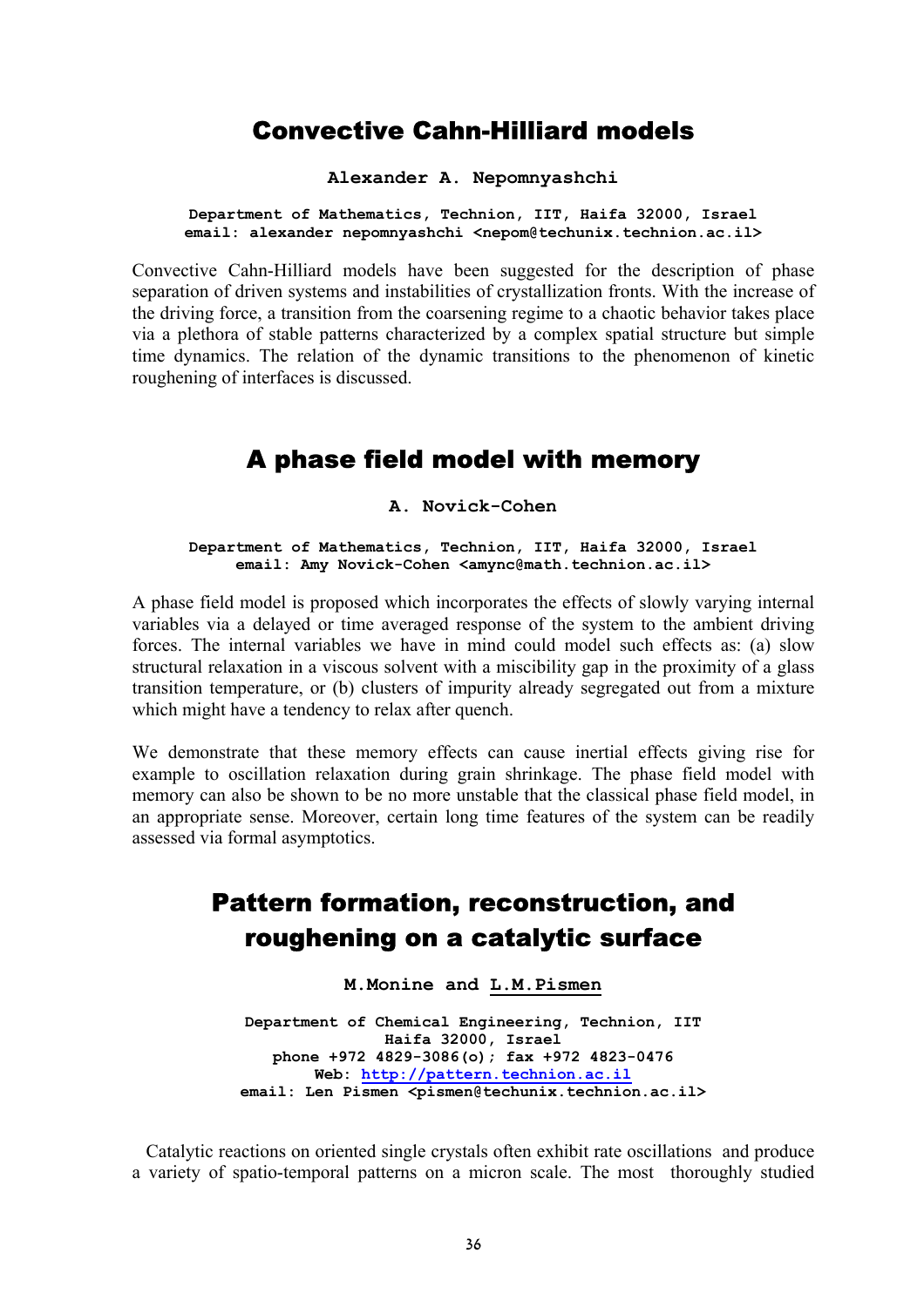# Convective Cahn-Hilliard models

**Alexander A. Nepomnyashchi**

**Department of Mathematics, Technion, IIT, Haifa 32000, Israel**
**email: alexander nepomnyashchi <nepom@techunix.technion.ac.il>**

Convective Cahn-Hilliard models have been suggested for the description of phase separation of driven systems and instabilities of crystallization fronts. With the increase of the driving force, a transition from the coarsening regime to a chaotic behavior takes place via a plethora of stable patterns characterized by a complex spatial structure but simple time dynamics. The relation of the dynamic transitions to the phenomenon of kinetic roughening of interfaces is discussed.

# A phase field model with memory

**A. Novick-Cohen**

**Department of Mathematics, Technion, IIT, Haifa 32000, Israel**
**email: Amy Novick-Cohen <amync@math.technion.ac.il>**

A phase field model is proposed which incorporates the effects of slowly varying internal variables via a delayed or time averaged response of the system to the ambient driving forces. The internal variables we have in mind could model such effects as: (a) slow structural relaxation in a viscous solvent with a miscibility gap in the proximity of a glass transition temperature, or (b) clusters of impurity already segregated out from a mixture which might have a tendency to relax after quench.

We demonstrate that these memory effects can cause inertial effects giving rise for example to oscillation relaxation during grain shrinkage. The phase field model with memory can also be shown to be no more unstable that the classical phase field model, in an appropriate sense. Moreover, certain long time features of the system can be readily assessed via formal asymptotics.

# Pattern formation, reconstruction, and roughening on a catalytic surface

**M.Monine and L.M.Pismen**

**Department of Chemical Engineering, Technion, IIT**
**Haifa 32000, Israel**
**phone +972 4829-3086(o); fax +972 4823-0476**
**Web: http://pattern.technion.ac.il**
**email: Len Pismen <pismen@techunix.technion.ac.il>**

Catalytic reactions on oriented single crystals often exhibit rate oscillations and produce a variety of spatio-temporal patterns on a micron scale. The most thoroughly studied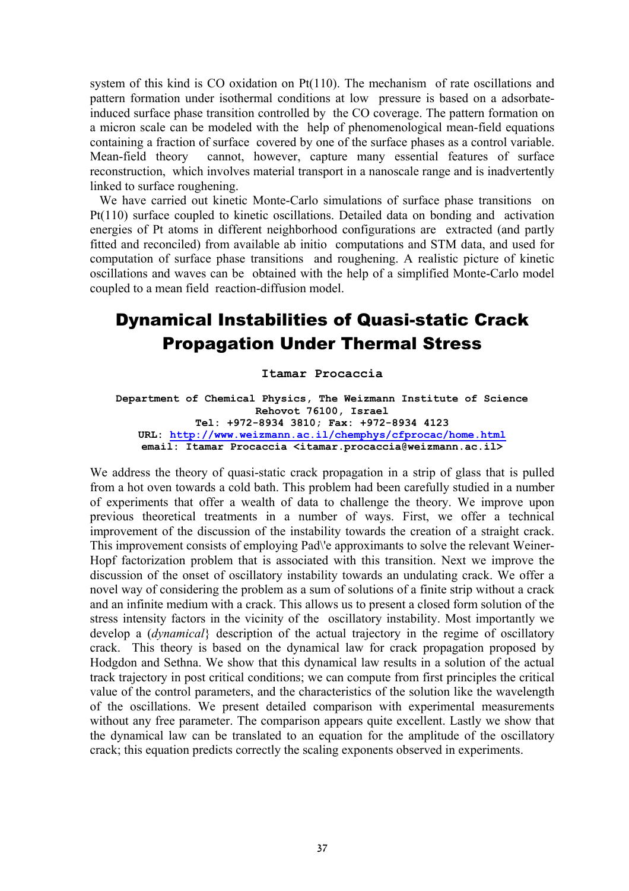system of this kind is CO oxidation on Pt(110). The mechanism of rate oscillations and pattern formation under isothermal conditions at low pressure is based on a adsorbate-induced surface phase transition controlled by the CO coverage. The pattern formation on a micron scale can be modeled with the help of phenomenological mean-field equations containing a fraction of surface covered by one of the surface phases as a control variable. Mean-field theory cannot, however, capture many essential features of surface reconstruction, which involves material transport in a nanoscale range and is inadvertently linked to surface roughening.

We have carried out kinetic Monte-Carlo simulations of surface phase transitions on Pt(110) surface coupled to kinetic oscillations. Detailed data on bonding and activation energies of Pt atoms in different neighborhood configurations are extracted (and partly fitted and reconciled) from available ab initio computations and STM data, and used for computation of surface phase transitions and roughening. A realistic picture of kinetic oscillations and waves can be obtained with the help of a simplified Monte-Carlo model coupled to a mean field reaction-diffusion model.

# Dynamical Instabilities of Quasi-static Crack Propagation Under Thermal Stress

**Itamar Procaccia**

**Department of Chemical Physics, The Weizmann Institute of Science**
**Rehovot 76100, Israel**
**Tel: +972-8934 3810; Fax: +972-8934 4123**
**URL: http://www.weizmann.ac.il/chemphys/cfprocac/home.html**
**email: Itamar Procaccia <itamar.procaccia@weizmann.ac.il>**

We address the theory of quasi-static crack propagation in a strip of glass that is pulled from a hot oven towards a cold bath. This problem had been carefully studied in a number of experiments that offer a wealth of data to challenge the theory. We improve upon previous theoretical treatments in a number of ways. First, we offer a technical improvement of the discussion of the instability towards the creation of a straight crack. This improvement consists of employing Pad\'e approximants to solve the relevant Weiner-Hopf factorization problem that is associated with this transition. Next we improve the discussion of the onset of oscillatory instability towards an undulating crack. We offer a novel way of considering the problem as a sum of solutions of a finite strip without a crack and an infinite medium with a crack. This allows us to present a closed form solution of the stress intensity factors in the vicinity of the oscillatory instability. Most importantly we develop a (*dynamical*} description of the actual trajectory in the regime of oscillatory crack. This theory is based on the dynamical law for crack propagation proposed by Hodgdon and Sethna. We show that this dynamical law results in a solution of the actual track trajectory in post critical conditions; we can compute from first principles the critical value of the control parameters, and the characteristics of the solution like the wavelength of the oscillations. We present detailed comparison with experimental measurements without any free parameter. The comparison appears quite excellent. Lastly we show that the dynamical law can be translated to an equation for the amplitude of the oscillatory crack; this equation predicts correctly the scaling exponents observed in experiments.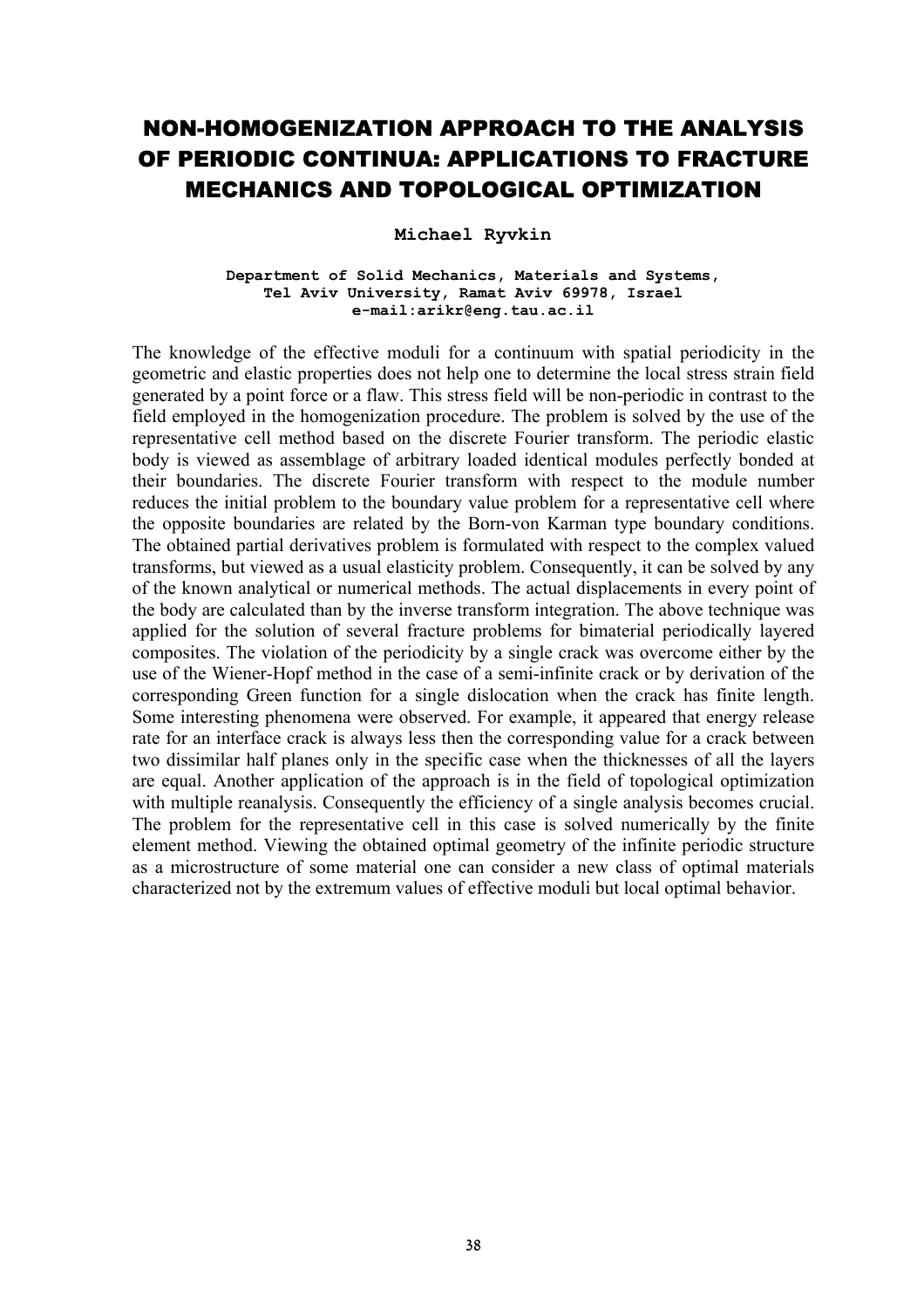# NON-HOMOGENIZATION APPROACH TO THE ANALYSIS OF PERIODIC CONTINUA: APPLICATIONS TO FRACTURE MECHANICS AND TOPOLOGICAL OPTIMIZATION

**Michael Ryvkin**

**Department of Solid Mechanics, Materials and Systems, Tel Aviv University, Ramat Aviv 69978, Israel**
**e-mail:arikr@eng.tau.ac.il**

The knowledge of the effective moduli for a continuum with spatial periodicity in the geometric and elastic properties does not help one to determine the local stress strain field generated by a point force or a flaw. This stress field will be non-periodic in contrast to the field employed in the homogenization procedure. The problem is solved by the use of the representative cell method based on the discrete Fourier transform. The periodic elastic body is viewed as assemblage of arbitrary loaded identical modules perfectly bonded at their boundaries. The discrete Fourier transform with respect to the module number reduces the initial problem to the boundary value problem for a representative cell where the opposite boundaries are related by the Born-von Karman type boundary conditions. The obtained partial derivatives problem is formulated with respect to the complex valued transforms, but viewed as a usual elasticity problem. Consequently, it can be solved by any of the known analytical or numerical methods. The actual displacements in every point of the body are calculated than by the inverse transform integration. The above technique was applied for the solution of several fracture problems for bimaterial periodically layered composites. The violation of the periodicity by a single crack was overcome either by the use of the Wiener-Hopf method in the case of a semi-infinite crack or by derivation of the corresponding Green function for a single dislocation when the crack has finite length. Some interesting phenomena were observed. For example, it appeared that energy release rate for an interface crack is always less then the corresponding value for a crack between two dissimilar half planes only in the specific case when the thicknesses of all the layers are equal. Another application of the approach is in the field of topological optimization with multiple reanalysis. Consequently the efficiency of a single analysis becomes crucial. The problem for the representative cell in this case is solved numerically by the finite element method. Viewing the obtained optimal geometry of the infinite periodic structure as a microstructure of some material one can consider a new class of optimal materials characterized not by the extremum values of effective moduli but local optimal behavior.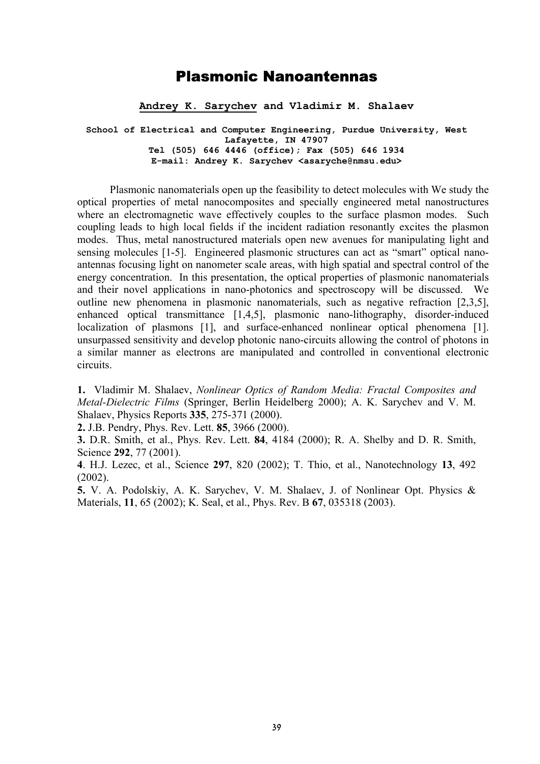# Plasmonic Nanoantennas

**Andrey K. Sarychev and Vladimir M. Shalaev**

**School of Electrical and Computer Engineering, Purdue University, West Lafayette, IN 47907**
**Tel (505) 646 4446 (office); Fax (505) 646 1934**
**E-mail: Andrey K. Sarychev <asaryche@nmsu.edu>**

Plasmonic nanomaterials open up the feasibility to detect molecules with We study the optical properties of metal nanocomposites and specially engineered metal nanostructures where an electromagnetic wave effectively couples to the surface plasmon modes. Such coupling leads to high local fields if the incident radiation resonantly excites the plasmon modes. Thus, metal nanostructured materials open new avenues for manipulating light and sensing molecules [1-5]. Engineered plasmonic structures can act as "smart" optical nano-antennas focusing light on nanometer scale areas, with high spatial and spectral control of the energy concentration. In this presentation, the optical properties of plasmonic nanomaterials and their novel applications in nano-photonics and spectroscopy will be discussed. We outline new phenomena in plasmonic nanomaterials, such as negative refraction [2,3,5], enhanced optical transmittance [1,4,5], plasmonic nano-lithography, disorder-induced localization of plasmons [1], and surface-enhanced nonlinear optical phenomena [1]. unsurpassed sensitivity and develop photonic nano-circuits allowing the control of photons in a similar manner as electrons are manipulated and controlled in conventional electronic circuits.

**1.** Vladimir M. Shalaev, *Nonlinear Optics of Random Media: Fractal Composites and Metal-Dielectric Films* (Springer, Berlin Heidelberg 2000); A. K. Sarychev and V. M. Shalaev, Physics Reports **335**, 275-371 (2000).
**2.** J.B. Pendry, Phys. Rev. Lett. **85**, 3966 (2000).
**3.** D.R. Smith, et al., Phys. Rev. Lett. **84**, 4184 (2000); R. A. Shelby and D. R. Smith, Science **292**, 77 (2001).
**4**. H.J. Lezec, et al., Science **297**, 820 (2002); T. Thio, et al., Nanotechnology **13**, 492 (2002).
**5.** V. A. Podolskiy, A. K. Sarychev, V. M. Shalaev, J. of Nonlinear Opt. Physics & Materials, **11**, 65 (2002); K. Seal, et al., Phys. Rev. B **67**, 035318 (2003).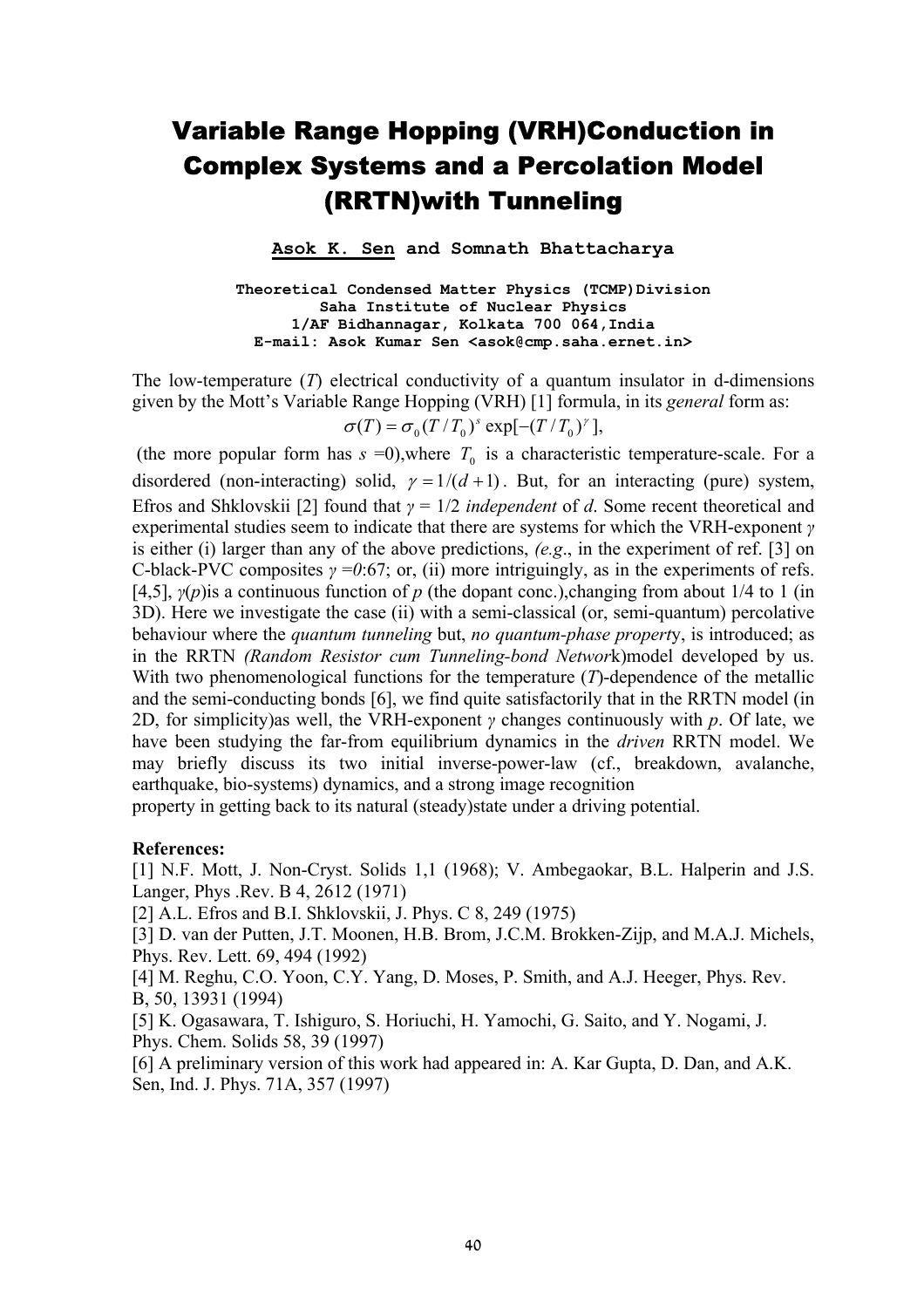# Variable Range Hopping (VRH)Conduction in Complex Systems and a Percolation Model (RRTN)with Tunneling

**Asok K. Sen and Somnath Bhattacharya**

**Theoretical Condensed Matter Physics (TCMP)Division**
**Saha Institute of Nuclear Physics**
**1/AF Bidhannagar, Kolkata 700 064,India**
**E-mail: Asok Kumar Sen <asok@cmp.saha.ernet.in>**

The low-temperature (*T*) electrical conductivity of a quantum insulator in d-dimensions given by the Mott's Variable Range Hopping (VRH) [1] formula, in its *general* form as:

$$\sigma(T) = \sigma_0 (T/T_0)^s \exp[-(T/T_0)^\gamma],$$

(the more popular form has $s = 0$),where $T_0$ is a characteristic temperature-scale. For a disordered (non-interacting) solid, $\gamma = 1/(d+1)$. But, for an interacting (pure) system, Efros and Shklovskii [2] found that $\gamma = 1/2$ *independent* of *d*. Some recent theoretical and experimental studies seem to indicate that there are systems for which the VRH-exponent $\gamma$ is either (i) larger than any of the above predictions, *(e.g*., in the experiment of ref. [3] on C-black-PVC composites $\gamma = 0{:}67$; or, (ii) more intriguingly, as in the experiments of refs. [4,5], $\gamma(p)$is a continuous function of *p* (the dopant conc.),changing from about 1/4 to 1 (in 3D). Here we investigate the case (ii) with a semi-classical (or, semi-quantum) percolative behaviour where the *quantum tunneling* but, *no quantum-phase propert*y, is introduced; as in the RRTN *(Random Resistor cum Tunneling-bond Networ*k)model developed by us. With two phenomenological functions for the temperature (*T*)-dependence of the metallic and the semi-conducting bonds [6], we find quite satisfactorily that in the RRTN model (in 2D, for simplicity)as well, the VRH-exponent $\gamma$ changes continuously with *p*. Of late, we have been studying the far-from equilibrium dynamics in the *driven* RRTN model. We may briefly discuss its two initial inverse-power-law (cf., breakdown, avalanche, earthquake, bio-systems) dynamics, and a strong image recognition property in getting back to its natural (steady)state under a driving potential.

**References:**

[1] N.F. Mott, J. Non-Cryst. Solids 1,1 (1968); V. Ambegaokar, B.L. Halperin and J.S. Langer, Phys .Rev. B 4, 2612 (1971)

[2] A.L. Efros and B.I. Shklovskii, J. Phys. C 8, 249 (1975)

[3] D. van der Putten, J.T. Moonen, H.B. Brom, J.C.M. Brokken-Zijp, and M.A.J. Michels, Phys. Rev. Lett. 69, 494 (1992)

[4] M. Reghu, C.O. Yoon, C.Y. Yang, D. Moses, P. Smith, and A.J. Heeger, Phys. Rev. B, 50, 13931 (1994)

[5] K. Ogasawara, T. Ishiguro, S. Horiuchi, H. Yamochi, G. Saito, and Y. Nogami, J. Phys. Chem. Solids 58, 39 (1997)

[6] A preliminary version of this work had appeared in: A. Kar Gupta, D. Dan, and A.K. Sen, Ind. J. Phys. 71A, 357 (1997)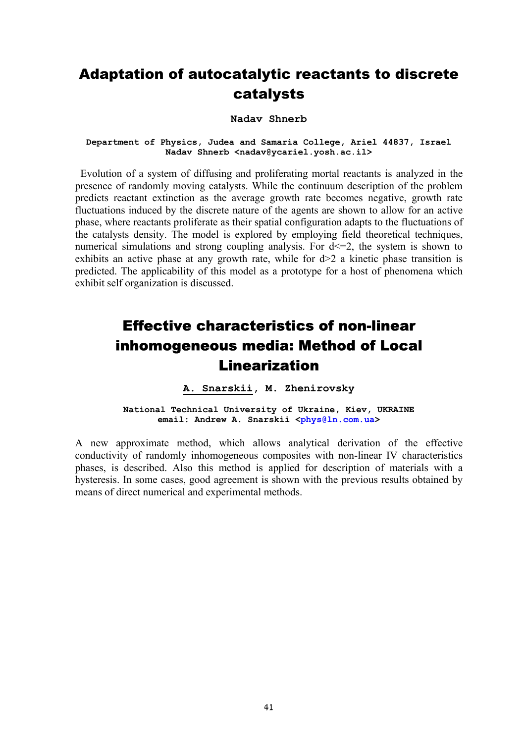# Adaptation of autocatalytic reactants to discrete catalysts

**Nadav Shnerb**

**Department of Physics, Judea and Samaria College, Ariel 44837, Israel**
**Nadav Shnerb <nadav@ycariel.yosh.ac.il>**

Evolution of a system of diffusing and proliferating mortal reactants is analyzed in the presence of randomly moving catalysts. While the continuum description of the problem predicts reactant extinction as the average growth rate becomes negative, growth rate fluctuations induced by the discrete nature of the agents are shown to allow for an active phase, where reactants proliferate as their spatial configuration adapts to the fluctuations of the catalysts density. The model is explored by employing field theoretical techniques, numerical simulations and strong coupling analysis. For $d<=2$, the system is shown to exhibits an active phase at any growth rate, while for $d>2$ a kinetic phase transition is predicted. The applicability of this model as a prototype for a host of phenomena which exhibit self organization is discussed.

# Effective characteristics of non-linear inhomogeneous media: Method of Local Linearization

**A. Snarskii, M. Zhenirovsky**

**National Technical University of Ukraine, Kiev, UKRAINE**
**email: Andrew A. Snarskii <phys@ln.com.ua>**

A new approximate method, which allows analytical derivation of the effective conductivity of randomly inhomogeneous composites with non-linear IV characteristics phases, is described. Also this method is applied for description of materials with a hysteresis. In some cases, good agreement is shown with the previous results obtained by means of direct numerical and experimental methods.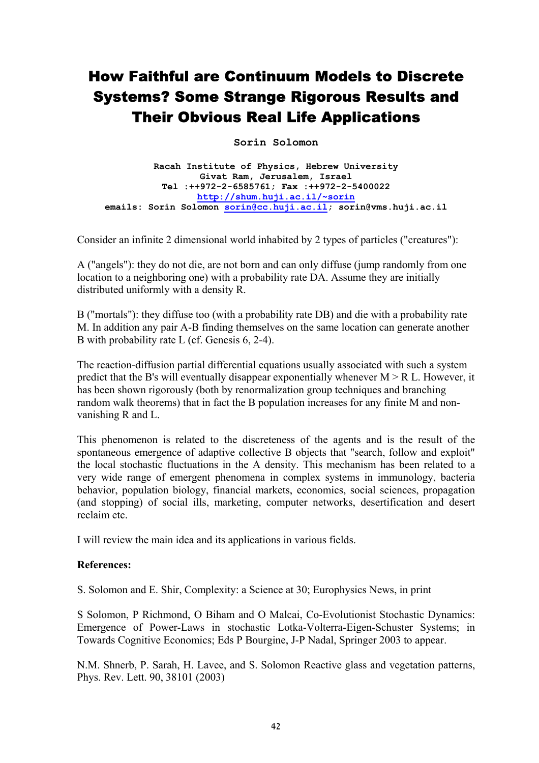# How Faithful are Continuum Models to Discrete Systems? Some Strange Rigorous Results and Their Obvious Real Life Applications

**Sorin Solomon**

**Racah Institute of Physics, Hebrew University**
**Givat Ram, Jerusalem, Israel**
**Tel :++972-2-6585761; Fax :++972-2-5400022**
**http://shum.huji.ac.il/~sorin**
**emails: Sorin Solomon sorin@cc.huji.ac.il; sorin@vms.huji.ac.il**

Consider an infinite 2 dimensional world inhabited by 2 types of particles ("creatures"):

A ("angels"): they do not die, are not born and can only diffuse (jump randomly from one location to a neighboring one) with a probability rate DA. Assume they are initially distributed uniformly with a density R.

B ("mortals"): they diffuse too (with a probability rate DB) and die with a probability rate M. In addition any pair A-B finding themselves on the same location can generate another B with probability rate L (cf. Genesis 6, 2-4).

The reaction-diffusion partial differential equations usually associated with such a system predict that the B's will eventually disappear exponentially whenever $M > R L$. However, it has been shown rigorously (both by renormalization group techniques and branching random walk theorems) that in fact the B population increases for any finite M and non-vanishing R and L.

This phenomenon is related to the discreteness of the agents and is the result of the spontaneous emergence of adaptive collective B objects that "search, follow and exploit" the local stochastic fluctuations in the A density. This mechanism has been related to a very wide range of emergent phenomena in complex systems in immunology, bacteria behavior, population biology, financial markets, economics, social sciences, propagation (and stopping) of social ills, marketing, computer networks, desertification and desert reclaim etc.

I will review the main idea and its applications in various fields.

**References:**

S. Solomon and E. Shir, Complexity: a Science at 30; Europhysics News, in print

S Solomon, P Richmond, O Biham and O Malcai, Co-Evolutionist Stochastic Dynamics: Emergence of Power-Laws in stochastic Lotka-Volterra-Eigen-Schuster Systems; in Towards Cognitive Economics; Eds P Bourgine, J-P Nadal, Springer 2003 to appear.

N.M. Shnerb, P. Sarah, H. Lavee, and S. Solomon Reactive glass and vegetation patterns, Phys. Rev. Lett. 90, 38101 (2003)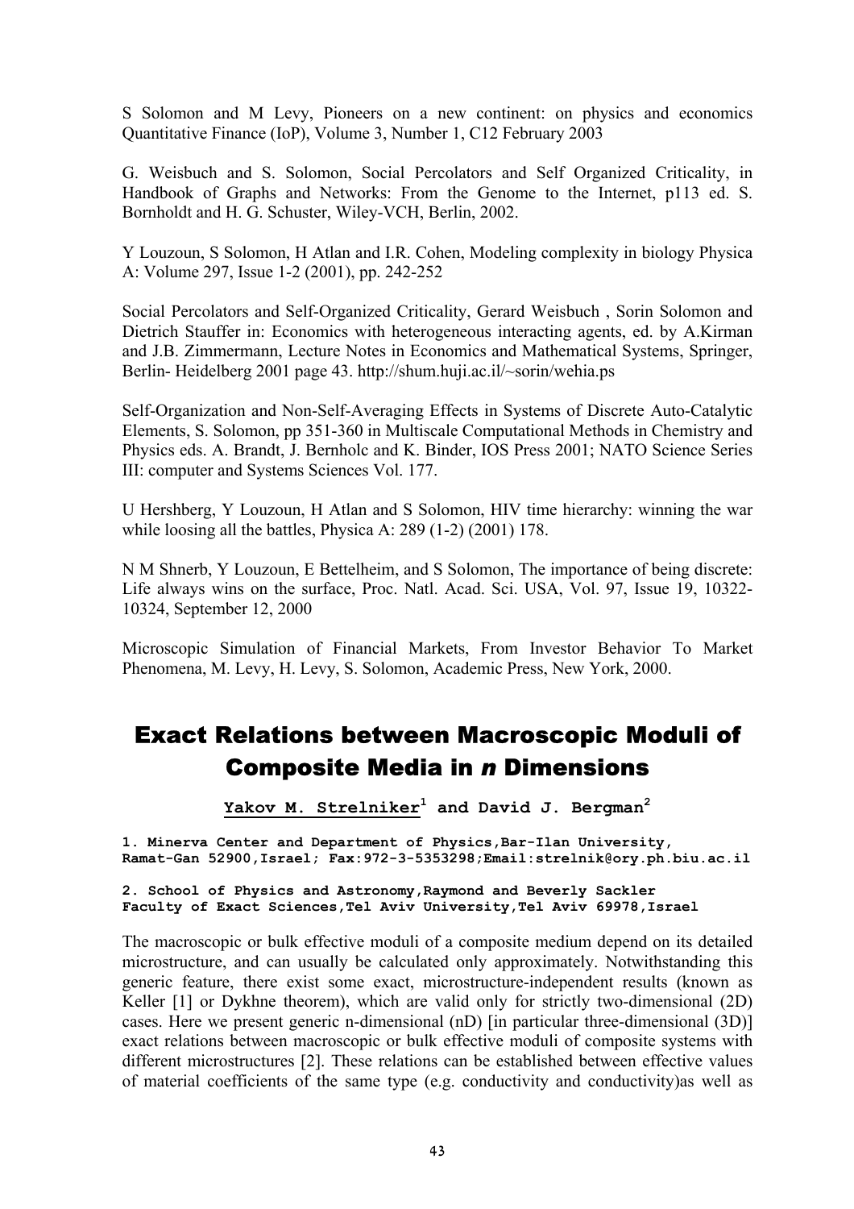S Solomon and M Levy, Pioneers on a new continent: on physics and economics Quantitative Finance (IoP), Volume 3, Number 1, C12 February 2003

G. Weisbuch and S. Solomon, Social Percolators and Self Organized Criticality, in Handbook of Graphs and Networks: From the Genome to the Internet, p113 ed. S. Bornholdt and H. G. Schuster, Wiley-VCH, Berlin, 2002.

Y Louzoun, S Solomon, H Atlan and I.R. Cohen, Modeling complexity in biology Physica A: Volume 297, Issue 1-2 (2001), pp. 242-252

Social Percolators and Self-Organized Criticality, Gerard Weisbuch , Sorin Solomon and Dietrich Stauffer in: Economics with heterogeneous interacting agents, ed. by A.Kirman and J.B. Zimmermann, Lecture Notes in Economics and Mathematical Systems, Springer, Berlin- Heidelberg 2001 page 43. http://shum.huji.ac.il/~sorin/wehia.ps

Self-Organization and Non-Self-Averaging Effects in Systems of Discrete Auto-Catalytic Elements, S. Solomon, pp 351-360 in Multiscale Computational Methods in Chemistry and Physics eds. A. Brandt, J. Bernholc and K. Binder, IOS Press 2001; NATO Science Series III: computer and Systems Sciences Vol. 177.

U Hershberg, Y Louzoun, H Atlan and S Solomon, HIV time hierarchy: winning the war while loosing all the battles, Physica A: 289 (1-2) (2001) 178.

N M Shnerb, Y Louzoun, E Bettelheim, and S Solomon, The importance of being discrete: Life always wins on the surface, Proc. Natl. Acad. Sci. USA, Vol. 97, Issue 19, 10322-10324, September 12, 2000

Microscopic Simulation of Financial Markets, From Investor Behavior To Market Phenomena, M. Levy, H. Levy, S. Solomon, Academic Press, New York, 2000.

# Exact Relations between Macroscopic Moduli of Composite Media in *n* Dimensions

**Yakov M. Strelniker[1] and David J. Bergman[2]**

**1. Minerva Center and Department of Physics, Bar-Ilan University, Ramat-Gan 52900, Israel; Fax: 972-3-5353298; Email: strelnik@ory.ph.biu.ac.il**

**2. School of Physics and Astronomy, Raymond and Beverly Sackler Faculty of Exact Sciences, Tel Aviv University, Tel Aviv 69978, Israel**

The macroscopic or bulk effective moduli of a composite medium depend on its detailed microstructure, and can usually be calculated only approximately. Notwithstanding this generic feature, there exist some exact, microstructure-independent results (known as Keller [1] or Dykhne theorem), which are valid only for strictly two-dimensional (2D) cases. Here we present generic n-dimensional (nD) [in particular three-dimensional (3D)] exact relations between macroscopic or bulk effective moduli of composite systems with different microstructures [2]. These relations can be established between effective values of material coefficients of the same type (e.g. conductivity and conductivity)as well as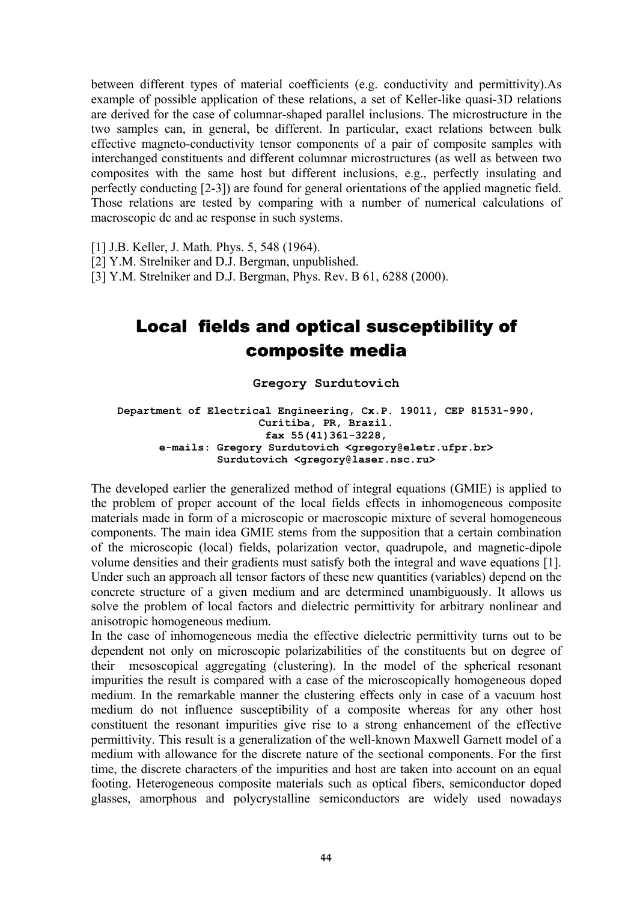between different types of material coefficients (e.g. conductivity and permittivity).As example of possible application of these relations, a set of Keller-like quasi-3D relations are derived for the case of columnar-shaped parallel inclusions. The microstructure in the two samples can, in general, be different. In particular, exact relations between bulk effective magneto-conductivity tensor components of a pair of composite samples with interchanged constituents and different columnar microstructures (as well as between two composites with the same host but different inclusions, e.g., perfectly insulating and perfectly conducting [2-3]) are found for general orientations of the applied magnetic field. Those relations are tested by comparing with a number of numerical calculations of macroscopic dc and ac response in such systems.

[1] J.B. Keller, J. Math. Phys. 5, 548 (1964).
[2] Y.M. Strelniker and D.J. Bergman, unpublished.
[3] Y.M. Strelniker and D.J. Bergman, Phys. Rev. B 61, 6288 (2000).

# Local fields and optical susceptibility of composite media

**Gregory Surdutovich**

**Department of Electrical Engineering, Cx.P. 19011, CEP 81531-990, Curitiba, PR, Brazil.**
**fax 55(41)361-3228,**
**e-mails: Gregory Surdutovich <gregory@eletr.ufpr.br>**
**Surdutovich <gregory@laser.nsc.ru>**

The developed earlier the generalized method of integral equations (GMIE) is applied to the problem of proper account of the local fields effects in inhomogeneous composite materials made in form of a microscopic or macroscopic mixture of several homogeneous components. The main idea GMIE stems from the supposition that a certain combination of the microscopic (local) fields, polarization vector, quadrupole, and magnetic-dipole volume densities and their gradients must satisfy both the integral and wave equations [1]. Under such an approach all tensor factors of these new quantities (variables) depend on the concrete structure of a given medium and are determined unambiguously. It allows us solve the problem of local factors and dielectric permittivity for arbitrary nonlinear and anisotropic homogeneous medium.

In the case of inhomogeneous media the effective dielectric permittivity turns out to be dependent not only on microscopic polarizabilities of the constituents but on degree of their mesoscopical aggregating (clustering). In the model of the spherical resonant impurities the result is compared with a case of the microscopically homogeneous doped medium. In the remarkable manner the clustering effects only in case of a vacuum host medium do not influence susceptibility of a composite whereas for any other host constituent the resonant impurities give rise to a strong enhancement of the effective permittivity. This result is a generalization of the well-known Maxwell Garnett model of a medium with allowance for the discrete nature of the sectional components. For the first time, the discrete characters of the impurities and host are taken into account on an equal footing. Heterogeneous composite materials such as optical fibers, semiconductor doped glasses, amorphous and polycrystalline semiconductors are widely used nowadays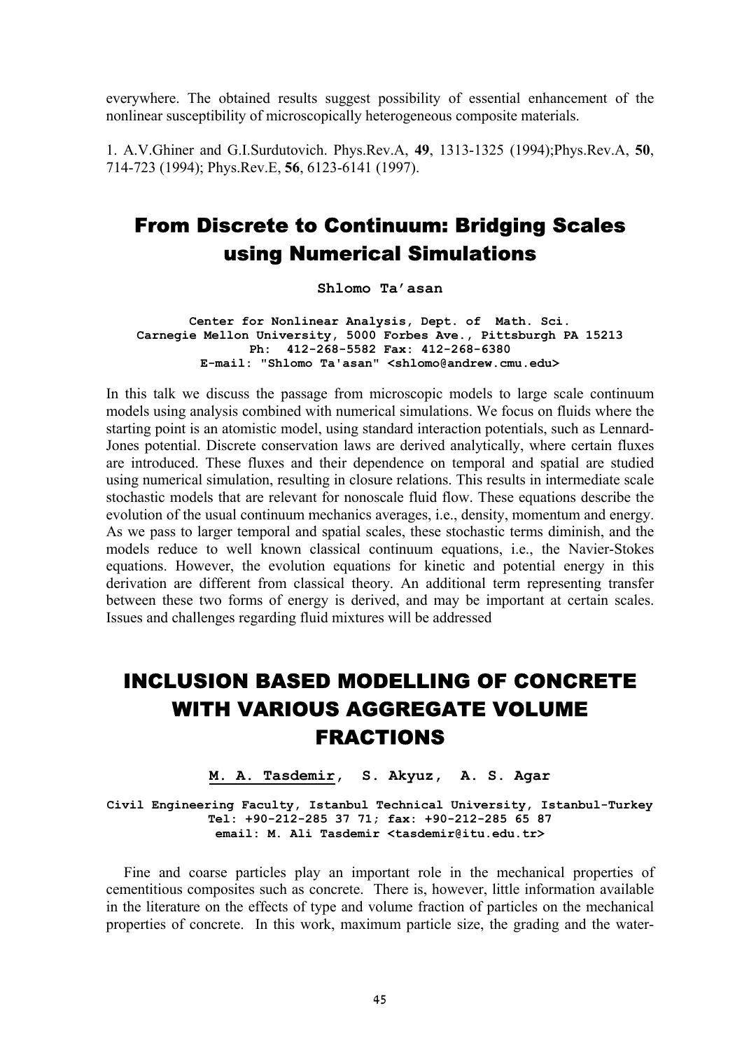everywhere. The obtained results suggest possibility of essential enhancement of the nonlinear susceptibility of microscopically heterogeneous composite materials.

1. A.V.Ghiner and G.I.Surdutovich. Phys.Rev.A, **49**, 1313-1325 (1994);Phys.Rev.A, **50**, 714-723 (1994); Phys.Rev.E, **56**, 6123-6141 (1997).

## From Discrete to Continuum: Bridging Scales using Numerical Simulations

**Shlomo Ta'asan**

**Center for Nonlinear Analysis, Dept. of Math. Sci.**
**Carnegie Mellon University, 5000 Forbes Ave., Pittsburgh PA 15213**
**Ph: 412-268-5582 Fax: 412-268-6380**
**E-mail: "Shlomo Ta'asan" <shlomo@andrew.cmu.edu>**

In this talk we discuss the passage from microscopic models to large scale continuum models using analysis combined with numerical simulations. We focus on fluids where the starting point is an atomistic model, using standard interaction potentials, such as Lennard-Jones potential. Discrete conservation laws are derived analytically, where certain fluxes are introduced. These fluxes and their dependence on temporal and spatial are studied using numerical simulation, resulting in closure relations. This results in intermediate scale stochastic models that are relevant for nonoscale fluid flow. These equations describe the evolution of the usual continuum mechanics averages, i.e., density, momentum and energy. As we pass to larger temporal and spatial scales, these stochastic terms diminish, and the models reduce to well known classical continuum equations, i.e., the Navier-Stokes equations. However, the evolution equations for kinetic and potential energy in this derivation are different from classical theory. An additional term representing transfer between these two forms of energy is derived, and may be important at certain scales. Issues and challenges regarding fluid mixtures will be addressed

## INCLUSION BASED MODELLING OF CONCRETE WITH VARIOUS AGGREGATE VOLUME FRACTIONS

**M. A. Tasdemir, S. Akyuz, A. S. Agar**

**Civil Engineering Faculty, Istanbul Technical University, Istanbul-Turkey**
**Tel: +90-212-285 37 71; fax: +90-212-285 65 87**
**email: M. Ali Tasdemir <tasdemir@itu.edu.tr>**

Fine and coarse particles play an important role in the mechanical properties of cementitious composites such as concrete. There is, however, little information available in the literature on the effects of type and volume fraction of particles on the mechanical properties of concrete. In this work, maximum particle size, the grading and the water-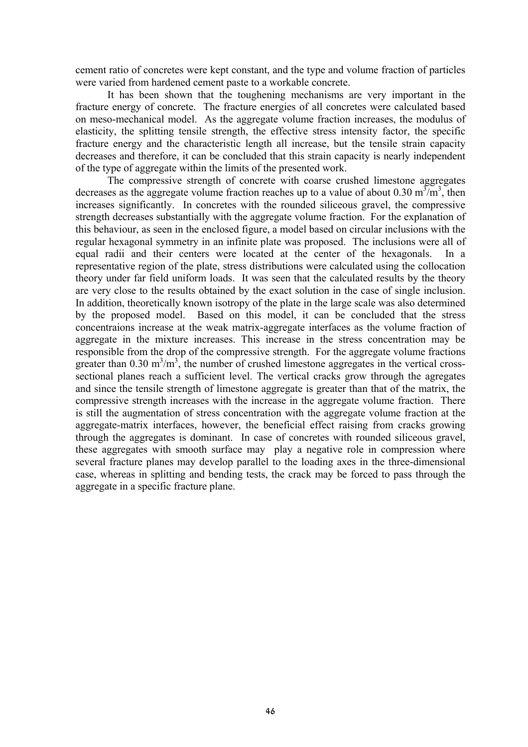cement ratio of concretes were kept constant, and the type and volume fraction of particles were varied from hardened cement paste to a workable concrete.

It has been shown that the toughening mechanisms are very important in the fracture energy of concrete. The fracture energies of all concretes were calculated based on meso-mechanical model. As the aggregate volume fraction increases, the modulus of elasticity, the splitting tensile strength, the effective stress intensity factor, the specific fracture energy and the characteristic length all increase, but the tensile strain capacity decreases and therefore, it can be concluded that this strain capacity is nearly independent of the type of aggregate within the limits of the presented work.

The compressive strength of concrete with coarse crushed limestone aggregates decreases as the aggregate volume fraction reaches up to a value of about 0.30 $m^3/m^3$, then increases significantly. In concretes with the rounded siliceous gravel, the compressive strength decreases substantially with the aggregate volume fraction. For the explanation of this behaviour, as seen in the enclosed figure, a model based on circular inclusions with the regular hexagonal symmetry in an infinite plate was proposed. The inclusions were all of equal radii and their centers were located at the center of the hexagonals. In a representative region of the plate, stress distributions were calculated using the collocation theory under far field uniform loads. It was seen that the calculated results by the theory are very close to the results obtained by the exact solution in the case of single inclusion. In addition, theoretically known isotropy of the plate in the large scale was also determined by the proposed model. Based on this model, it can be concluded that the stress concentraions increase at the weak matrix-aggregate interfaces as the volume fraction of aggregate in the mixture increases. This increase in the stress concentration may be responsible from the drop of the compressive strength. For the aggregate volume fractions greater than 0.30 $m^3/m^3$, the number of crushed limestone aggregates in the vertical cross-sectional planes reach a sufficient level. The vertical cracks grow through the agregates and since the tensile strength of limestone aggregate is greater than that of the matrix, the compressive strength increases with the increase in the aggregate volume fraction. There is still the augmentation of stress concentration with the aggregate volume fraction at the aggregate-matrix interfaces, however, the beneficial effect raising from cracks growing through the aggregates is dominant. In case of concretes with rounded siliceous gravel, these aggregates with smooth surface may play a negative role in compression where several fracture planes may develop parallel to the loading axes in the three-dimensional case, whereas in splitting and bending tests, the crack may be forced to pass through the aggregate in a specific fracture plane.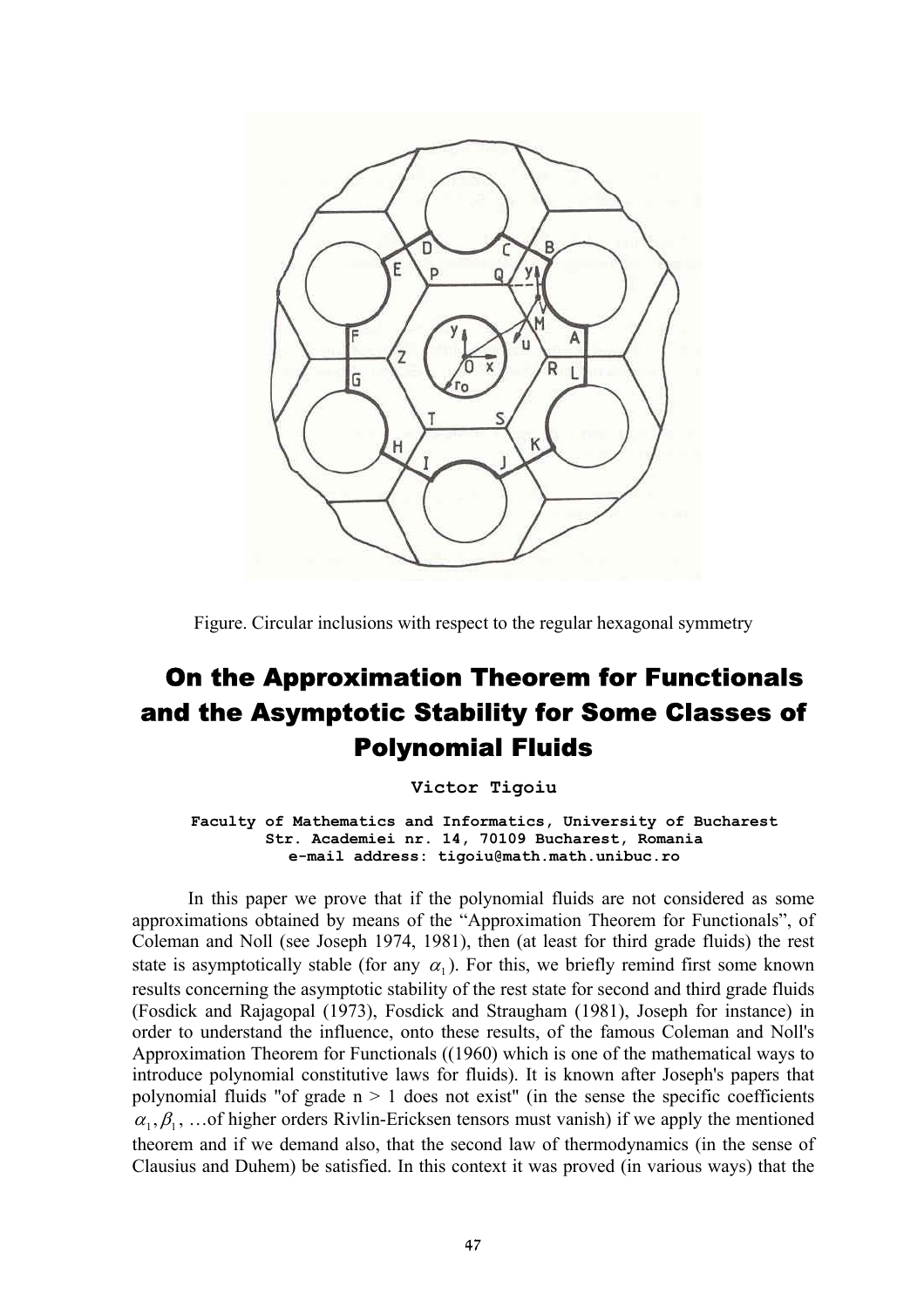Figure. Circular inclusions with respect to the regular hexagonal symmetry

# On the Approximation Theorem for Functionals and the Asymptotic Stability for Some Classes of Polynomial Fluids

**Victor Tigoiu**

**Faculty of Mathematics and Informatics, University of Bucharest**
**Str. Academiei nr. 14, 70109 Bucharest, Romania**
**e-mail address: tigoiu@math.math.unibuc.ro**

In this paper we prove that if the polynomial fluids are not considered as some approximations obtained by means of the "Approximation Theorem for Functionals", of Coleman and Noll (see Joseph 1974, 1981), then (at least for third grade fluids) the rest state is asymptotically stable (for any $\alpha_1$). For this, we briefly remind first some known results concerning the asymptotic stability of the rest state for second and third grade fluids (Fosdick and Rajagopal (1973), Fosdick and Straugham (1981), Joseph for instance) in order to understand the influence, onto these results, of the famous Coleman and Noll's Approximation Theorem for Functionals ((1960) which is one of the mathematical ways to introduce polynomial constitutive laws for fluids). It is known after Joseph's papers that polynomial fluids "of grade n > 1 does not exist" (in the sense the specific coefficients $\alpha_1, \beta_1, \ldots$of higher orders Rivlin-Ericksen tensors must vanish) if we apply the mentioned theorem and if we demand also, that the second law of thermodynamics (in the sense of Clausius and Duhem) be satisfied. In this context it was proved (in various ways) that the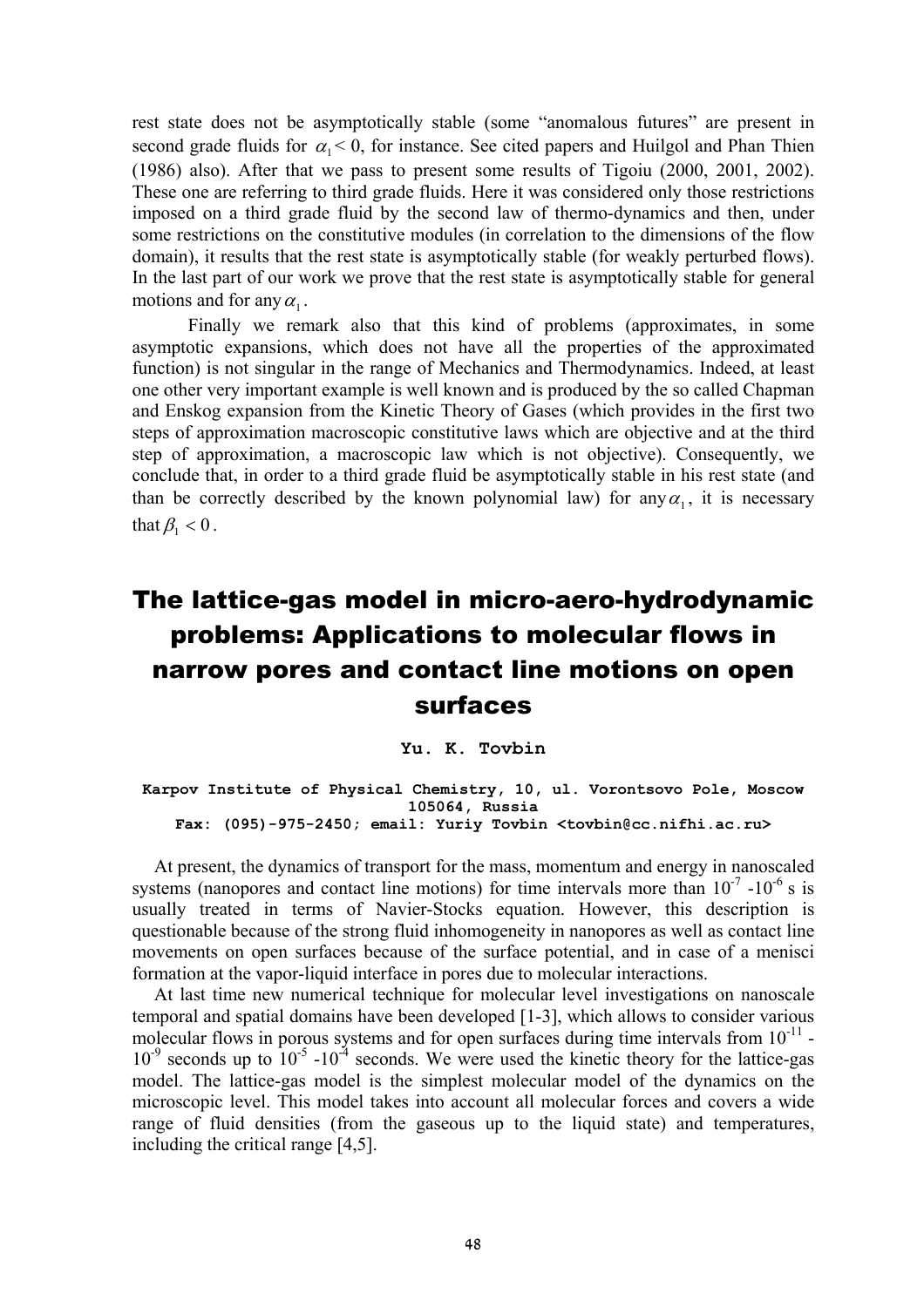rest state does not be asymptotically stable (some "anomalous futures" are present in second grade fluids for $\alpha_1 < 0$, for instance. See cited papers and Huilgol and Phan Thien (1986) also). After that we pass to present some results of Tigoiu (2000, 2001, 2002). These one are referring to third grade fluids. Here it was considered only those restrictions imposed on a third grade fluid by the second law of thermo-dynamics and then, under some restrictions on the constitutive modules (in correlation to the dimensions of the flow domain), it results that the rest state is asymptotically stable (for weakly perturbed flows). In the last part of our work we prove that the rest state is asymptotically stable for general motions and for any $\alpha_1$.

Finally we remark also that this kind of problems (approximates, in some asymptotic expansions, which does not have all the properties of the approximated function) is not singular in the range of Mechanics and Thermodynamics. Indeed, at least one other very important example is well known and is produced by the so called Chapman and Enskog expansion from the Kinetic Theory of Gases (which provides in the first two steps of approximation macroscopic constitutive laws which are objective and at the third step of approximation, a macroscopic law which is not objective). Consequently, we conclude that, in order to a third grade fluid be asymptotically stable in his rest state (and than be correctly described by the known polynomial law) for any $\alpha_1$, it is necessary that $\beta_1 < 0$.

# The lattice-gas model in micro-aero-hydrodynamic problems: Applications to molecular flows in narrow pores and contact line motions on open surfaces

**Yu. K. Tovbin**

**Karpov Institute of Physical Chemistry, 10, ul. Vorontsovo Pole, Moscow 105064, Russia**
**Fax: (095)-975-2450; email: Yuriy Tovbin <tovbin@cc.nifhi.ac.ru>**

At present, the dynamics of transport for the mass, momentum and energy in nanoscaled systems (nanopores and contact line motions) for time intervals more than $10^{-7}$ -$10^{-6}$ s is usually treated in terms of Navier-Stocks equation. However, this description is questionable because of the strong fluid inhomogeneity in nanopores as well as contact line movements on open surfaces because of the surface potential, and in case of a menisci formation at the vapor-liquid interface in pores due to molecular interactions.

At last time new numerical technique for molecular level investigations on nanoscale temporal and spatial domains have been developed [1-3], which allows to consider various molecular flows in porous systems and for open surfaces during time intervals from $10^{-11}$ - $10^{-9}$ seconds up to $10^{-5}$ -$10^{-4}$ seconds. We were used the kinetic theory for the lattice-gas model. The lattice-gas model is the simplest molecular model of the dynamics on the microscopic level. This model takes into account all molecular forces and covers a wide range of fluid densities (from the gaseous up to the liquid state) and temperatures, including the critical range [4,5].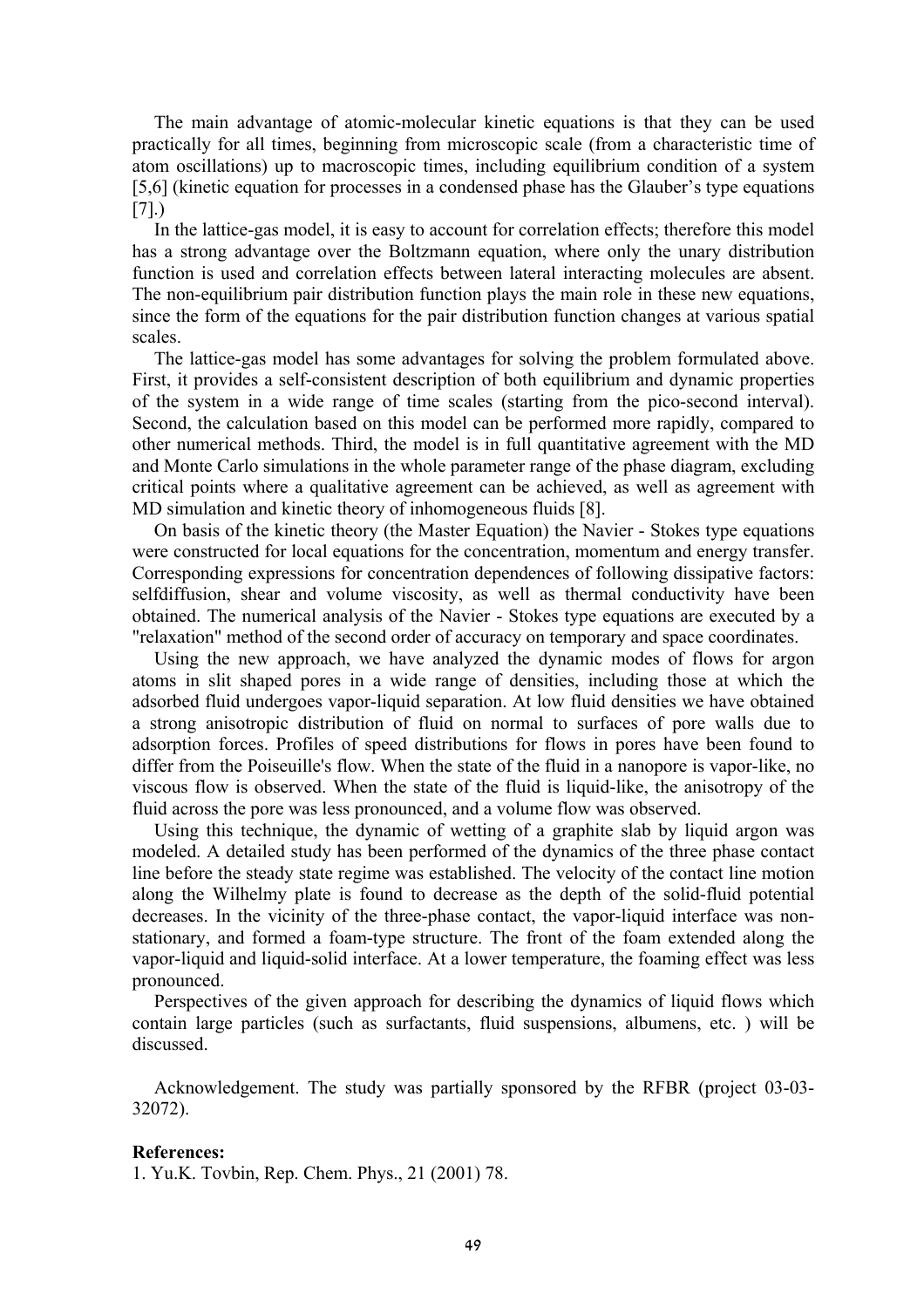The main advantage of atomic-molecular kinetic equations is that they can be used practically for all times, beginning from microscopic scale (from a characteristic time of atom oscillations) up to macroscopic times, including equilibrium condition of a system [5,6] (kinetic equation for processes in a condensed phase has the Glauber's type equations [7].)

In the lattice-gas model, it is easy to account for correlation effects; therefore this model has a strong advantage over the Boltzmann equation, where only the unary distribution function is used and correlation effects between lateral interacting molecules are absent. The non-equilibrium pair distribution function plays the main role in these new equations, since the form of the equations for the pair distribution function changes at various spatial scales.

The lattice-gas model has some advantages for solving the problem formulated above. First, it provides a self-consistent description of both equilibrium and dynamic properties of the system in a wide range of time scales (starting from the pico-second interval). Second, the calculation based on this model can be performed more rapidly, compared to other numerical methods. Third, the model is in full quantitative agreement with the MD and Monte Carlo simulations in the whole parameter range of the phase diagram, excluding critical points where a qualitative agreement can be achieved, as well as agreement with MD simulation and kinetic theory of inhomogeneous fluids [8].

On basis of the kinetic theory (the Master Equation) the Navier - Stokes type equations were constructed for local equations for the concentration, momentum and energy transfer. Corresponding expressions for concentration dependences of following dissipative factors: selfdiffusion, shear and volume viscosity, as well as thermal conductivity have been obtained. The numerical analysis of the Navier - Stokes type equations are executed by a "relaxation" method of the second order of accuracy on temporary and space coordinates.

Using the new approach, we have analyzed the dynamic modes of flows for argon atoms in slit shaped pores in a wide range of densities, including those at which the adsorbed fluid undergoes vapor-liquid separation. At low fluid densities we have obtained a strong anisotropic distribution of fluid on normal to surfaces of pore walls due to adsorption forces. Profiles of speed distributions for flows in pores have been found to differ from the Poiseuille's flow. When the state of the fluid in a nanopore is vapor-like, no viscous flow is observed. When the state of the fluid is liquid-like, the anisotropy of the fluid across the pore was less pronounced, and a volume flow was observed.

Using this technique, the dynamic of wetting of a graphite slab by liquid argon was modeled. A detailed study has been performed of the dynamics of the three phase contact line before the steady state regime was established. The velocity of the contact line motion along the Wilhelmy plate is found to decrease as the depth of the solid-fluid potential decreases. In the vicinity of the three-phase contact, the vapor-liquid interface was non-stationary, and formed a foam-type structure. The front of the foam extended along the vapor-liquid and liquid-solid interface. At a lower temperature, the foaming effect was less pronounced.

Perspectives of the given approach for describing the dynamics of liquid flows which contain large particles (such as surfactants, fluid suspensions, albumens, etc. ) will be discussed.

Acknowledgement. The study was partially sponsored by the RFBR (project 03-03-32072).

**References:**

1. Yu.K. Tovbin, Rep. Chem. Phys., 21 (2001) 78.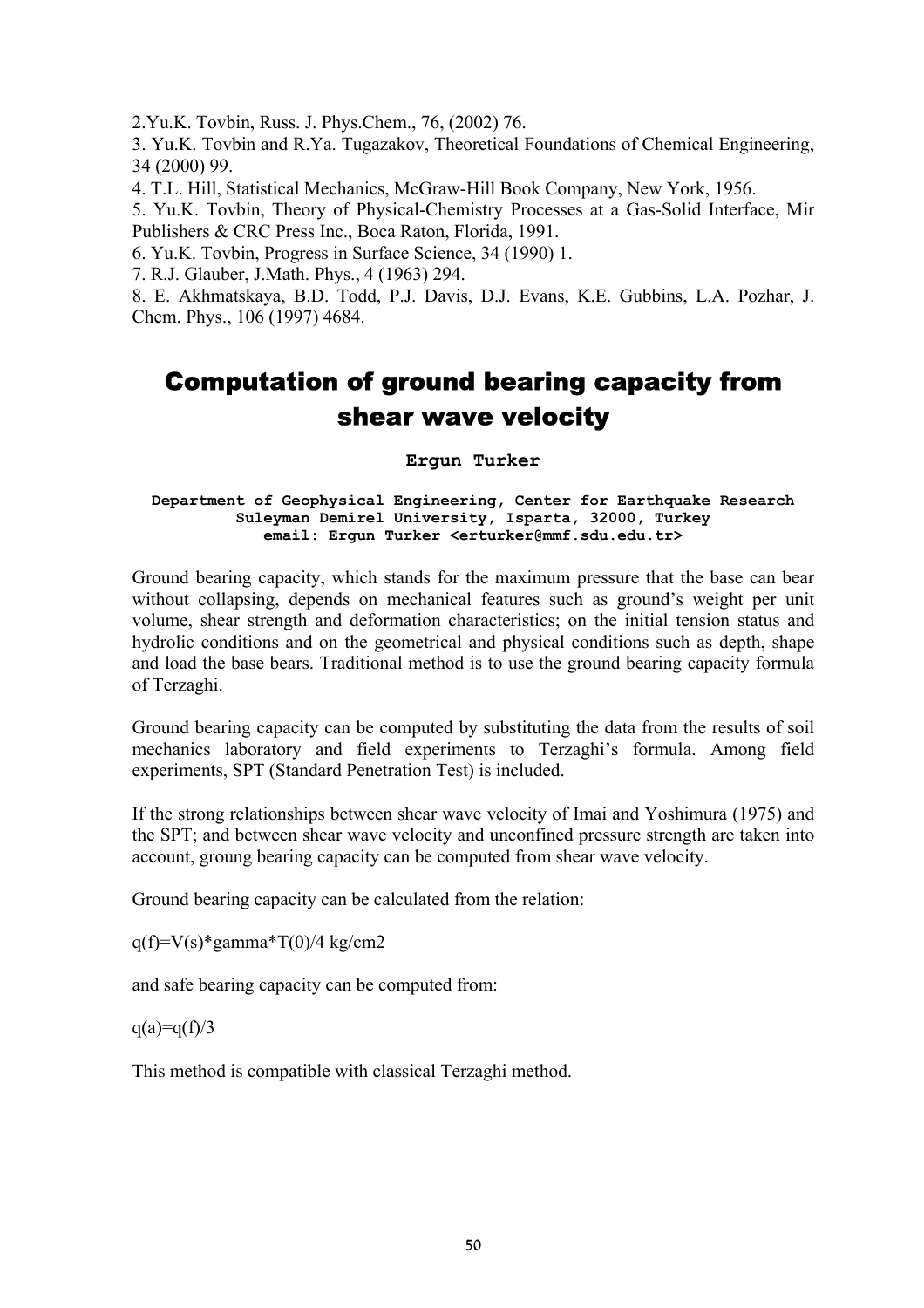2.Yu.K. Tovbin, Russ. J. Phys.Chem., 76, (2002) 76.

3. Yu.K. Tovbin and R.Ya. Tugazakov, Theoretical Foundations of Chemical Engineering, 34 (2000) 99.

4. T.L. Hill, Statistical Mechanics, McGraw-Hill Book Company, New York, 1956.

5. Yu.K. Tovbin, Theory of Physical-Chemistry Processes at a Gas-Solid Interface, Mir Publishers & CRC Press Inc., Boca Raton, Florida, 1991.

6. Yu.K. Tovbin, Progress in Surface Science, 34 (1990) 1.

7. R.J. Glauber, J.Math. Phys., 4 (1963) 294.

8. E. Akhmatskaya, B.D. Todd, P.J. Davis, D.J. Evans, K.E. Gubbins, L.A. Pozhar, J. Chem. Phys., 106 (1997) 4684.

# Computation of ground bearing capacity from shear wave velocity

**Ergun Turker**

**Department of Geophysical Engineering, Center for Earthquake Research**
**Suleyman Demirel University, Isparta, 32000, Turkey**
**email: Ergun Turker <erturker@mmf.sdu.edu.tr>**

Ground bearing capacity, which stands for the maximum pressure that the base can bear without collapsing, depends on mechanical features such as ground's weight per unit volume, shear strength and deformation characteristics; on the initial tension status and hydrolic conditions and on the geometrical and physical conditions such as depth, shape and load the base bears. Traditional method is to use the ground bearing capacity formula of Terzaghi.

Ground bearing capacity can be computed by substituting the data from the results of soil mechanics laboratory and field experiments to Terzaghi's formula. Among field experiments, SPT (Standard Penetration Test) is included.

If the strong relationships between shear wave velocity of Imai and Yoshimura (1975) and the SPT; and between shear wave velocity and unconfined pressure strength are taken into account, groung bearing capacity can be computed from shear wave velocity.

Ground bearing capacity can be calculated from the relation:

$q(f)=V(s)*\gamma*T(0)/4$ kg/cm2

and safe bearing capacity can be computed from:

$q(a)=q(f)/3$

This method is compatible with classical Terzaghi method.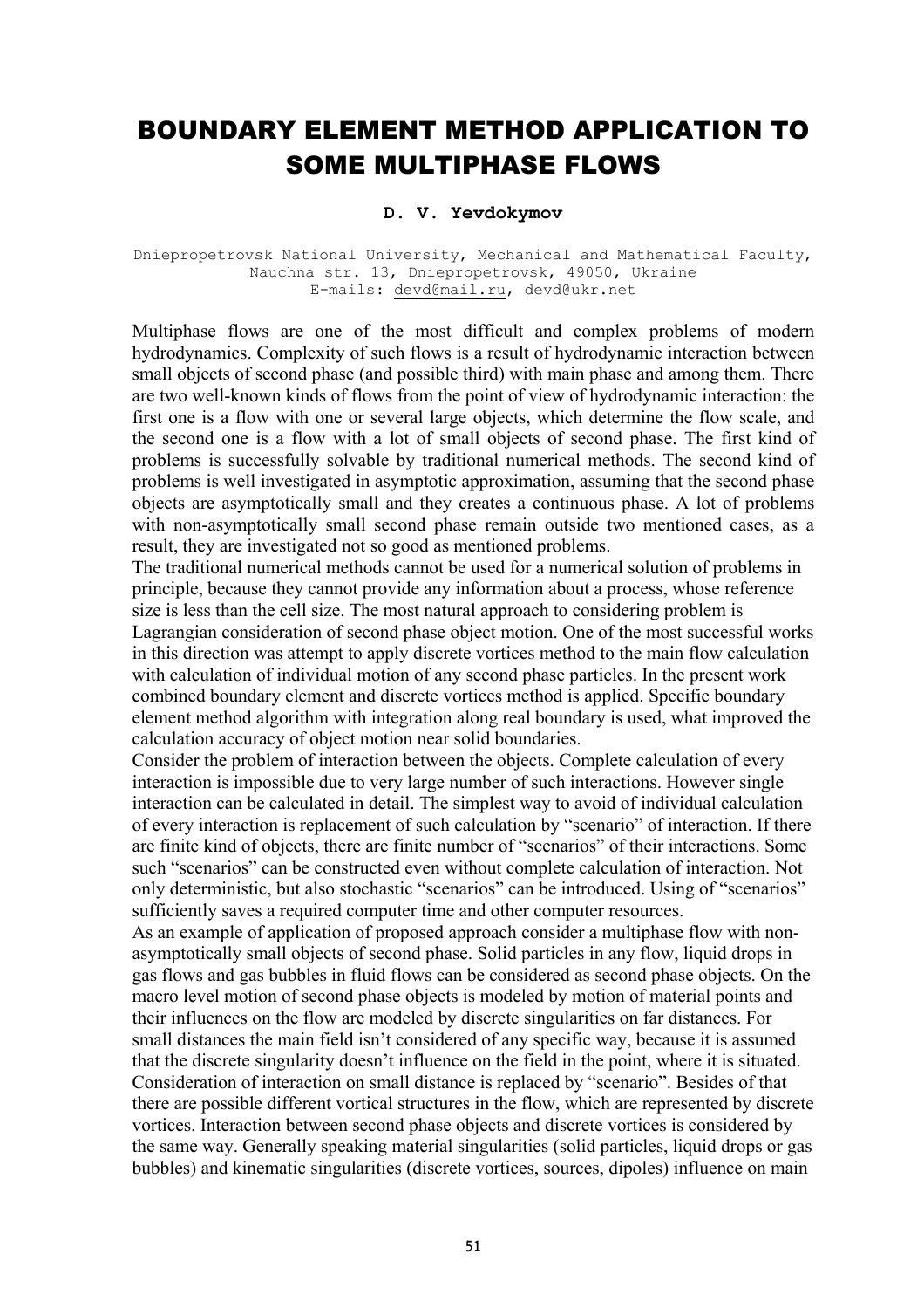# BOUNDARY ELEMENT METHOD APPLICATION TO SOME MULTIPHASE FLOWS

**D. V. Yevdokymov**

Dniepropetrovsk National University, Mechanical and Mathematical Faculty, Nauchna str. 13, Dniepropetrovsk, 49050, Ukraine
E-mails: devd@mail.ru, devd@ukr.net

Multiphase flows are one of the most difficult and complex problems of modern hydrodynamics. Complexity of such flows is a result of hydrodynamic interaction between small objects of second phase (and possible third) with main phase and among them. There are two well-known kinds of flows from the point of view of hydrodynamic interaction: the first one is a flow with one or several large objects, which determine the flow scale, and the second one is a flow with a lot of small objects of second phase. The first kind of problems is successfully solvable by traditional numerical methods. The second kind of problems is well investigated in asymptotic approximation, assuming that the second phase objects are asymptotically small and they creates a continuous phase. A lot of problems with non-asymptotically small second phase remain outside two mentioned cases, as a result, they are investigated not so good as mentioned problems.

The traditional numerical methods cannot be used for a numerical solution of problems in principle, because they cannot provide any information about a process, whose reference size is less than the cell size. The most natural approach to considering problem is Lagrangian consideration of second phase object motion. One of the most successful works in this direction was attempt to apply discrete vortices method to the main flow calculation with calculation of individual motion of any second phase particles. In the present work combined boundary element and discrete vortices method is applied. Specific boundary element method algorithm with integration along real boundary is used, what improved the calculation accuracy of object motion near solid boundaries.

Consider the problem of interaction between the objects. Complete calculation of every interaction is impossible due to very large number of such interactions. However single interaction can be calculated in detail. The simplest way to avoid of individual calculation of every interaction is replacement of such calculation by "scenario" of interaction. If there are finite kind of objects, there are finite number of "scenarios" of their interactions. Some such "scenarios" can be constructed even without complete calculation of interaction. Not only deterministic, but also stochastic "scenarios" can be introduced. Using of "scenarios" sufficiently saves a required computer time and other computer resources.

As an example of application of proposed approach consider a multiphase flow with non-asymptotically small objects of second phase. Solid particles in any flow, liquid drops in gas flows and gas bubbles in fluid flows can be considered as second phase objects. On the macro level motion of second phase objects is modeled by motion of material points and their influences on the flow are modeled by discrete singularities on far distances. For small distances the main field isn't considered of any specific way, because it is assumed that the discrete singularity doesn't influence on the field in the point, where it is situated. Consideration of interaction on small distance is replaced by "scenario". Besides of that there are possible different vortical structures in the flow, which are represented by discrete vortices. Interaction between second phase objects and discrete vortices is considered by the same way. Generally speaking material singularities (solid particles, liquid drops or gas bubbles) and kinematic singularities (discrete vortices, sources, dipoles) influence on main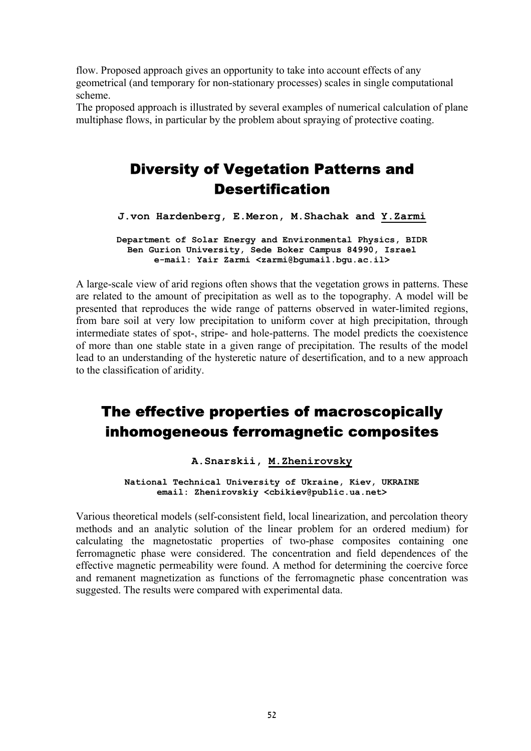flow. Proposed approach gives an opportunity to take into account effects of any geometrical (and temporary for non-stationary processes) scales in single computational scheme.
The proposed approach is illustrated by several examples of numerical calculation of plane multiphase flows, in particular by the problem about spraying of protective coating.

## Diversity of Vegetation Patterns and Desertification

**J.von Hardenberg, E.Meron, M.Shachak and Y.Zarmi**

**Department of Solar Energy and Environmental Physics, BIDR**
**Ben Gurion University, Sede Boker Campus 84990, Israel**
**e-mail: Yair Zarmi <zarmi@bgumail.bgu.ac.il>**

A large-scale view of arid regions often shows that the vegetation grows in patterns. These are related to the amount of precipitation as well as to the topography. A model will be presented that reproduces the wide range of patterns observed in water-limited regions, from bare soil at very low precipitation to uniform cover at high precipitation, through intermediate states of spot-, stripe- and hole-patterns. The model predicts the coexistence of more than one stable state in a given range of precipitation. The results of the model lead to an understanding of the hysteretic nature of desertification, and to a new approach to the classification of aridity.

## The effective properties of macroscopically inhomogeneous ferromagnetic composites

**A.Snarskii, M.Zhenirovsky**

**National Technical University of Ukraine, Kiev, UKRAINE**
**email: Zhenirovskiy <cbikiev@public.ua.net>**

Various theoretical models (self-consistent field, local linearization, and percolation theory methods and an analytic solution of the linear problem for an ordered medium) for calculating the magnetostatic properties of two-phase composites containing one ferromagnetic phase were considered. The concentration and field dependences of the effective magnetic permeability were found. A method for determining the coercive force and remanent magnetization as functions of the ferromagnetic phase concentration was suggested. The results were compared with experimental data.